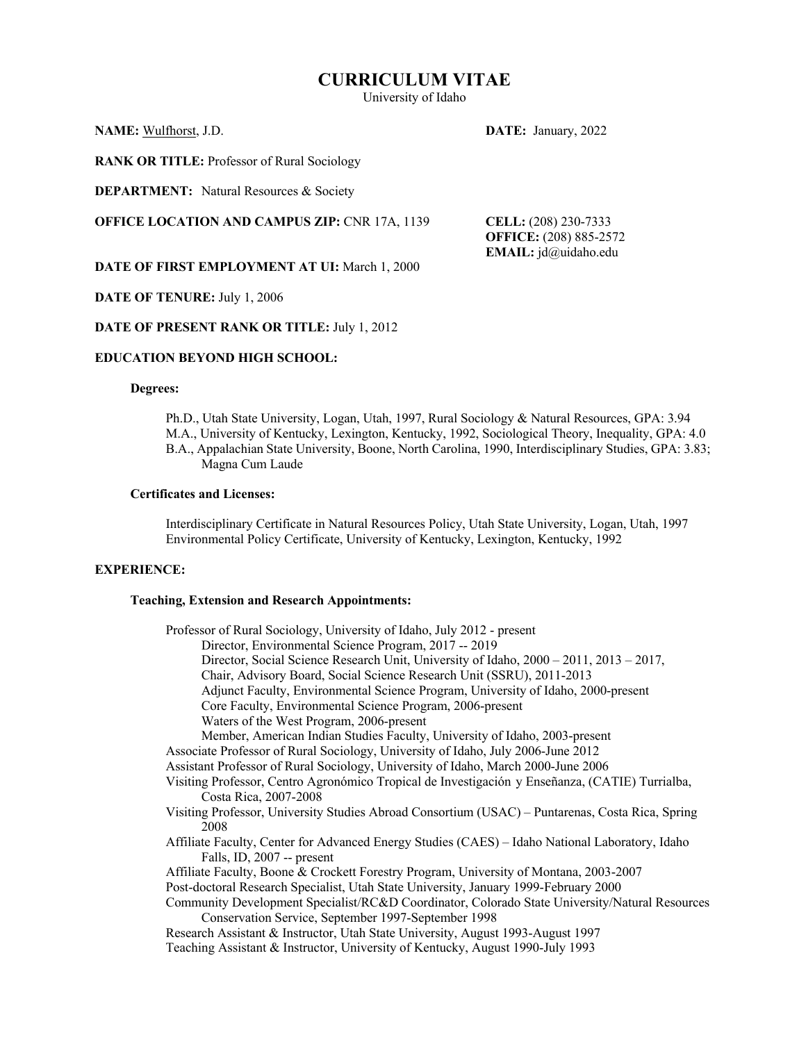# CURRICULUM VITAE

University of Idaho

**NAME:** Wulfhorst, J.D.

**DATE:** January, 2022

**RANK OR TITLE:** Professor of Rural Sociology

**DEPARTMENT:** Natural Resources & Society

**OFFICE LOCATION AND CAMPUS ZIP:** CNR 17A, 1139

**CELL:** (208) 230-7333
**OFFICE:** (208) 885-2572
**EMAIL:** jd@uidaho.edu

**DATE OF FIRST EMPLOYMENT AT UI:** March 1, 2000

**DATE OF TENURE:** July 1, 2006

**DATE OF PRESENT RANK OR TITLE:** July 1, 2012

## EDUCATION BEYOND HIGH SCHOOL:

### Degrees:

Ph.D., Utah State University, Logan, Utah, 1997, Rural Sociology & Natural Resources, GPA: 3.94
M.A., University of Kentucky, Lexington, Kentucky, 1992, Sociological Theory, Inequality, GPA: 4.0
B.A., Appalachian State University, Boone, North Carolina, 1990, Interdisciplinary Studies, GPA: 3.83; Magna Cum Laude

### Certificates and Licenses:

Interdisciplinary Certificate in Natural Resources Policy, Utah State University, Logan, Utah, 1997
Environmental Policy Certificate, University of Kentucky, Lexington, Kentucky, 1992

## EXPERIENCE:

### Teaching, Extension and Research Appointments:

Professor of Rural Sociology, University of Idaho, July 2012 - present
- Director, Environmental Science Program, 2017 -- 2019
- Director, Social Science Research Unit, University of Idaho, 2000 – 2011, 2013 – 2017,
- Chair, Advisory Board, Social Science Research Unit (SSRU), 2011-2013
- Adjunct Faculty, Environmental Science Program, University of Idaho, 2000-present
- Core Faculty, Environmental Science Program, 2006-present
- Waters of the West Program, 2006-present
- Member, American Indian Studies Faculty, University of Idaho, 2003-present

Associate Professor of Rural Sociology, University of Idaho, July 2006-June 2012
Assistant Professor of Rural Sociology, University of Idaho, March 2000-June 2006
Visiting Professor, Centro Agronómico Tropical de Investigación y Enseñanza, (CATIE) Turrialba, Costa Rica, 2007-2008
Visiting Professor, University Studies Abroad Consortium (USAC) – Puntarenas, Costa Rica, Spring 2008
Affiliate Faculty, Center for Advanced Energy Studies (CAES) – Idaho National Laboratory, Idaho Falls, ID, 2007 -- present
Affiliate Faculty, Boone & Crockett Forestry Program, University of Montana, 2003-2007
Post-doctoral Research Specialist, Utah State University, January 1999-February 2000
Community Development Specialist/RC&D Coordinator, Colorado State University/Natural Resources Conservation Service, September 1997-September 1998
Research Assistant & Instructor, Utah State University, August 1993-August 1997
Teaching Assistant & Instructor, University of Kentucky, August 1990-July 1993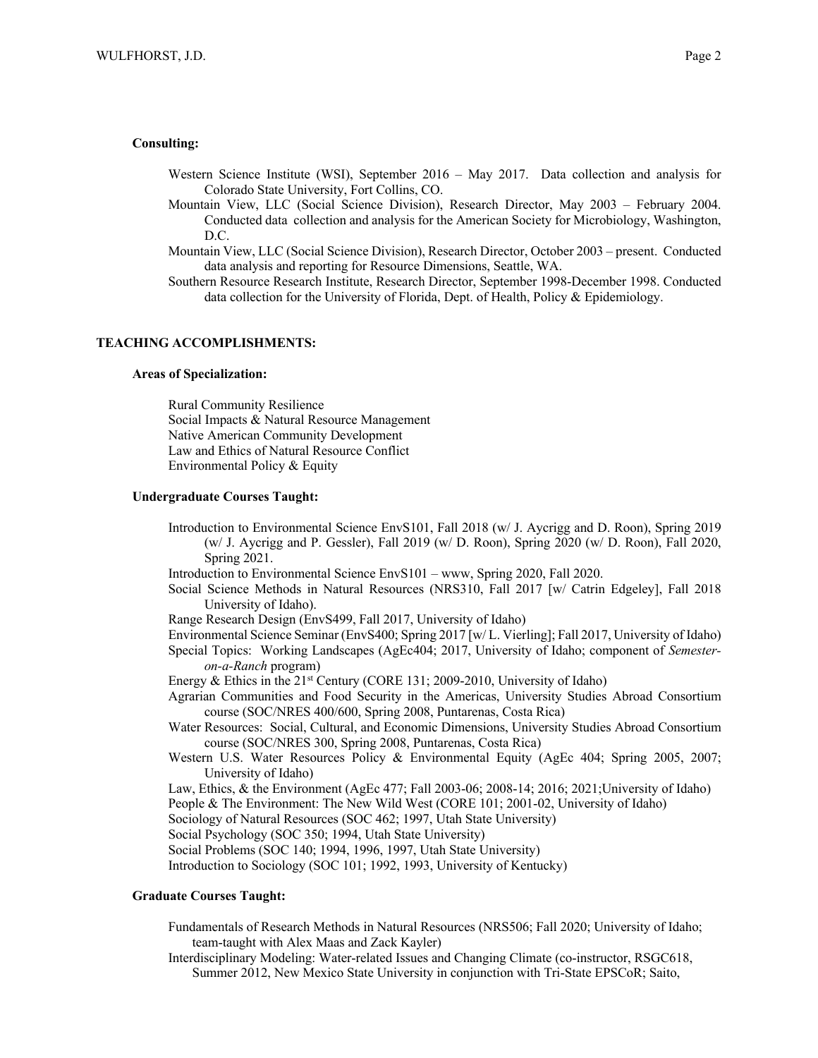**Consulting:**

Western Science Institute (WSI), September 2016 – May 2017. Data collection and analysis for Colorado State University, Fort Collins, CO.

Mountain View, LLC (Social Science Division), Research Director, May 2003 – February 2004. Conducted data collection and analysis for the American Society for Microbiology, Washington, D.C.

Mountain View, LLC (Social Science Division), Research Director, October 2003 – present. Conducted data analysis and reporting for Resource Dimensions, Seattle, WA.

Southern Resource Research Institute, Research Director, September 1998-December 1998. Conducted data collection for the University of Florida, Dept. of Health, Policy & Epidemiology.

## TEACHING ACCOMPLISHMENTS:

**Areas of Specialization:**

Rural Community Resilience
Social Impacts & Natural Resource Management
Native American Community Development
Law and Ethics of Natural Resource Conflict
Environmental Policy & Equity

**Undergraduate Courses Taught:**

Introduction to Environmental Science EnvS101, Fall 2018 (w/ J. Aycrigg and D. Roon), Spring 2019 (w/ J. Aycrigg and P. Gessler), Fall 2019 (w/ D. Roon), Spring 2020 (w/ D. Roon), Fall 2020, Spring 2021.

Introduction to Environmental Science EnvS101 – www, Spring 2020, Fall 2020.

Social Science Methods in Natural Resources (NRS310, Fall 2017 [w/ Catrin Edgeley], Fall 2018 University of Idaho).

Range Research Design (EnvS499, Fall 2017, University of Idaho)

Environmental Science Seminar (EnvS400; Spring 2017 [w/ L. Vierling]; Fall 2017, University of Idaho)

Special Topics: Working Landscapes (AgEc404; 2017, University of Idaho; component of *Semester-on-a-Ranch* program)

Energy & Ethics in the 21st Century (CORE 131; 2009-2010, University of Idaho)

Agrarian Communities and Food Security in the Americas, University Studies Abroad Consortium course (SOC/NRES 400/600, Spring 2008, Puntarenas, Costa Rica)

Water Resources: Social, Cultural, and Economic Dimensions, University Studies Abroad Consortium course (SOC/NRES 300, Spring 2008, Puntarenas, Costa Rica)

Western U.S. Water Resources Policy & Environmental Equity (AgEc 404; Spring 2005, 2007; University of Idaho)

Law, Ethics, & the Environment (AgEc 477; Fall 2003-06; 2008-14; 2016; 2021;University of Idaho)

People & The Environment: The New Wild West (CORE 101; 2001-02, University of Idaho)

Sociology of Natural Resources (SOC 462; 1997, Utah State University)

Social Psychology (SOC 350; 1994, Utah State University)

Social Problems (SOC 140; 1994, 1996, 1997, Utah State University)

Introduction to Sociology (SOC 101; 1992, 1993, University of Kentucky)

**Graduate Courses Taught:**

Fundamentals of Research Methods in Natural Resources (NRS506; Fall 2020; University of Idaho; team-taught with Alex Maas and Zack Kayler)

Interdisciplinary Modeling: Water-related Issues and Changing Climate (co-instructor, RSGC618, Summer 2012, New Mexico State University in conjunction with Tri-State EPSCoR; Saito,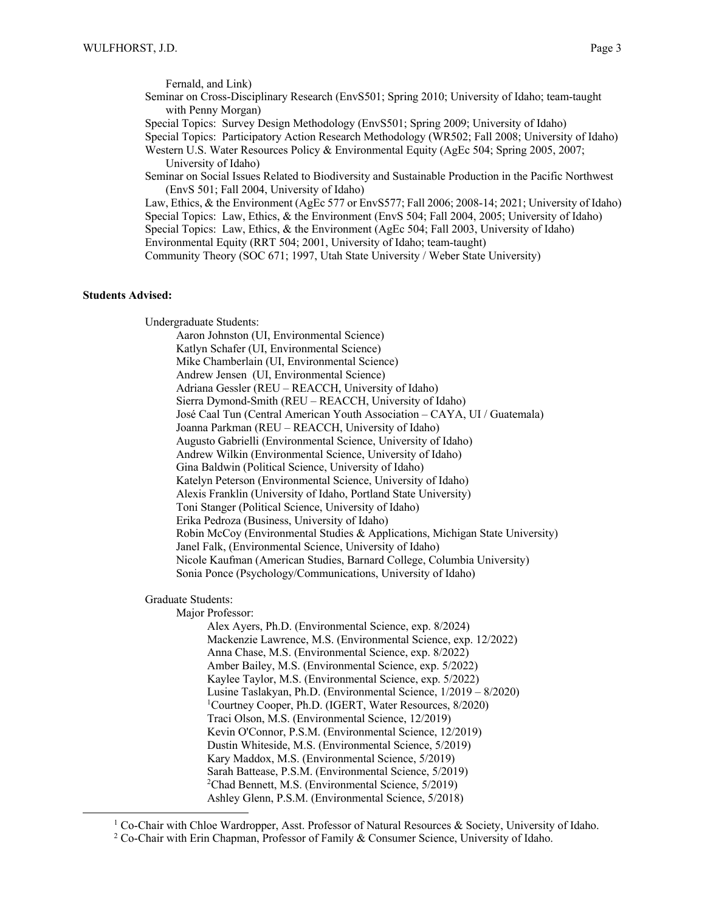Fernald, and Link)

Seminar on Cross-Disciplinary Research (EnvS501; Spring 2010; University of Idaho; team-taught with Penny Morgan)

Special Topics: Survey Design Methodology (EnvS501; Spring 2009; University of Idaho)

Special Topics: Participatory Action Research Methodology (WR502; Fall 2008; University of Idaho)

Western U.S. Water Resources Policy & Environmental Equity (AgEc 504; Spring 2005, 2007; University of Idaho)

Seminar on Social Issues Related to Biodiversity and Sustainable Production in the Pacific Northwest (EnvS 501; Fall 2004, University of Idaho)

Law, Ethics, & the Environment (AgEc 577 or EnvS577; Fall 2006; 2008-14; 2021; University of Idaho)

Special Topics: Law, Ethics, & the Environment (EnvS 504; Fall 2004, 2005; University of Idaho)

Special Topics: Law, Ethics, & the Environment (AgEc 504; Fall 2003, University of Idaho)

Environmental Equity (RRT 504; 2001, University of Idaho; team-taught)

Community Theory (SOC 671; 1997, Utah State University / Weber State University)

**Students Advised:**

Undergraduate Students:

- Aaron Johnston (UI, Environmental Science)
- Katlyn Schafer (UI, Environmental Science)
- Mike Chamberlain (UI, Environmental Science)
- Andrew Jensen (UI, Environmental Science)
- Adriana Gessler (REU – REACCH, University of Idaho)
- Sierra Dymond-Smith (REU – REACCH, University of Idaho)
- José Caal Tun (Central American Youth Association – CAYA, UI / Guatemala)
- Joanna Parkman (REU – REACCH, University of Idaho)
- Augusto Gabrielli (Environmental Science, University of Idaho)
- Andrew Wilkin (Environmental Science, University of Idaho)
- Gina Baldwin (Political Science, University of Idaho)
- Katelyn Peterson (Environmental Science, University of Idaho)
- Alexis Franklin (University of Idaho, Portland State University)
- Toni Stanger (Political Science, University of Idaho)
- Erika Pedroza (Business, University of Idaho)
- Robin McCoy (Environmental Studies & Applications, Michigan State University)
- Janel Falk, (Environmental Science, University of Idaho)
- Nicole Kaufman (American Studies, Barnard College, Columbia University)
- Sonia Ponce (Psychology/Communications, University of Idaho)

Graduate Students:

Major Professor:

- Alex Ayers, Ph.D. (Environmental Science, exp. 8/2024)
- Mackenzie Lawrence, M.S. (Environmental Science, exp. 12/2022)
- Anna Chase, M.S. (Environmental Science, exp. 8/2022)
- Amber Bailey, M.S. (Environmental Science, exp. 5/2022)
- Kaylee Taylor, M.S. (Environmental Science, exp. 5/2022)
- Lusine Taslakyan, Ph.D. (Environmental Science, 1/2019 – 8/2020)
- [1]Courtney Cooper, Ph.D. (IGERT, Water Resources, 8/2020)
- Traci Olson, M.S. (Environmental Science, 12/2019)
- Kevin O'Connor, P.S.M. (Environmental Science, 12/2019)
- Dustin Whiteside, M.S. (Environmental Science, 5/2019)
- Kary Maddox, M.S. (Environmental Science, 5/2019)
- Sarah Battease, P.S.M. (Environmental Science, 5/2019)
- [2]Chad Bennett, M.S. (Environmental Science, 5/2019)
- Ashley Glenn, P.S.M. (Environmental Science, 5/2018)

[1] Co-Chair with Chloe Wardropper, Asst. Professor of Natural Resources & Society, University of Idaho.

[2] Co-Chair with Erin Chapman, Professor of Family & Consumer Science, University of Idaho.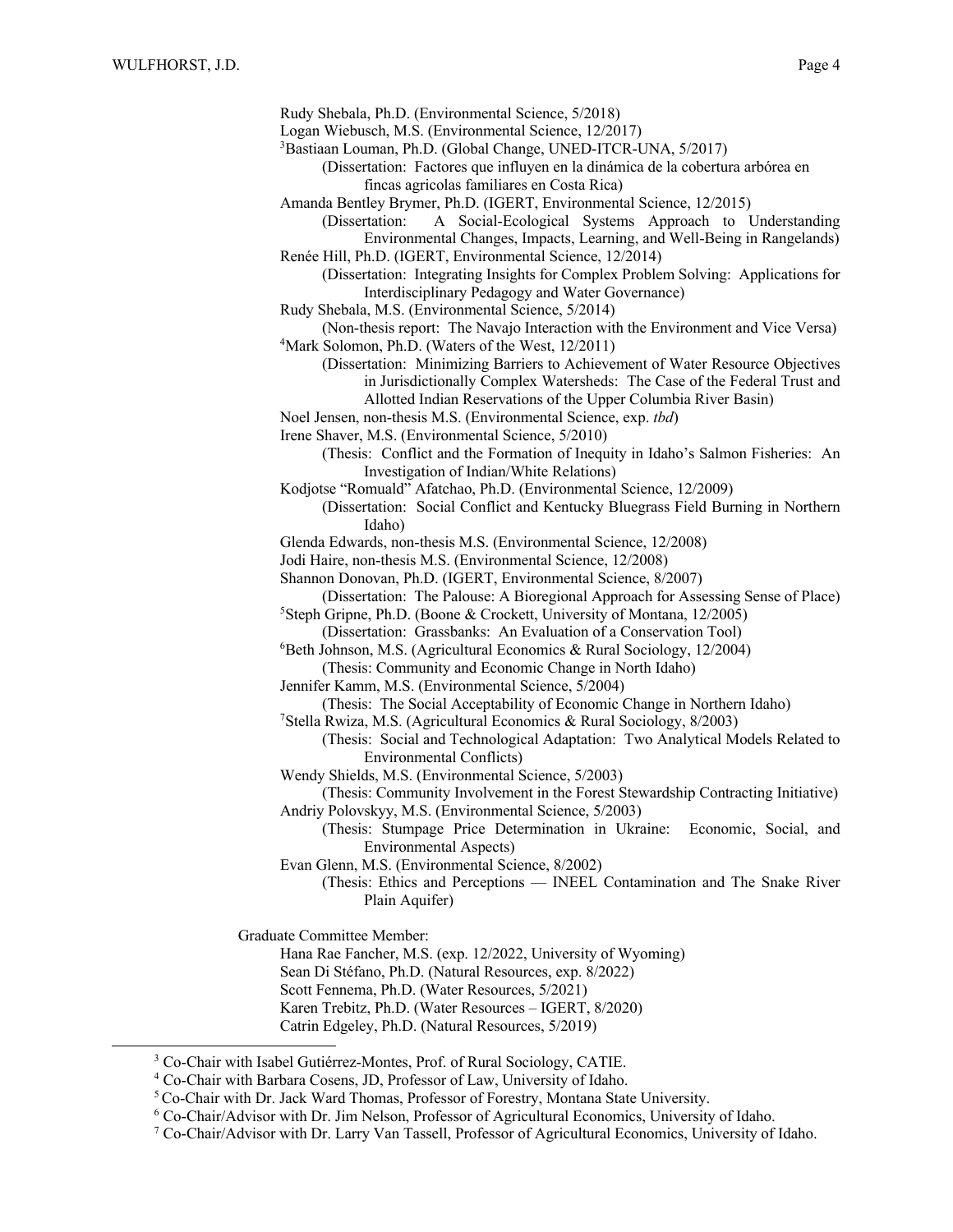- Rudy Shebala, Ph.D. (Environmental Science, 5/2018)
- Logan Wiebusch, M.S. (Environmental Science, 12/2017)
- [3]Bastiaan Louman, Ph.D. (Global Change, UNED-ITCR-UNA, 5/2017)
  - (Dissertation: Factores que influyen en la dinámica de la cobertura arbórea en fincas agricolas familiares en Costa Rica)
- Amanda Bentley Brymer, Ph.D. (IGERT, Environmental Science, 12/2015)
  - (Dissertation: A Social-Ecological Systems Approach to Understanding Environmental Changes, Impacts, Learning, and Well-Being in Rangelands)
- Renée Hill, Ph.D. (IGERT, Environmental Science, 12/2014)
  - (Dissertation: Integrating Insights for Complex Problem Solving: Applications for Interdisciplinary Pedagogy and Water Governance)
- Rudy Shebala, M.S. (Environmental Science, 5/2014)
  - (Non-thesis report: The Navajo Interaction with the Environment and Vice Versa)
- [4]Mark Solomon, Ph.D. (Waters of the West, 12/2011)
  - (Dissertation: Minimizing Barriers to Achievement of Water Resource Objectives in Jurisdictionally Complex Watersheds: The Case of the Federal Trust and Allotted Indian Reservations of the Upper Columbia River Basin)
- Noel Jensen, non-thesis M.S. (Environmental Science, exp. *tbd*)
- Irene Shaver, M.S. (Environmental Science, 5/2010)
  - (Thesis: Conflict and the Formation of Inequity in Idaho's Salmon Fisheries: An Investigation of Indian/White Relations)
- Kodjotse "Romuald" Afatchao, Ph.D. (Environmental Science, 12/2009)
  - (Dissertation: Social Conflict and Kentucky Bluegrass Field Burning in Northern Idaho)
- Glenda Edwards, non-thesis M.S. (Environmental Science, 12/2008)
- Jodi Haire, non-thesis M.S. (Environmental Science, 12/2008)
- Shannon Donovan, Ph.D. (IGERT, Environmental Science, 8/2007)
  - (Dissertation: The Palouse: A Bioregional Approach for Assessing Sense of Place)
- [5]Steph Gripne, Ph.D. (Boone & Crockett, University of Montana, 12/2005)
  - (Dissertation: Grassbanks: An Evaluation of a Conservation Tool)
- [6]Beth Johnson, M.S. (Agricultural Economics & Rural Sociology, 12/2004)
  - (Thesis: Community and Economic Change in North Idaho)
- Jennifer Kamm, M.S. (Environmental Science, 5/2004)
  - (Thesis: The Social Acceptability of Economic Change in Northern Idaho)
- [7]Stella Rwiza, M.S. (Agricultural Economics & Rural Sociology, 8/2003)
  - (Thesis: Social and Technological Adaptation: Two Analytical Models Related to Environmental Conflicts)
- Wendy Shields, M.S. (Environmental Science, 5/2003)
  - (Thesis: Community Involvement in the Forest Stewardship Contracting Initiative)
- Andriy Polovskyy, M.S. (Environmental Science, 5/2003)
  - (Thesis: Stumpage Price Determination in Ukraine: Economic, Social, and Environmental Aspects)
- Evan Glenn, M.S. (Environmental Science, 8/2002)
  - (Thesis: Ethics and Perceptions — INEEL Contamination and The Snake River Plain Aquifer)

Graduate Committee Member:

- Hana Rae Fancher, M.S. (exp. 12/2022, University of Wyoming)
- Sean Di Stéfano, Ph.D. (Natural Resources, exp. 8/2022)
- Scott Fennema, Ph.D. (Water Resources, 5/2021)
- Karen Trebitz, Ph.D. (Water Resources – IGERT, 8/2020)
- Catrin Edgeley, Ph.D. (Natural Resources, 5/2019)

[3] Co-Chair with Isabel Gutiérrez-Montes, Prof. of Rural Sociology, CATIE.

[4] Co-Chair with Barbara Cosens, JD, Professor of Law, University of Idaho.

[5] Co-Chair with Dr. Jack Ward Thomas, Professor of Forestry, Montana State University.

[6] Co-Chair/Advisor with Dr. Jim Nelson, Professor of Agricultural Economics, University of Idaho.

[7] Co-Chair/Advisor with Dr. Larry Van Tassell, Professor of Agricultural Economics, University of Idaho.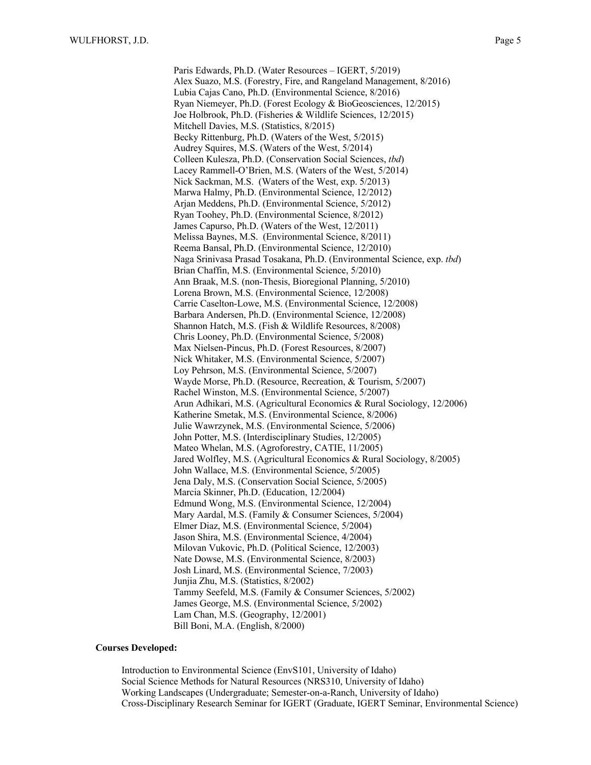Paris Edwards, Ph.D. (Water Resources – IGERT, 5/2019)
Alex Suazo, M.S. (Forestry, Fire, and Rangeland Management, 8/2016)
Lubia Cajas Cano, Ph.D. (Environmental Science, 8/2016)
Ryan Niemeyer, Ph.D. (Forest Ecology & BioGeosciences, 12/2015)
Joe Holbrook, Ph.D. (Fisheries & Wildlife Sciences, 12/2015)
Mitchell Davies, M.S. (Statistics, 8/2015)
Becky Rittenburg, Ph.D. (Waters of the West, 5/2015)
Audrey Squires, M.S. (Waters of the West, 5/2014)
Colleen Kulesza, Ph.D. (Conservation Social Sciences, *tbd*)
Lacey Rammell-O'Brien, M.S. (Waters of the West, 5/2014)
Nick Sackman, M.S. (Waters of the West, exp. 5/2013)
Marwa Halmy, Ph.D. (Environmental Science, 12/2012)
Arjan Meddens, Ph.D. (Environmental Science, 5/2012)
Ryan Toohey, Ph.D. (Environmental Science, 8/2012)
James Capurso, Ph.D. (Waters of the West, 12/2011)
Melissa Baynes, M.S. (Environmental Science, 8/2011)
Reema Bansal, Ph.D. (Environmental Science, 12/2010)
Naga Srinivasa Prasad Tosakana, Ph.D. (Environmental Science, exp. *tbd*)
Brian Chaffin, M.S. (Environmental Science, 5/2010)
Ann Braak, M.S. (non-Thesis, Bioregional Planning, 5/2010)
Lorena Brown, M.S. (Environmental Science, 12/2008)
Carrie Caselton-Lowe, M.S. (Environmental Science, 12/2008)
Barbara Andersen, Ph.D. (Environmental Science, 12/2008)
Shannon Hatch, M.S. (Fish & Wildlife Resources, 8/2008)
Chris Looney, Ph.D. (Environmental Science, 5/2008)
Max Nielsen-Pincus, Ph.D. (Forest Resources, 8/2007)
Nick Whitaker, M.S. (Environmental Science, 5/2007)
Loy Pehrson, M.S. (Environmental Science, 5/2007)
Wayde Morse, Ph.D. (Resource, Recreation, & Tourism, 5/2007)
Rachel Winston, M.S. (Environmental Science, 5/2007)
Arun Adhikari, M.S. (Agricultural Economics & Rural Sociology, 12/2006)
Katherine Smetak, M.S. (Environmental Science, 8/2006)
Julie Wawrzynek, M.S. (Environmental Science, 5/2006)
John Potter, M.S. (Interdisciplinary Studies, 12/2005)
Mateo Whelan, M.S. (Agroforestry, CATIE, 11/2005)
Jared Wolfley, M.S. (Agricultural Economics & Rural Sociology, 8/2005)
John Wallace, M.S. (Environmental Science, 5/2005)
Jena Daly, M.S. (Conservation Social Science, 5/2005)
Marcia Skinner, Ph.D. (Education, 12/2004)
Edmund Wong, M.S. (Environmental Science, 12/2004)
Mary Aardal, M.S. (Family & Consumer Sciences, 5/2004)
Elmer Diaz, M.S. (Environmental Science, 5/2004)
Jason Shira, M.S. (Environmental Science, 4/2004)
Milovan Vukovic, Ph.D. (Political Science, 12/2003)
Nate Dowse, M.S. (Environmental Science, 8/2003)
Josh Linard, M.S. (Environmental Science, 7/2003)
Junjia Zhu, M.S. (Statistics, 8/2002)
Tammy Seefeld, M.S. (Family & Consumer Sciences, 5/2002)
James George, M.S. (Environmental Science, 5/2002)
Lam Chan, M.S. (Geography, 12/2001)
Bill Boni, M.A. (English, 8/2000)

**Courses Developed:**

Introduction to Environmental Science (EnvS101, University of Idaho)
Social Science Methods for Natural Resources (NRS310, University of Idaho)
Working Landscapes (Undergraduate; Semester-on-a-Ranch, University of Idaho)
Cross-Disciplinary Research Seminar for IGERT (Graduate, IGERT Seminar, Environmental Science)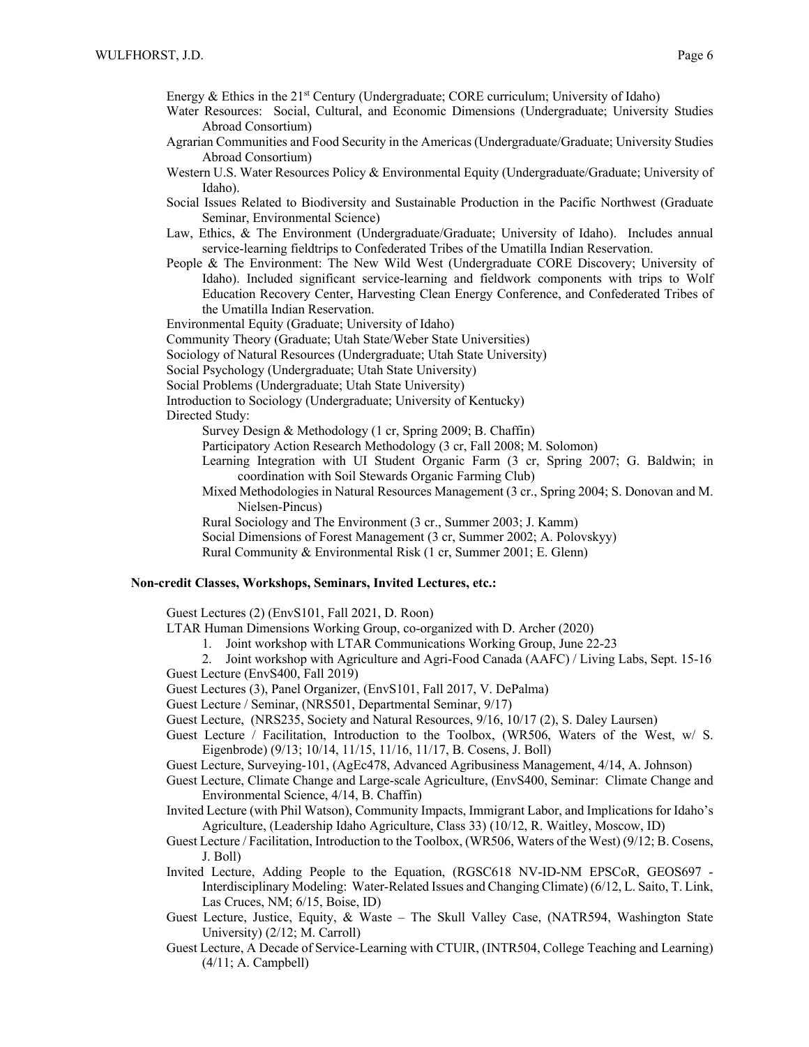Energy & Ethics in the 21st Century (Undergraduate; CORE curriculum; University of Idaho)

Water Resources: Social, Cultural, and Economic Dimensions (Undergraduate; University Studies Abroad Consortium)

Agrarian Communities and Food Security in the Americas (Undergraduate/Graduate; University Studies Abroad Consortium)

Western U.S. Water Resources Policy & Environmental Equity (Undergraduate/Graduate; University of Idaho).

Social Issues Related to Biodiversity and Sustainable Production in the Pacific Northwest (Graduate Seminar, Environmental Science)

Law, Ethics, & The Environment (Undergraduate/Graduate; University of Idaho). Includes annual service-learning fieldtrips to Confederated Tribes of the Umatilla Indian Reservation.

People & The Environment: The New Wild West (Undergraduate CORE Discovery; University of Idaho). Included significant service-learning and fieldwork components with trips to Wolf Education Recovery Center, Harvesting Clean Energy Conference, and Confederated Tribes of the Umatilla Indian Reservation.

Environmental Equity (Graduate; University of Idaho)

Community Theory (Graduate; Utah State/Weber State Universities)

Sociology of Natural Resources (Undergraduate; Utah State University)

Social Psychology (Undergraduate; Utah State University)

Social Problems (Undergraduate; Utah State University)

Introduction to Sociology (Undergraduate; University of Kentucky)

Directed Study:

- Survey Design & Methodology (1 cr, Spring 2009; B. Chaffin)
- Participatory Action Research Methodology (3 cr, Fall 2008; M. Solomon)
- Learning Integration with UI Student Organic Farm (3 cr, Spring 2007; G. Baldwin; in coordination with Soil Stewards Organic Farming Club)
- Mixed Methodologies in Natural Resources Management (3 cr., Spring 2004; S. Donovan and M. Nielsen-Pincus)
- Rural Sociology and The Environment (3 cr., Summer 2003; J. Kamm)
- Social Dimensions of Forest Management (3 cr, Summer 2002; A. Polovskyy)
- Rural Community & Environmental Risk (1 cr, Summer 2001; E. Glenn)

**Non-credit Classes, Workshops, Seminars, Invited Lectures, etc.:**

Guest Lectures (2) (EnvS101, Fall 2021, D. Roon)

LTAR Human Dimensions Working Group, co-organized with D. Archer (2020)

1. Joint workshop with LTAR Communications Working Group, June 22-23
2. Joint workshop with Agriculture and Agri-Food Canada (AAFC) / Living Labs, Sept. 15-16

Guest Lecture (EnvS400, Fall 2019)

Guest Lectures (3), Panel Organizer, (EnvS101, Fall 2017, V. DePalma)

Guest Lecture / Seminar, (NRS501, Departmental Seminar, 9/17)

Guest Lecture, (NRS235, Society and Natural Resources, 9/16, 10/17 (2), S. Daley Laursen)

Guest Lecture / Facilitation, Introduction to the Toolbox, (WR506, Waters of the West, w/ S. Eigenbrode) (9/13; 10/14, 11/15, 11/16, 11/17, B. Cosens, J. Boll)

Guest Lecture, Surveying-101, (AgEc478, Advanced Agribusiness Management, 4/14, A. Johnson)

Guest Lecture, Climate Change and Large-scale Agriculture, (EnvS400, Seminar: Climate Change and Environmental Science, 4/14, B. Chaffin)

Invited Lecture (with Phil Watson), Community Impacts, Immigrant Labor, and Implications for Idaho's Agriculture, (Leadership Idaho Agriculture, Class 33) (10/12, R. Waitley, Moscow, ID)

Guest Lecture / Facilitation, Introduction to the Toolbox, (WR506, Waters of the West) (9/12; B. Cosens, J. Boll)

Invited Lecture, Adding People to the Equation, (RGSC618 NV-ID-NM EPSCoR, GEOS697 - Interdisciplinary Modeling: Water-Related Issues and Changing Climate) (6/12, L. Saito, T. Link, Las Cruces, NM; 6/15, Boise, ID)

Guest Lecture, Justice, Equity, & Waste – The Skull Valley Case, (NATR594, Washington State University) (2/12; M. Carroll)

Guest Lecture, A Decade of Service-Learning with CTUIR, (INTR504, College Teaching and Learning) (4/11; A. Campbell)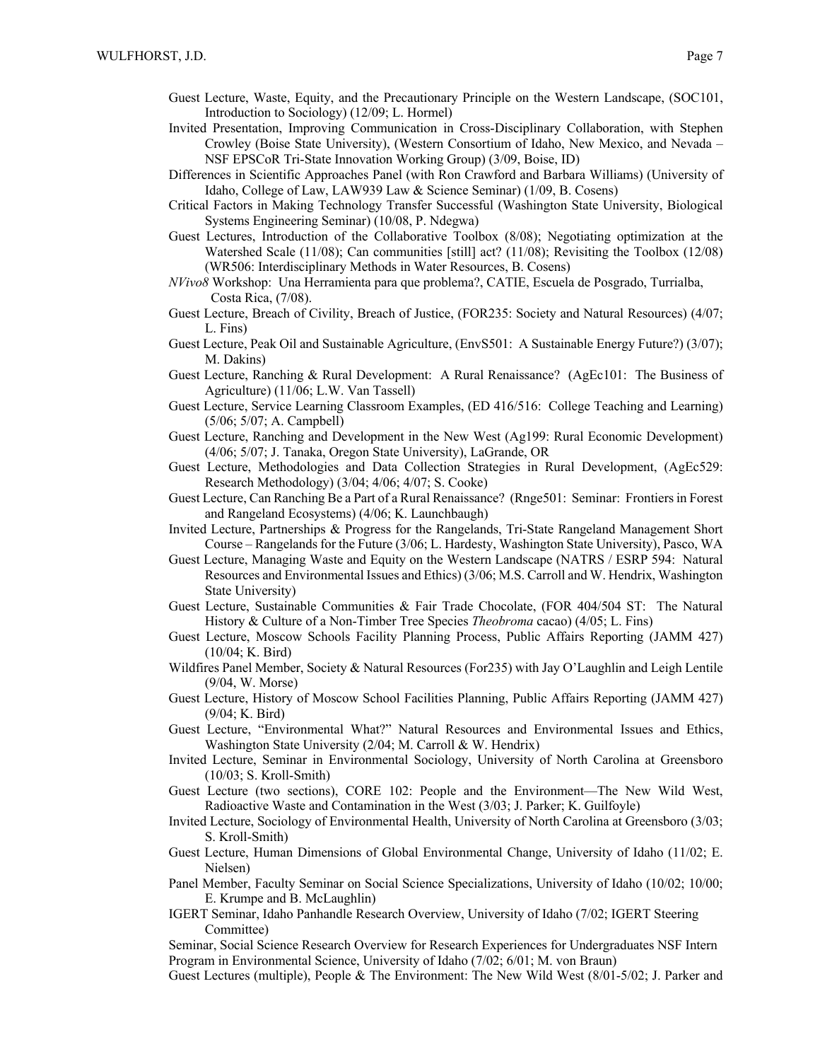Guest Lecture, Waste, Equity, and the Precautionary Principle on the Western Landscape, (SOC101, Introduction to Sociology) (12/09; L. Hormel)

Invited Presentation, Improving Communication in Cross-Disciplinary Collaboration, with Stephen Crowley (Boise State University), (Western Consortium of Idaho, New Mexico, and Nevada – NSF EPSCoR Tri-State Innovation Working Group) (3/09, Boise, ID)

Differences in Scientific Approaches Panel (with Ron Crawford and Barbara Williams) (University of Idaho, College of Law, LAW939 Law & Science Seminar) (1/09, B. Cosens)

Critical Factors in Making Technology Transfer Successful (Washington State University, Biological Systems Engineering Seminar) (10/08, P. Ndegwa)

Guest Lectures, Introduction of the Collaborative Toolbox (8/08); Negotiating optimization at the Watershed Scale (11/08); Can communities [still] act? (11/08); Revisiting the Toolbox (12/08) (WR506: Interdisciplinary Methods in Water Resources, B. Cosens)

*NVivo8* Workshop: Una Herramienta para que problema?, CATIE, Escuela de Posgrado, Turrialba, Costa Rica, (7/08).

Guest Lecture, Breach of Civility, Breach of Justice, (FOR235: Society and Natural Resources) (4/07; L. Fins)

Guest Lecture, Peak Oil and Sustainable Agriculture, (EnvS501: A Sustainable Energy Future?) (3/07); M. Dakins)

Guest Lecture, Ranching & Rural Development: A Rural Renaissance? (AgEc101: The Business of Agriculture) (11/06; L.W. Van Tassell)

Guest Lecture, Service Learning Classroom Examples, (ED 416/516: College Teaching and Learning) (5/06; 5/07; A. Campbell)

Guest Lecture, Ranching and Development in the New West (Ag199: Rural Economic Development) (4/06; 5/07; J. Tanaka, Oregon State University), LaGrande, OR

Guest Lecture, Methodologies and Data Collection Strategies in Rural Development, (AgEc529: Research Methodology) (3/04; 4/06; 4/07; S. Cooke)

Guest Lecture, Can Ranching Be a Part of a Rural Renaissance? (Rnge501: Seminar: Frontiers in Forest and Rangeland Ecosystems) (4/06; K. Launchbaugh)

Invited Lecture, Partnerships & Progress for the Rangelands, Tri-State Rangeland Management Short Course – Rangelands for the Future (3/06; L. Hardesty, Washington State University), Pasco, WA

Guest Lecture, Managing Waste and Equity on the Western Landscape (NATRS / ESRP 594: Natural Resources and Environmental Issues and Ethics) (3/06; M.S. Carroll and W. Hendrix, Washington State University)

Guest Lecture, Sustainable Communities & Fair Trade Chocolate, (FOR 404/504 ST: The Natural History & Culture of a Non-Timber Tree Species *Theobroma* cacao) (4/05; L. Fins)

Guest Lecture, Moscow Schools Facility Planning Process, Public Affairs Reporting (JAMM 427) (10/04; K. Bird)

Wildfires Panel Member, Society & Natural Resources (For235) with Jay O'Laughlin and Leigh Lentile (9/04, W. Morse)

Guest Lecture, History of Moscow School Facilities Planning, Public Affairs Reporting (JAMM 427) (9/04; K. Bird)

Guest Lecture, "Environmental What?" Natural Resources and Environmental Issues and Ethics, Washington State University (2/04; M. Carroll & W. Hendrix)

Invited Lecture, Seminar in Environmental Sociology, University of North Carolina at Greensboro (10/03; S. Kroll-Smith)

Guest Lecture (two sections), CORE 102: People and the Environment—The New Wild West, Radioactive Waste and Contamination in the West (3/03; J. Parker; K. Guilfoyle)

Invited Lecture, Sociology of Environmental Health, University of North Carolina at Greensboro (3/03; S. Kroll-Smith)

Guest Lecture, Human Dimensions of Global Environmental Change, University of Idaho (11/02; E. Nielsen)

Panel Member, Faculty Seminar on Social Science Specializations, University of Idaho (10/02; 10/00; E. Krumpe and B. McLaughlin)

IGERT Seminar, Idaho Panhandle Research Overview, University of Idaho (7/02; IGERT Steering Committee)

Seminar, Social Science Research Overview for Research Experiences for Undergraduates NSF Intern Program in Environmental Science, University of Idaho (7/02; 6/01; M. von Braun)

Guest Lectures (multiple), People & The Environment: The New Wild West (8/01-5/02; J. Parker and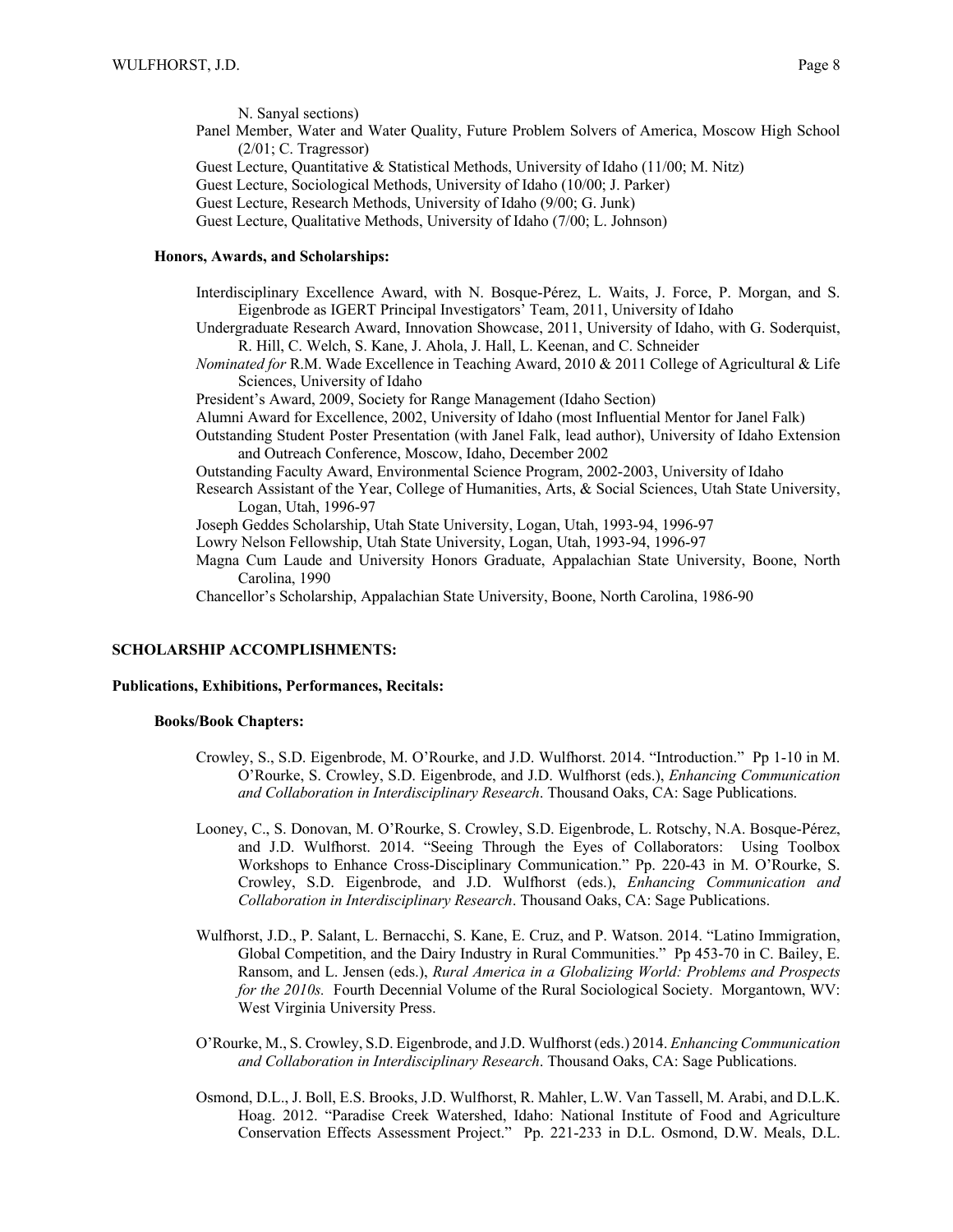N. Sanyal sections)

Panel Member, Water and Water Quality, Future Problem Solvers of America, Moscow High School (2/01; C. Tragressor)

Guest Lecture, Quantitative & Statistical Methods, University of Idaho (11/00; M. Nitz)

Guest Lecture, Sociological Methods, University of Idaho (10/00; J. Parker)

Guest Lecture, Research Methods, University of Idaho (9/00; G. Junk)

Guest Lecture, Qualitative Methods, University of Idaho (7/00; L. Johnson)

**Honors, Awards, and Scholarships:**

Interdisciplinary Excellence Award, with N. Bosque-Pérez, L. Waits, J. Force, P. Morgan, and S. Eigenbrode as IGERT Principal Investigators' Team, 2011, University of Idaho

Undergraduate Research Award, Innovation Showcase, 2011, University of Idaho, with G. Soderquist, R. Hill, C. Welch, S. Kane, J. Ahola, J. Hall, L. Keenan, and C. Schneider

*Nominated for* R.M. Wade Excellence in Teaching Award, 2010 & 2011 College of Agricultural & Life Sciences, University of Idaho

President's Award, 2009, Society for Range Management (Idaho Section)

Alumni Award for Excellence, 2002, University of Idaho (most Influential Mentor for Janel Falk)

Outstanding Student Poster Presentation (with Janel Falk, lead author), University of Idaho Extension and Outreach Conference, Moscow, Idaho, December 2002

Outstanding Faculty Award, Environmental Science Program, 2002-2003, University of Idaho

Research Assistant of the Year, College of Humanities, Arts, & Social Sciences, Utah State University, Logan, Utah, 1996-97

Joseph Geddes Scholarship, Utah State University, Logan, Utah, 1993-94, 1996-97

Lowry Nelson Fellowship, Utah State University, Logan, Utah, 1993-94, 1996-97

Magna Cum Laude and University Honors Graduate, Appalachian State University, Boone, North Carolina, 1990

Chancellor's Scholarship, Appalachian State University, Boone, North Carolina, 1986-90

## SCHOLARSHIP ACCOMPLISHMENTS:

### Publications, Exhibitions, Performances, Recitals:

**Books/Book Chapters:**

Crowley, S., S.D. Eigenbrode, M. O'Rourke, and J.D. Wulfhorst. 2014. "Introduction." Pp 1-10 in M. O'Rourke, S. Crowley, S.D. Eigenbrode, and J.D. Wulfhorst (eds.), *Enhancing Communication and Collaboration in Interdisciplinary Research*. Thousand Oaks, CA: Sage Publications.

Looney, C., S. Donovan, M. O'Rourke, S. Crowley, S.D. Eigenbrode, L. Rotschy, N.A. Bosque-Pérez, and J.D. Wulfhorst. 2014. "Seeing Through the Eyes of Collaborators: Using Toolbox Workshops to Enhance Cross-Disciplinary Communication." Pp. 220-43 in M. O'Rourke, S. Crowley, S.D. Eigenbrode, and J.D. Wulfhorst (eds.), *Enhancing Communication and Collaboration in Interdisciplinary Research*. Thousand Oaks, CA: Sage Publications.

Wulfhorst, J.D., P. Salant, L. Bernacchi, S. Kane, E. Cruz, and P. Watson. 2014. "Latino Immigration, Global Competition, and the Dairy Industry in Rural Communities." Pp 453-70 in C. Bailey, E. Ransom, and L. Jensen (eds.), *Rural America in a Globalizing World: Problems and Prospects for the 2010s.* Fourth Decennial Volume of the Rural Sociological Society. Morgantown, WV: West Virginia University Press.

O'Rourke, M., S. Crowley, S.D. Eigenbrode, and J.D. Wulfhorst (eds.) 2014. *Enhancing Communication and Collaboration in Interdisciplinary Research*. Thousand Oaks, CA: Sage Publications.

Osmond, D.L., J. Boll, E.S. Brooks, J.D. Wulfhorst, R. Mahler, L.W. Van Tassell, M. Arabi, and D.L.K. Hoag. 2012. "Paradise Creek Watershed, Idaho: National Institute of Food and Agriculture Conservation Effects Assessment Project." Pp. 221-233 in D.L. Osmond, D.W. Meals, D.L.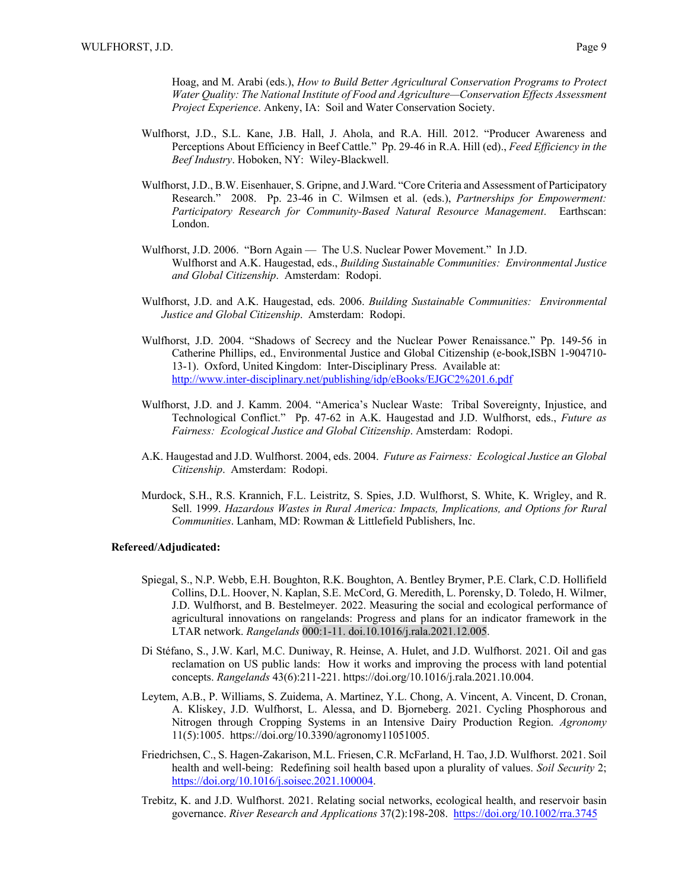Hoag, and M. Arabi (eds.), *How to Build Better Agricultural Conservation Programs to Protect Water Quality: The National Institute of Food and Agriculture—Conservation Effects Assessment Project Experience*. Ankeny, IA: Soil and Water Conservation Society.

Wulfhorst, J.D., S.L. Kane, J.B. Hall, J. Ahola, and R.A. Hill. 2012. "Producer Awareness and Perceptions About Efficiency in Beef Cattle." Pp. 29-46 in R.A. Hill (ed)., *Feed Efficiency in the Beef Industry*. Hoboken, NY: Wiley-Blackwell.

Wulfhorst, J.D., B.W. Eisenhauer, S. Gripne, and J.Ward. "Core Criteria and Assessment of Participatory Research." 2008. Pp. 23-46 in C. Wilmsen et al. (eds.), *Partnerships for Empowerment: Participatory Research for Community-Based Natural Resource Management*. Earthscan: London.

Wulfhorst, J.D. 2006. "Born Again — The U.S. Nuclear Power Movement." In J.D. Wulfhorst and A.K. Haugestad, eds., *Building Sustainable Communities: Environmental Justice and Global Citizenship*. Amsterdam: Rodopi.

Wulfhorst, J.D. and A.K. Haugestad, eds. 2006. *Building Sustainable Communities: Environmental Justice and Global Citizenship*. Amsterdam: Rodopi.

Wulfhorst, J.D. 2004. "Shadows of Secrecy and the Nuclear Power Renaissance." Pp. 149-56 in Catherine Phillips, ed., Environmental Justice and Global Citizenship (e-book,ISBN 1-904710-13-1). Oxford, United Kingdom: Inter-Disciplinary Press. Available at: http://www.inter-disciplinary.net/publishing/idp/eBooks/EJGC2%201.6.pdf

Wulfhorst, J.D. and J. Kamm. 2004. "America's Nuclear Waste: Tribal Sovereignty, Injustice, and Technological Conflict." Pp. 47-62 in A.K. Haugestad and J.D. Wulfhorst, eds., *Future as Fairness: Ecological Justice and Global Citizenship*. Amsterdam: Rodopi.

A.K. Haugestad and J.D. Wulfhorst. 2004, eds. 2004. *Future as Fairness: Ecological Justice an Global Citizenship*. Amsterdam: Rodopi.

Murdock, S.H., R.S. Krannich, F.L. Leistritz, S. Spies, J.D. Wulfhorst, S. White, K. Wrigley, and R. Sell. 1999. *Hazardous Wastes in Rural America: Impacts, Implications, and Options for Rural Communities*. Lanham, MD: Rowman & Littlefield Publishers, Inc.

**Refereed/Adjudicated:**

Spiegal, S., N.P. Webb, E.H. Boughton, R.K. Boughton, A. Bentley Brymer, P.E. Clark, C.D. Hollifield Collins, D.L. Hoover, N. Kaplan, S.E. McCord, G. Meredith, L. Porensky, D. Toledo, H. Wilmer, J.D. Wulfhorst, and B. Bestelmeyer. 2022. Measuring the social and ecological performance of agricultural innovations on rangelands: Progress and plans for an indicator framework in the LTAR network. *Rangelands* 000:1-11. doi.10.1016/j.rala.2021.12.005.

Di Stéfano, S., J.W. Karl, M.C. Duniway, R. Heinse, A. Hulet, and J.D. Wulfhorst. 2021. Oil and gas reclamation on US public lands: How it works and improving the process with land potential concepts. *Rangelands* 43(6):211-221. https://doi.org/10.1016/j.rala.2021.10.004.

Leytem, A.B., P. Williams, S. Zuidema, A. Martinez, Y.L. Chong, A. Vincent, A. Vincent, D. Cronan, A. Kliskey, J.D. Wulfhorst, L. Alessa, and D. Bjorneberg. 2021. Cycling Phosphorous and Nitrogen through Cropping Systems in an Intensive Dairy Production Region. *Agronomy* 11(5):1005. https://doi.org/10.3390/agronomy11051005.

Friedrichsen, C., S. Hagen-Zakarison, M.L. Friesen, C.R. McFarland, H. Tao, J.D. Wulfhorst. 2021. Soil health and well-being: Redefining soil health based upon a plurality of values. *Soil Security* 2; https://doi.org/10.1016/j.soisec.2021.100004.

Trebitz, K. and J.D. Wulfhorst. 2021. Relating social networks, ecological health, and reservoir basin governance. *River Research and Applications* 37(2):198-208. https://doi.org/10.1002/rra.3745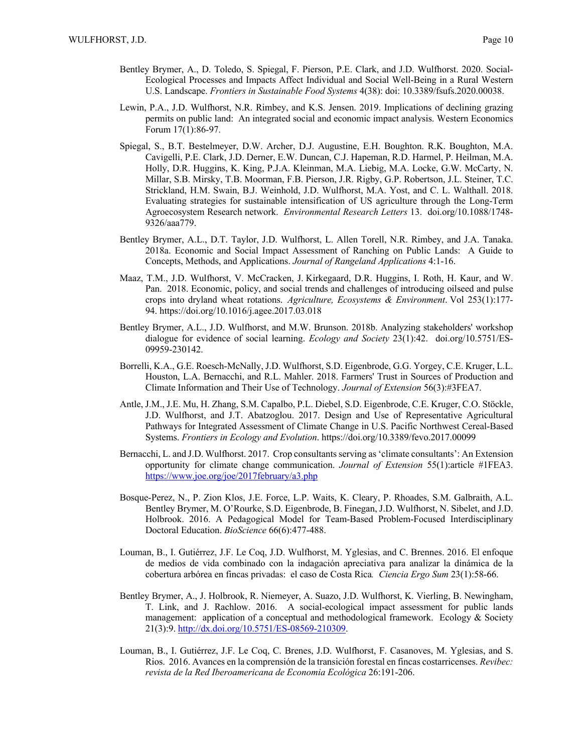Bentley Brymer, A., D. Toledo, S. Spiegal, F. Pierson, P.E. Clark, and J.D. Wulfhorst. 2020. Social-Ecological Processes and Impacts Affect Individual and Social Well-Being in a Rural Western U.S. Landscape. *Frontiers in Sustainable Food Systems* 4(38): doi: 10.3389/fsufs.2020.00038.

Lewin, P.A., J.D. Wulfhorst, N.R. Rimbey, and K.S. Jensen. 2019. Implications of declining grazing permits on public land: An integrated social and economic impact analysis. Western Economics Forum 17(1):86-97.

Spiegal, S., B.T. Bestelmeyer, D.W. Archer, D.J. Augustine, E.H. Boughton. R.K. Boughton, M.A. Cavigelli, P.E. Clark, J.D. Derner, E.W. Duncan, C.J. Hapeman, R.D. Harmel, P. Heilman, M.A. Holly, D.R. Huggins, K. King, P.J.A. Kleinman, M.A. Liebig, M.A. Locke, G.W. McCarty, N. Millar, S.B. Mirsky, T.B. Moorman, F.B. Pierson, J.R. Rigby, G.P. Robertson, J.L. Steiner, T.C. Strickland, H.M. Swain, B.J. Weinhold, J.D. Wulfhorst, M.A. Yost, and C. L. Walthall. 2018. Evaluating strategies for sustainable intensification of US agriculture through the Long-Term Agroecosystem Research network. *Environmental Research Letters* 13. doi.org/10.1088/1748-9326/aaa779.

Bentley Brymer, A.L., D.T. Taylor, J.D. Wulfhorst, L. Allen Torell, N.R. Rimbey, and J.A. Tanaka. 2018a. Economic and Social Impact Assessment of Ranching on Public Lands: A Guide to Concepts, Methods, and Applications. *Journal of Rangeland Applications* 4:1-16.

Maaz, T.M., J.D. Wulfhorst, V. McCracken, J. Kirkegaard, D.R. Huggins, I. Roth, H. Kaur, and W. Pan. 2018. Economic, policy, and social trends and challenges of introducing oilseed and pulse crops into dryland wheat rotations. *Agriculture, Ecosystems & Environment*. Vol 253(1):177-94. https://doi.org/10.1016/j.agee.2017.03.018

Bentley Brymer, A.L., J.D. Wulfhorst, and M.W. Brunson. 2018b. Analyzing stakeholders' workshop dialogue for evidence of social learning. *Ecology and Society* 23(1):42. doi.org/10.5751/ES-09959-230142.

Borrelli, K.A., G.E. Roesch-McNally, J.D. Wulfhorst, S.D. Eigenbrode, G.G. Yorgey, C.E. Kruger, L.L. Houston, L.A. Bernacchi, and R.L. Mahler. 2018. Farmers' Trust in Sources of Production and Climate Information and Their Use of Technology. *Journal of Extension* 56(3):#3FEA7.

Antle, J.M., J.E. Mu, H. Zhang, S.M. Capalbo, P.L. Diebel, S.D. Eigenbrode, C.E. Kruger, C.O. Stöckle, J.D. Wulfhorst, and J.T. Abatzoglou. 2017. Design and Use of Representative Agricultural Pathways for Integrated Assessment of Climate Change in U.S. Pacific Northwest Cereal-Based Systems. *Frontiers in Ecology and Evolution*. https://doi.org/10.3389/fevo.2017.00099

Bernacchi, L. and J.D. Wulfhorst. 2017. Crop consultants serving as 'climate consultants': An Extension opportunity for climate change communication. *Journal of Extension* 55(1):article #1FEA3. https://www.joe.org/joe/2017february/a3.php

Bosque-Perez, N., P. Zion Klos, J.E. Force, L.P. Waits, K. Cleary, P. Rhoades, S.M. Galbraith, A.L. Bentley Brymer, M. O'Rourke, S.D. Eigenbrode, B. Finegan, J.D. Wulfhorst, N. Sibelet, and J.D. Holbrook. 2016. A Pedagogical Model for Team-Based Problem-Focused Interdisciplinary Doctoral Education. *BioScience* 66(6):477-488.

Louman, B., I. Gutiérrez, J.F. Le Coq, J.D. Wulfhorst, M. Yglesias, and C. Brennes. 2016. El enfoque de medios de vida combinado con la indagación apreciativa para analizar la dinámica de la cobertura arbórea en fincas privadas: el caso de Costa Rica. *Ciencia Ergo Sum* 23(1):58-66.

Bentley Brymer, A., J. Holbrook, R. Niemeyer, A. Suazo, J.D. Wulfhorst, K. Vierling, B. Newingham, T. Link, and J. Rachlow. 2016. A social-ecological impact assessment for public lands management: application of a conceptual and methodological framework. Ecology & Society 21(3):9. http://dx.doi.org/10.5751/ES-08569-210309.

Louman, B., I. Gutiérrez, J.F. Le Coq, C. Brenes, J.D. Wulfhorst, F. Casanoves, M. Yglesias, and S. Rios. 2016. Avances en la comprensión de la transición forestal en fincas costarricenses. *Revibec: revista de la Red Iberoamericana de Economia Ecológica* 26:191-206.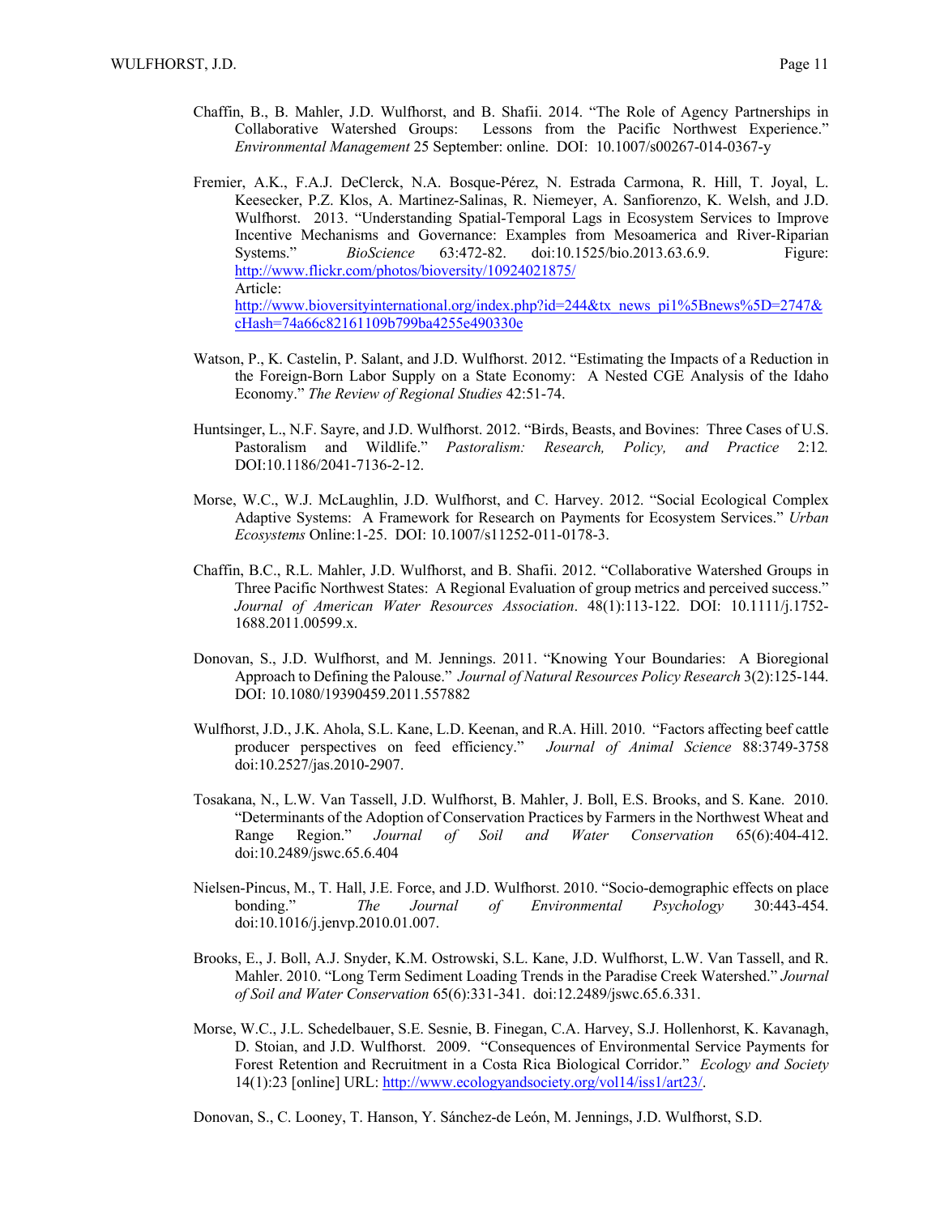Chaffin, B., B. Mahler, J.D. Wulfhorst, and B. Shafii. 2014. "The Role of Agency Partnerships in Collaborative Watershed Groups: Lessons from the Pacific Northwest Experience." *Environmental Management* 25 September: online. DOI: 10.1007/s00267-014-0367-y

Fremier, A.K., F.A.J. DeClerck, N.A. Bosque-Pérez, N. Estrada Carmona, R. Hill, T. Joyal, L. Keesecker, P.Z. Klos, A. Martinez-Salinas, R. Niemeyer, A. Sanfiorenzo, K. Welsh, and J.D. Wulfhorst. 2013. "Understanding Spatial-Temporal Lags in Ecosystem Services to Improve Incentive Mechanisms and Governance: Examples from Mesoamerica and River-Riparian Systems." *BioScience* 63:472-82. doi:10.1525/bio.2013.63.6.9. Figure: http://www.flickr.com/photos/bioversity/10924021875/
Article:
http://www.bioversityinternational.org/index.php?id=244&tx_news_pi1%5Bnews%5D=2747&cHash=74a66c82161109b799ba4255e490330e

Watson, P., K. Castelin, P. Salant, and J.D. Wulfhorst. 2012. "Estimating the Impacts of a Reduction in the Foreign-Born Labor Supply on a State Economy: A Nested CGE Analysis of the Idaho Economy." *The Review of Regional Studies* 42:51-74.

Huntsinger, L., N.F. Sayre, and J.D. Wulfhorst. 2012. "Birds, Beasts, and Bovines: Three Cases of U.S. Pastoralism and Wildlife." *Pastoralism: Research, Policy, and Practice* 2:12*.* DOI:10.1186/2041-7136-2-12.

Morse, W.C., W.J. McLaughlin, J.D. Wulfhorst, and C. Harvey. 2012. "Social Ecological Complex Adaptive Systems: A Framework for Research on Payments for Ecosystem Services." *Urban Ecosystems* Online:1-25. DOI: 10.1007/s11252-011-0178-3.

Chaffin, B.C., R.L. Mahler, J.D. Wulfhorst, and B. Shafii. 2012. "Collaborative Watershed Groups in Three Pacific Northwest States: A Regional Evaluation of group metrics and perceived success." *Journal of American Water Resources Association*. 48(1):113-122. DOI: 10.1111/j.1752-1688.2011.00599.x.

Donovan, S., J.D. Wulfhorst, and M. Jennings. 2011. "Knowing Your Boundaries: A Bioregional Approach to Defining the Palouse." *Journal of Natural Resources Policy Research* 3(2):125-144. DOI: 10.1080/19390459.2011.557882

Wulfhorst, J.D., J.K. Ahola, S.L. Kane, L.D. Keenan, and R.A. Hill. 2010. "Factors affecting beef cattle producer perspectives on feed efficiency." *Journal of Animal Science* 88:3749-3758 doi:10.2527/jas.2010-2907.

Tosakana, N., L.W. Van Tassell, J.D. Wulfhorst, B. Mahler, J. Boll, E.S. Brooks, and S. Kane. 2010. "Determinants of the Adoption of Conservation Practices by Farmers in the Northwest Wheat and Range Region." *Journal of Soil and Water Conservation* 65(6):404-412. doi:10.2489/jswc.65.6.404

Nielsen-Pincus, M., T. Hall, J.E. Force, and J.D. Wulfhorst. 2010. "Socio-demographic effects on place bonding." *The Journal of Environmental Psychology* 30:443-454. doi:10.1016/j.jenvp.2010.01.007.

Brooks, E., J. Boll, A.J. Snyder, K.M. Ostrowski, S.L. Kane, J.D. Wulfhorst, L.W. Van Tassell, and R. Mahler. 2010. "Long Term Sediment Loading Trends in the Paradise Creek Watershed." *Journal of Soil and Water Conservation* 65(6):331-341. doi:12.2489/jswc.65.6.331.

Morse, W.C., J.L. Schedelbauer, S.E. Sesnie, B. Finegan, C.A. Harvey, S.J. Hollenhorst, K. Kavanagh, D. Stoian, and J.D. Wulfhorst. 2009. "Consequences of Environmental Service Payments for Forest Retention and Recruitment in a Costa Rica Biological Corridor." *Ecology and Society* 14(1):23 [online] URL: http://www.ecologyandsociety.org/vol14/iss1/art23/.

Donovan, S., C. Looney, T. Hanson, Y. Sánchez-de León, M. Jennings, J.D. Wulfhorst, S.D.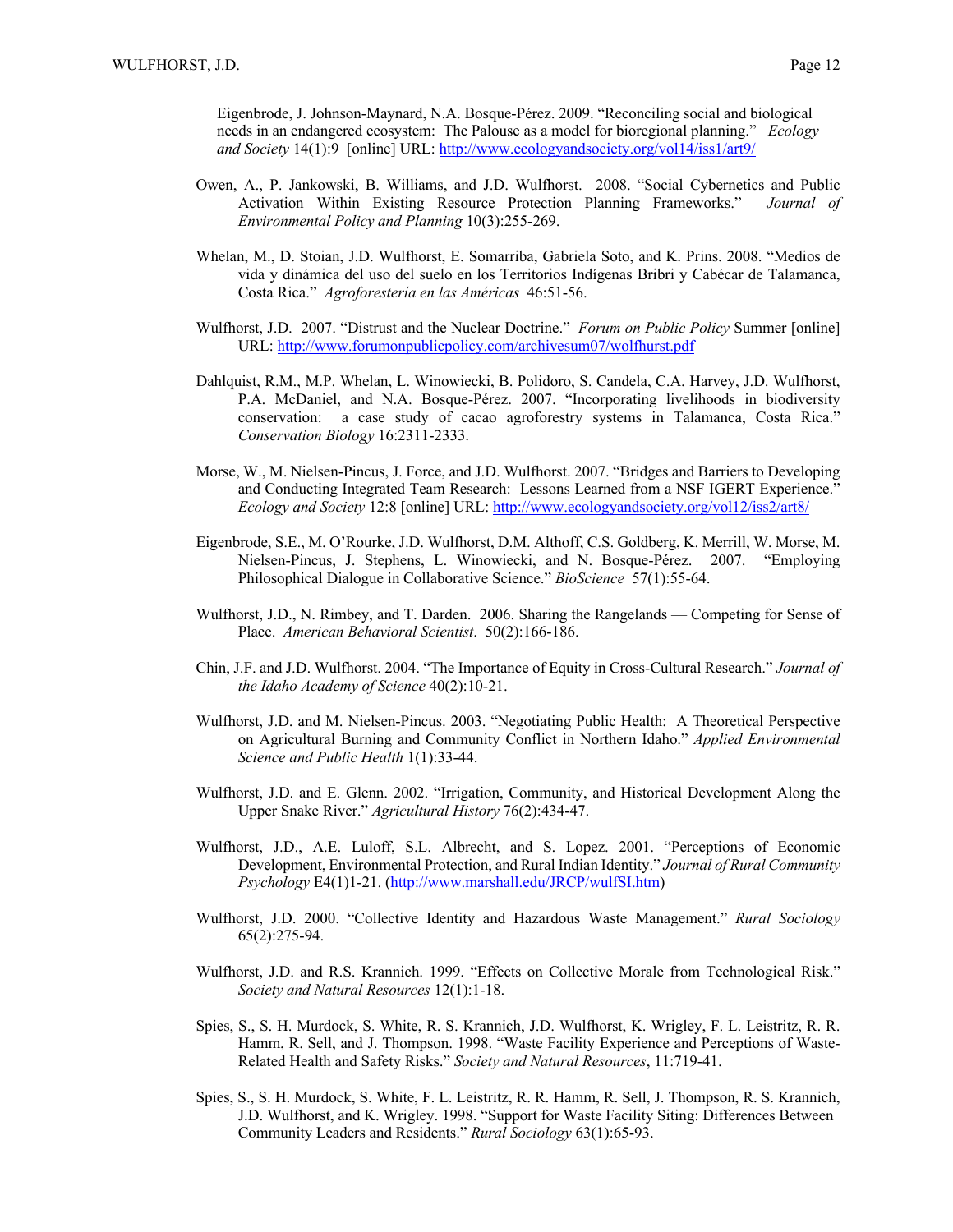Eigenbrode, J. Johnson-Maynard, N.A. Bosque-Pérez. 2009. "Reconciling social and biological needs in an endangered ecosystem: The Palouse as a model for bioregional planning." *Ecology and Society* 14(1):9 [online] URL: http://www.ecologyandsociety.org/vol14/iss1/art9/

Owen, A., P. Jankowski, B. Williams, and J.D. Wulfhorst. 2008. "Social Cybernetics and Public Activation Within Existing Resource Protection Planning Frameworks." *Journal of Environmental Policy and Planning* 10(3):255-269.

Whelan, M., D. Stoian, J.D. Wulfhorst, E. Somarriba, Gabriela Soto, and K. Prins. 2008. "Medios de vida y dinámica del uso del suelo en los Territorios Indígenas Bribri y Cabécar de Talamanca, Costa Rica." *Agroforestería en las Américas* 46:51-56.

Wulfhorst, J.D. 2007. "Distrust and the Nuclear Doctrine." *Forum on Public Policy* Summer [online] URL: http://www.forumonpublicpolicy.com/archivesum07/wolfhurst.pdf

Dahlquist, R.M., M.P. Whelan, L. Winowiecki, B. Polidoro, S. Candela, C.A. Harvey, J.D. Wulfhorst, P.A. McDaniel, and N.A. Bosque-Pérez. 2007. "Incorporating livelihoods in biodiversity conservation: a case study of cacao agroforestry systems in Talamanca, Costa Rica." *Conservation Biology* 16:2311-2333.

Morse, W., M. Nielsen-Pincus, J. Force, and J.D. Wulfhorst. 2007. "Bridges and Barriers to Developing and Conducting Integrated Team Research: Lessons Learned from a NSF IGERT Experience." *Ecology and Society* 12:8 [online] URL: http://www.ecologyandsociety.org/vol12/iss2/art8/

Eigenbrode, S.E., M. O'Rourke, J.D. Wulfhorst, D.M. Althoff, C.S. Goldberg, K. Merrill, W. Morse, M. Nielsen-Pincus, J. Stephens, L. Winowiecki, and N. Bosque-Pérez. 2007. "Employing Philosophical Dialogue in Collaborative Science." *BioScience* 57(1):55-64.

Wulfhorst, J.D., N. Rimbey, and T. Darden. 2006. Sharing the Rangelands — Competing for Sense of Place. *American Behavioral Scientist*. 50(2):166-186.

Chin, J.F. and J.D. Wulfhorst. 2004. "The Importance of Equity in Cross-Cultural Research." *Journal of the Idaho Academy of Science* 40(2):10-21.

Wulfhorst, J.D. and M. Nielsen-Pincus. 2003. "Negotiating Public Health: A Theoretical Perspective on Agricultural Burning and Community Conflict in Northern Idaho." *Applied Environmental Science and Public Health* 1(1):33-44.

Wulfhorst, J.D. and E. Glenn. 2002. "Irrigation, Community, and Historical Development Along the Upper Snake River." *Agricultural History* 76(2):434-47.

Wulfhorst, J.D., A.E. Luloff, S.L. Albrecht, and S. Lopez. 2001. "Perceptions of Economic Development, Environmental Protection, and Rural Indian Identity." *Journal of Rural Community Psychology* E4(1)1-21. (http://www.marshall.edu/JRCP/wulfSI.htm)

Wulfhorst, J.D. 2000. "Collective Identity and Hazardous Waste Management." *Rural Sociology* 65(2):275-94.

Wulfhorst, J.D. and R.S. Krannich. 1999. "Effects on Collective Morale from Technological Risk." *Society and Natural Resources* 12(1):1-18.

Spies, S., S. H. Murdock, S. White, R. S. Krannich, J.D. Wulfhorst, K. Wrigley, F. L. Leistritz, R. R. Hamm, R. Sell, and J. Thompson. 1998. "Waste Facility Experience and Perceptions of Waste-Related Health and Safety Risks." *Society and Natural Resources*, 11:719-41.

Spies, S., S. H. Murdock, S. White, F. L. Leistritz, R. R. Hamm, R. Sell, J. Thompson, R. S. Krannich, J.D. Wulfhorst, and K. Wrigley. 1998. "Support for Waste Facility Siting: Differences Between Community Leaders and Residents." *Rural Sociology* 63(1):65-93.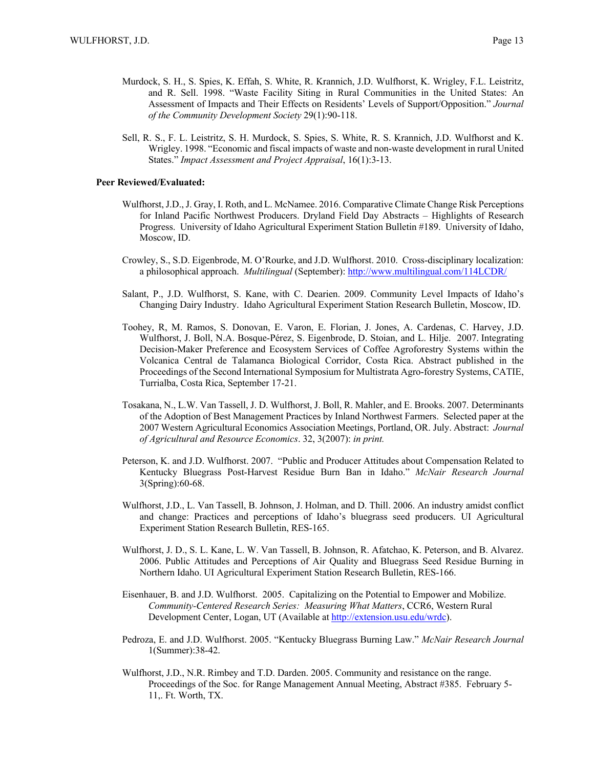Murdock, S. H., S. Spies, K. Effah, S. White, R. Krannich, J.D. Wulfhorst, K. Wrigley, F.L. Leistritz, and R. Sell. 1998. "Waste Facility Siting in Rural Communities in the United States: An Assessment of Impacts and Their Effects on Residents' Levels of Support/Opposition." *Journal of the Community Development Society* 29(1):90-118.

Sell, R. S., F. L. Leistritz, S. H. Murdock, S. Spies, S. White, R. S. Krannich, J.D. Wulfhorst and K. Wrigley. 1998. "Economic and fiscal impacts of waste and non-waste development in rural United States." *Impact Assessment and Project Appraisal*, 16(1):3-13.

**Peer Reviewed/Evaluated:**

Wulfhorst, J.D., J. Gray, I. Roth, and L. McNamee. 2016. Comparative Climate Change Risk Perceptions for Inland Pacific Northwest Producers. Dryland Field Day Abstracts – Highlights of Research Progress. University of Idaho Agricultural Experiment Station Bulletin #189. University of Idaho, Moscow, ID.

Crowley, S., S.D. Eigenbrode, M. O'Rourke, and J.D. Wulfhorst. 2010. Cross-disciplinary localization: a philosophical approach. *Multilingual* (September): http://www.multilingual.com/114LCDR/

Salant, P., J.D. Wulfhorst, S. Kane, with C. Dearien. 2009. Community Level Impacts of Idaho's Changing Dairy Industry. Idaho Agricultural Experiment Station Research Bulletin, Moscow, ID.

Toohey, R, M. Ramos, S. Donovan, E. Varon, E. Florian, J. Jones, A. Cardenas, C. Harvey, J.D. Wulfhorst, J. Boll, N.A. Bosque-Pérez, S. Eigenbrode, D. Stoian, and L. Hilje. 2007. Integrating Decision-Maker Preference and Ecosystem Services of Coffee Agroforestry Systems within the Volcanica Central de Talamanca Biological Corridor, Costa Rica. Abstract published in the Proceedings of the Second International Symposium for Multistrata Agro-forestry Systems, CATIE, Turrialba, Costa Rica, September 17-21.

Tosakana, N., L.W. Van Tassell, J. D. Wulfhorst, J. Boll, R. Mahler, and E. Brooks. 2007. Determinants of the Adoption of Best Management Practices by Inland Northwest Farmers. Selected paper at the 2007 Western Agricultural Economics Association Meetings, Portland, OR. July. Abstract: *Journal of Agricultural and Resource Economics*. 32, 3(2007): *in print.*

Peterson, K. and J.D. Wulfhorst. 2007. "Public and Producer Attitudes about Compensation Related to Kentucky Bluegrass Post-Harvest Residue Burn Ban in Idaho." *McNair Research Journal* 3(Spring):60-68.

Wulfhorst, J.D., L. Van Tassell, B. Johnson, J. Holman, and D. Thill. 2006. An industry amidst conflict and change: Practices and perceptions of Idaho's bluegrass seed producers. UI Agricultural Experiment Station Research Bulletin, RES-165.

Wulfhorst, J. D., S. L. Kane, L. W. Van Tassell, B. Johnson, R. Afatchao, K. Peterson, and B. Alvarez. 2006. Public Attitudes and Perceptions of Air Quality and Bluegrass Seed Residue Burning in Northern Idaho. UI Agricultural Experiment Station Research Bulletin, RES-166.

Eisenhauer, B. and J.D. Wulfhorst. 2005. Capitalizing on the Potential to Empower and Mobilize. *Community-Centered Research Series: Measuring What Matters*, CCR6, Western Rural Development Center, Logan, UT (Available at http://extension.usu.edu/wrdc).

Pedroza, E. and J.D. Wulfhorst. 2005. "Kentucky Bluegrass Burning Law." *McNair Research Journal* 1(Summer):38-42.

Wulfhorst, J.D., N.R. Rimbey and T.D. Darden. 2005. Community and resistance on the range. Proceedings of the Soc. for Range Management Annual Meeting, Abstract #385. February 5-11,. Ft. Worth, TX.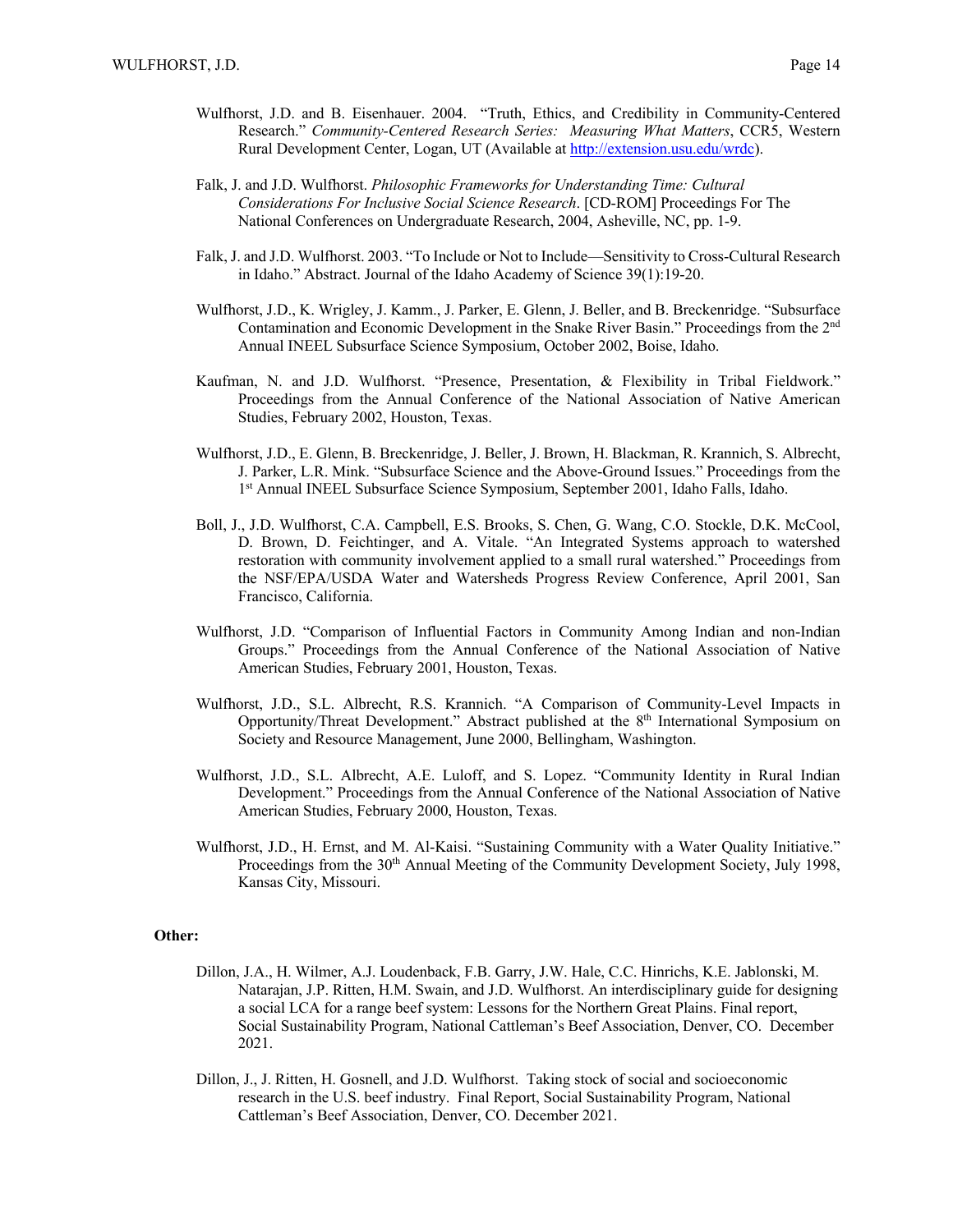Wulfhorst, J.D. and B. Eisenhauer. 2004. "Truth, Ethics, and Credibility in Community-Centered Research." *Community-Centered Research Series: Measuring What Matters*, CCR5, Western Rural Development Center, Logan, UT (Available at http://extension.usu.edu/wrdc).

Falk, J. and J.D. Wulfhorst. *Philosophic Frameworks for Understanding Time: Cultural Considerations For Inclusive Social Science Research*. [CD-ROM] Proceedings For The National Conferences on Undergraduate Research, 2004, Asheville, NC, pp. 1-9.

Falk, J. and J.D. Wulfhorst. 2003. "To Include or Not to Include—Sensitivity to Cross-Cultural Research in Idaho." Abstract. Journal of the Idaho Academy of Science 39(1):19-20.

Wulfhorst, J.D., K. Wrigley, J. Kamm., J. Parker, E. Glenn, J. Beller, and B. Breckenridge. "Subsurface Contamination and Economic Development in the Snake River Basin." Proceedings from the 2nd Annual INEEL Subsurface Science Symposium, October 2002, Boise, Idaho.

Kaufman, N. and J.D. Wulfhorst. "Presence, Presentation, & Flexibility in Tribal Fieldwork." Proceedings from the Annual Conference of the National Association of Native American Studies, February 2002, Houston, Texas.

Wulfhorst, J.D., E. Glenn, B. Breckenridge, J. Beller, J. Brown, H. Blackman, R. Krannich, S. Albrecht, J. Parker, L.R. Mink. "Subsurface Science and the Above-Ground Issues." Proceedings from the 1st Annual INEEL Subsurface Science Symposium, September 2001, Idaho Falls, Idaho.

Boll, J., J.D. Wulfhorst, C.A. Campbell, E.S. Brooks, S. Chen, G. Wang, C.O. Stockle, D.K. McCool, D. Brown, D. Feichtinger, and A. Vitale. "An Integrated Systems approach to watershed restoration with community involvement applied to a small rural watershed." Proceedings from the NSF/EPA/USDA Water and Watersheds Progress Review Conference, April 2001, San Francisco, California.

Wulfhorst, J.D. "Comparison of Influential Factors in Community Among Indian and non-Indian Groups." Proceedings from the Annual Conference of the National Association of Native American Studies, February 2001, Houston, Texas.

Wulfhorst, J.D., S.L. Albrecht, R.S. Krannich. "A Comparison of Community-Level Impacts in Opportunity/Threat Development." Abstract published at the 8th International Symposium on Society and Resource Management, June 2000, Bellingham, Washington.

Wulfhorst, J.D., S.L. Albrecht, A.E. Luloff, and S. Lopez. "Community Identity in Rural Indian Development." Proceedings from the Annual Conference of the National Association of Native American Studies, February 2000, Houston, Texas.

Wulfhorst, J.D., H. Ernst, and M. Al-Kaisi. "Sustaining Community with a Water Quality Initiative." Proceedings from the 30th Annual Meeting of the Community Development Society, July 1998, Kansas City, Missouri.

**Other:**

Dillon, J.A., H. Wilmer, A.J. Loudenback, F.B. Garry, J.W. Hale, C.C. Hinrichs, K.E. Jablonski, M. Natarajan, J.P. Ritten, H.M. Swain, and J.D. Wulfhorst. An interdisciplinary guide for designing a social LCA for a range beef system: Lessons for the Northern Great Plains. Final report, Social Sustainability Program, National Cattleman's Beef Association, Denver, CO. December 2021.

Dillon, J., J. Ritten, H. Gosnell, and J.D. Wulfhorst. Taking stock of social and socioeconomic research in the U.S. beef industry. Final Report, Social Sustainability Program, National Cattleman's Beef Association, Denver, CO. December 2021.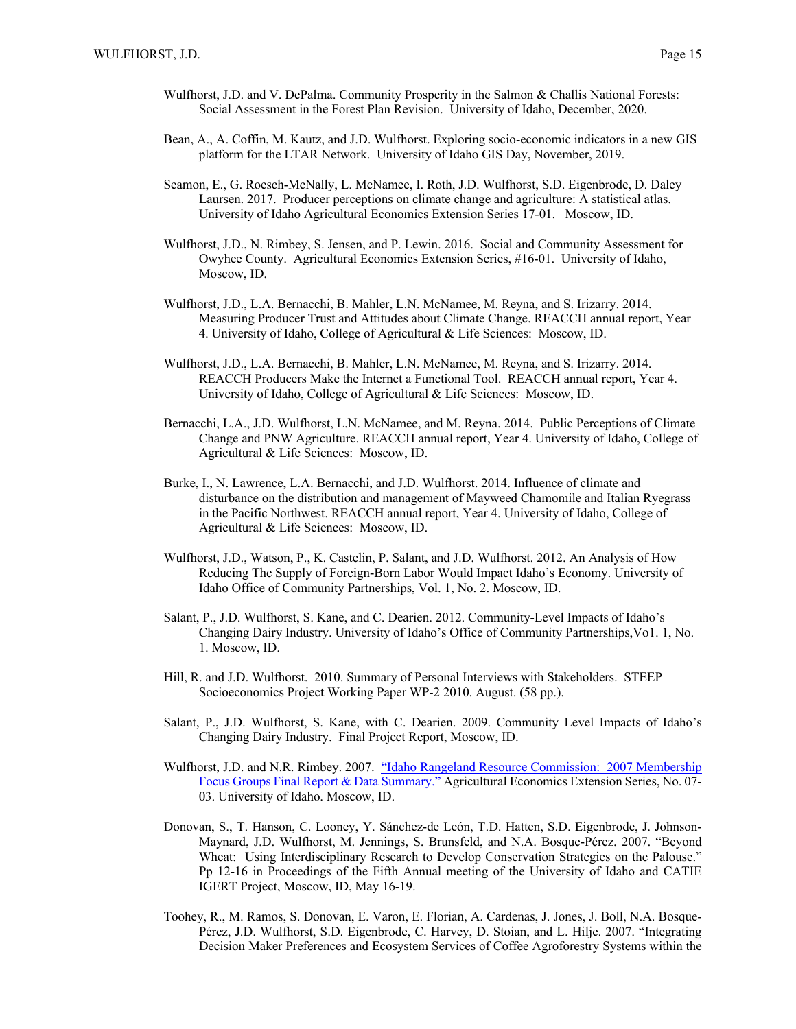Wulfhorst, J.D. and V. DePalma. Community Prosperity in the Salmon & Challis National Forests: Social Assessment in the Forest Plan Revision. University of Idaho, December, 2020.

Bean, A., A. Coffin, M. Kautz, and J.D. Wulfhorst. Exploring socio-economic indicators in a new GIS platform for the LTAR Network. University of Idaho GIS Day, November, 2019.

Seamon, E., G. Roesch-McNally, L. McNamee, I. Roth, J.D. Wulfhorst, S.D. Eigenbrode, D. Daley Laursen. 2017. Producer perceptions on climate change and agriculture: A statistical atlas. University of Idaho Agricultural Economics Extension Series 17-01. Moscow, ID.

Wulfhorst, J.D., N. Rimbey, S. Jensen, and P. Lewin. 2016. Social and Community Assessment for Owyhee County. Agricultural Economics Extension Series, #16-01. University of Idaho, Moscow, ID.

Wulfhorst, J.D., L.A. Bernacchi, B. Mahler, L.N. McNamee, M. Reyna, and S. Irizarry. 2014. Measuring Producer Trust and Attitudes about Climate Change. REACCH annual report, Year 4. University of Idaho, College of Agricultural & Life Sciences: Moscow, ID.

Wulfhorst, J.D., L.A. Bernacchi, B. Mahler, L.N. McNamee, M. Reyna, and S. Irizarry. 2014. REACCH Producers Make the Internet a Functional Tool. REACCH annual report, Year 4. University of Idaho, College of Agricultural & Life Sciences: Moscow, ID.

Bernacchi, L.A., J.D. Wulfhorst, L.N. McNamee, and M. Reyna. 2014. Public Perceptions of Climate Change and PNW Agriculture. REACCH annual report, Year 4. University of Idaho, College of Agricultural & Life Sciences: Moscow, ID.

Burke, I., N. Lawrence, L.A. Bernacchi, and J.D. Wulfhorst. 2014. Influence of climate and disturbance on the distribution and management of Mayweed Chamomile and Italian Ryegrass in the Pacific Northwest. REACCH annual report, Year 4. University of Idaho, College of Agricultural & Life Sciences: Moscow, ID.

Wulfhorst, J.D., Watson, P., K. Castelin, P. Salant, and J.D. Wulfhorst. 2012. An Analysis of How Reducing The Supply of Foreign-Born Labor Would Impact Idaho's Economy. University of Idaho Office of Community Partnerships, Vol. 1, No. 2. Moscow, ID.

Salant, P., J.D. Wulfhorst, S. Kane, and C. Dearien. 2012. Community-Level Impacts of Idaho's Changing Dairy Industry. University of Idaho's Office of Community Partnerships,Vo1. 1, No. 1. Moscow, ID.

Hill, R. and J.D. Wulfhorst. 2010. Summary of Personal Interviews with Stakeholders. STEEP Socioeconomics Project Working Paper WP-2 2010. August. (58 pp.).

Salant, P., J.D. Wulfhorst, S. Kane, with C. Dearien. 2009. Community Level Impacts of Idaho's Changing Dairy Industry. Final Project Report, Moscow, ID.

Wulfhorst, J.D. and N.R. Rimbey. 2007. "Idaho Rangeland Resource Commission: 2007 Membership Focus Groups Final Report & Data Summary." Agricultural Economics Extension Series, No. 07-03. University of Idaho. Moscow, ID.

Donovan, S., T. Hanson, C. Looney, Y. Sánchez-de León, T.D. Hatten, S.D. Eigenbrode, J. Johnson-Maynard, J.D. Wulfhorst, M. Jennings, S. Brunsfeld, and N.A. Bosque-Pérez. 2007. "Beyond Wheat: Using Interdisciplinary Research to Develop Conservation Strategies on the Palouse." Pp 12-16 in Proceedings of the Fifth Annual meeting of the University of Idaho and CATIE IGERT Project, Moscow, ID, May 16-19.

Toohey, R., M. Ramos, S. Donovan, E. Varon, E. Florian, A. Cardenas, J. Jones, J. Boll, N.A. Bosque-Pérez, J.D. Wulfhorst, S.D. Eigenbrode, C. Harvey, D. Stoian, and L. Hilje. 2007. "Integrating Decision Maker Preferences and Ecosystem Services of Coffee Agroforestry Systems within the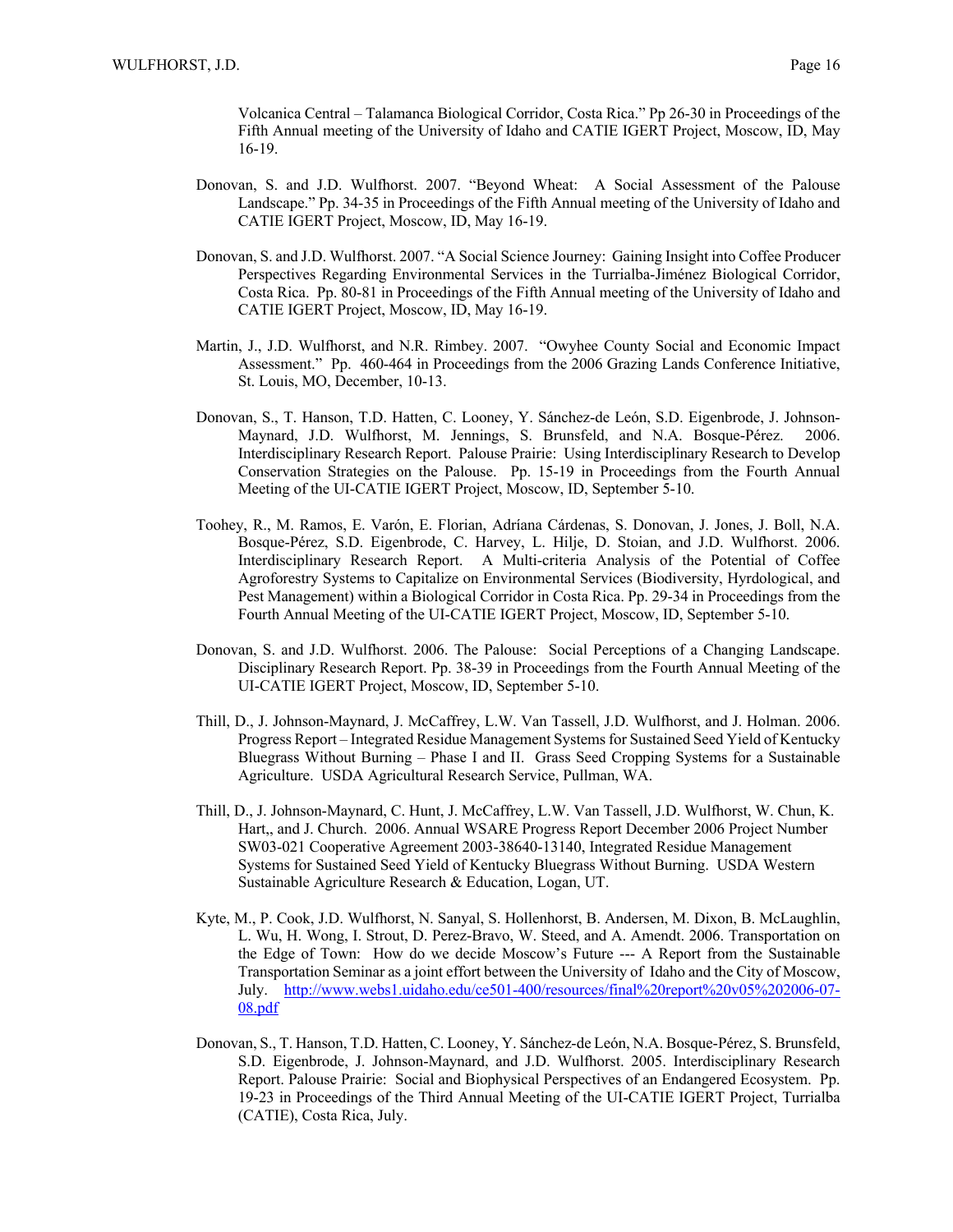Volcanica Central – Talamanca Biological Corridor, Costa Rica." Pp 26-30 in Proceedings of the Fifth Annual meeting of the University of Idaho and CATIE IGERT Project, Moscow, ID, May 16-19.

Donovan, S. and J.D. Wulfhorst. 2007. "Beyond Wheat: A Social Assessment of the Palouse Landscape." Pp. 34-35 in Proceedings of the Fifth Annual meeting of the University of Idaho and CATIE IGERT Project, Moscow, ID, May 16-19.

Donovan, S. and J.D. Wulfhorst. 2007. "A Social Science Journey: Gaining Insight into Coffee Producer Perspectives Regarding Environmental Services in the Turrialba-Jiménez Biological Corridor, Costa Rica. Pp. 80-81 in Proceedings of the Fifth Annual meeting of the University of Idaho and CATIE IGERT Project, Moscow, ID, May 16-19.

Martin, J., J.D. Wulfhorst, and N.R. Rimbey. 2007. "Owyhee County Social and Economic Impact Assessment." Pp. 460-464 in Proceedings from the 2006 Grazing Lands Conference Initiative, St. Louis, MO, December, 10-13.

Donovan, S., T. Hanson, T.D. Hatten, C. Looney, Y. Sánchez-de León, S.D. Eigenbrode, J. Johnson-Maynard, J.D. Wulfhorst, M. Jennings, S. Brunsfeld, and N.A. Bosque-Pérez. 2006. Interdisciplinary Research Report. Palouse Prairie: Using Interdisciplinary Research to Develop Conservation Strategies on the Palouse. Pp. 15-19 in Proceedings from the Fourth Annual Meeting of the UI-CATIE IGERT Project, Moscow, ID, September 5-10.

Toohey, R., M. Ramos, E. Varón, E. Florian, Adríana Cárdenas, S. Donovan, J. Jones, J. Boll, N.A. Bosque-Pérez, S.D. Eigenbrode, C. Harvey, L. Hilje, D. Stoian, and J.D. Wulfhorst. 2006. Interdisciplinary Research Report. A Multi-criteria Analysis of the Potential of Coffee Agroforestry Systems to Capitalize on Environmental Services (Biodiversity, Hyrdological, and Pest Management) within a Biological Corridor in Costa Rica. Pp. 29-34 in Proceedings from the Fourth Annual Meeting of the UI-CATIE IGERT Project, Moscow, ID, September 5-10.

Donovan, S. and J.D. Wulfhorst. 2006. The Palouse: Social Perceptions of a Changing Landscape. Disciplinary Research Report. Pp. 38-39 in Proceedings from the Fourth Annual Meeting of the UI-CATIE IGERT Project, Moscow, ID, September 5-10.

Thill, D., J. Johnson-Maynard, J. McCaffrey, L.W. Van Tassell, J.D. Wulfhorst, and J. Holman. 2006. Progress Report – Integrated Residue Management Systems for Sustained Seed Yield of Kentucky Bluegrass Without Burning – Phase I and II. Grass Seed Cropping Systems for a Sustainable Agriculture. USDA Agricultural Research Service, Pullman, WA.

Thill, D., J. Johnson-Maynard, C. Hunt, J. McCaffrey, L.W. Van Tassell, J.D. Wulfhorst, W. Chun, K. Hart,, and J. Church. 2006. Annual WSARE Progress Report December 2006 Project Number SW03-021 Cooperative Agreement 2003-38640-13140, Integrated Residue Management Systems for Sustained Seed Yield of Kentucky Bluegrass Without Burning. USDA Western Sustainable Agriculture Research & Education, Logan, UT.

Kyte, M., P. Cook, J.D. Wulfhorst, N. Sanyal, S. Hollenhorst, B. Andersen, M. Dixon, B. McLaughlin, L. Wu, H. Wong, I. Strout, D. Perez-Bravo, W. Steed, and A. Amendt. 2006. Transportation on the Edge of Town: How do we decide Moscow's Future --- A Report from the Sustainable Transportation Seminar as a joint effort between the University of Idaho and the City of Moscow, July. http://www.webs1.uidaho.edu/ce501-400/resources/final%20report%20v05%202006-07-08.pdf

Donovan, S., T. Hanson, T.D. Hatten, C. Looney, Y. Sánchez-de León, N.A. Bosque-Pérez, S. Brunsfeld, S.D. Eigenbrode, J. Johnson-Maynard, and J.D. Wulfhorst. 2005. Interdisciplinary Research Report. Palouse Prairie: Social and Biophysical Perspectives of an Endangered Ecosystem. Pp. 19-23 in Proceedings of the Third Annual Meeting of the UI-CATIE IGERT Project, Turrialba (CATIE), Costa Rica, July.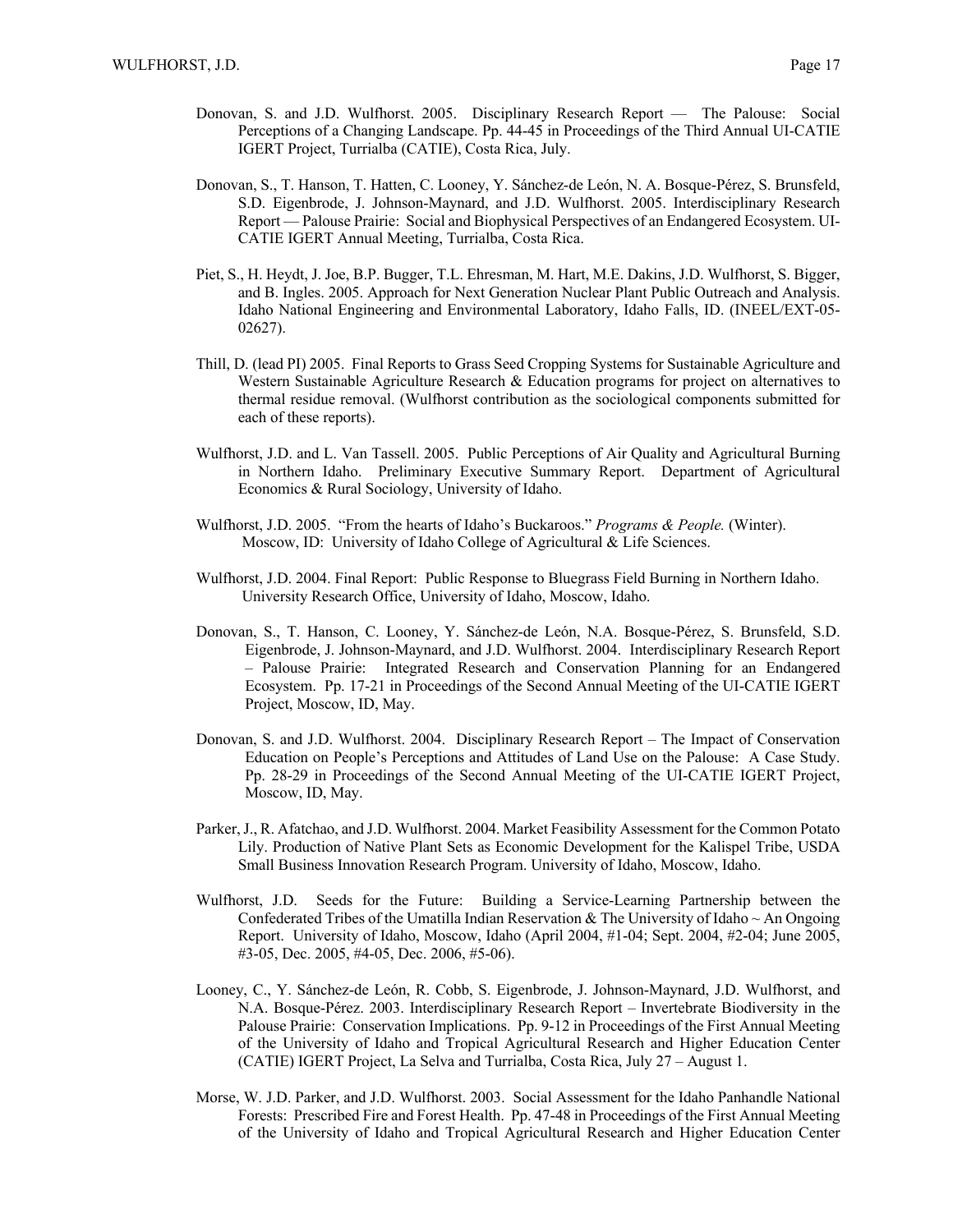Donovan, S. and J.D. Wulfhorst. 2005. Disciplinary Research Report — The Palouse: Social Perceptions of a Changing Landscape. Pp. 44-45 in Proceedings of the Third Annual UI-CATIE IGERT Project, Turrialba (CATIE), Costa Rica, July.

Donovan, S., T. Hanson, T. Hatten, C. Looney, Y. Sánchez-de León, N. A. Bosque-Pérez, S. Brunsfeld, S.D. Eigenbrode, J. Johnson-Maynard, and J.D. Wulfhorst. 2005. Interdisciplinary Research Report — Palouse Prairie: Social and Biophysical Perspectives of an Endangered Ecosystem. UI-CATIE IGERT Annual Meeting, Turrialba, Costa Rica.

Piet, S., H. Heydt, J. Joe, B.P. Bugger, T.L. Ehresman, M. Hart, M.E. Dakins, J.D. Wulfhorst, S. Bigger, and B. Ingles. 2005. Approach for Next Generation Nuclear Plant Public Outreach and Analysis. Idaho National Engineering and Environmental Laboratory, Idaho Falls, ID. (INEEL/EXT-05-02627).

Thill, D. (lead PI) 2005. Final Reports to Grass Seed Cropping Systems for Sustainable Agriculture and Western Sustainable Agriculture Research & Education programs for project on alternatives to thermal residue removal. (Wulfhorst contribution as the sociological components submitted for each of these reports).

Wulfhorst, J.D. and L. Van Tassell. 2005. Public Perceptions of Air Quality and Agricultural Burning in Northern Idaho. Preliminary Executive Summary Report. Department of Agricultural Economics & Rural Sociology, University of Idaho.

Wulfhorst, J.D. 2005. "From the hearts of Idaho's Buckaroos." *Programs & People.* (Winter). Moscow, ID: University of Idaho College of Agricultural & Life Sciences.

Wulfhorst, J.D. 2004. Final Report: Public Response to Bluegrass Field Burning in Northern Idaho. University Research Office, University of Idaho, Moscow, Idaho.

Donovan, S., T. Hanson, C. Looney, Y. Sánchez-de León, N.A. Bosque-Pérez, S. Brunsfeld, S.D. Eigenbrode, J. Johnson-Maynard, and J.D. Wulfhorst. 2004. Interdisciplinary Research Report – Palouse Prairie: Integrated Research and Conservation Planning for an Endangered Ecosystem. Pp. 17-21 in Proceedings of the Second Annual Meeting of the UI-CATIE IGERT Project, Moscow, ID, May.

Donovan, S. and J.D. Wulfhorst. 2004. Disciplinary Research Report – The Impact of Conservation Education on People's Perceptions and Attitudes of Land Use on the Palouse: A Case Study. Pp. 28-29 in Proceedings of the Second Annual Meeting of the UI-CATIE IGERT Project, Moscow, ID, May.

Parker, J., R. Afatchao, and J.D. Wulfhorst. 2004. Market Feasibility Assessment for the Common Potato Lily. Production of Native Plant Sets as Economic Development for the Kalispel Tribe, USDA Small Business Innovation Research Program. University of Idaho, Moscow, Idaho.

Wulfhorst, J.D. Seeds for the Future: Building a Service-Learning Partnership between the Confederated Tribes of the Umatilla Indian Reservation & The University of Idaho ~ An Ongoing Report. University of Idaho, Moscow, Idaho (April 2004, #1-04; Sept. 2004, #2-04; June 2005, #3-05, Dec. 2005, #4-05, Dec. 2006, #5-06).

Looney, C., Y. Sánchez-de León, R. Cobb, S. Eigenbrode, J. Johnson-Maynard, J.D. Wulfhorst, and N.A. Bosque-Pérez. 2003. Interdisciplinary Research Report – Invertebrate Biodiversity in the Palouse Prairie: Conservation Implications. Pp. 9-12 in Proceedings of the First Annual Meeting of the University of Idaho and Tropical Agricultural Research and Higher Education Center (CATIE) IGERT Project, La Selva and Turrialba, Costa Rica, July 27 – August 1.

Morse, W. J.D. Parker, and J.D. Wulfhorst. 2003. Social Assessment for the Idaho Panhandle National Forests: Prescribed Fire and Forest Health. Pp. 47-48 in Proceedings of the First Annual Meeting of the University of Idaho and Tropical Agricultural Research and Higher Education Center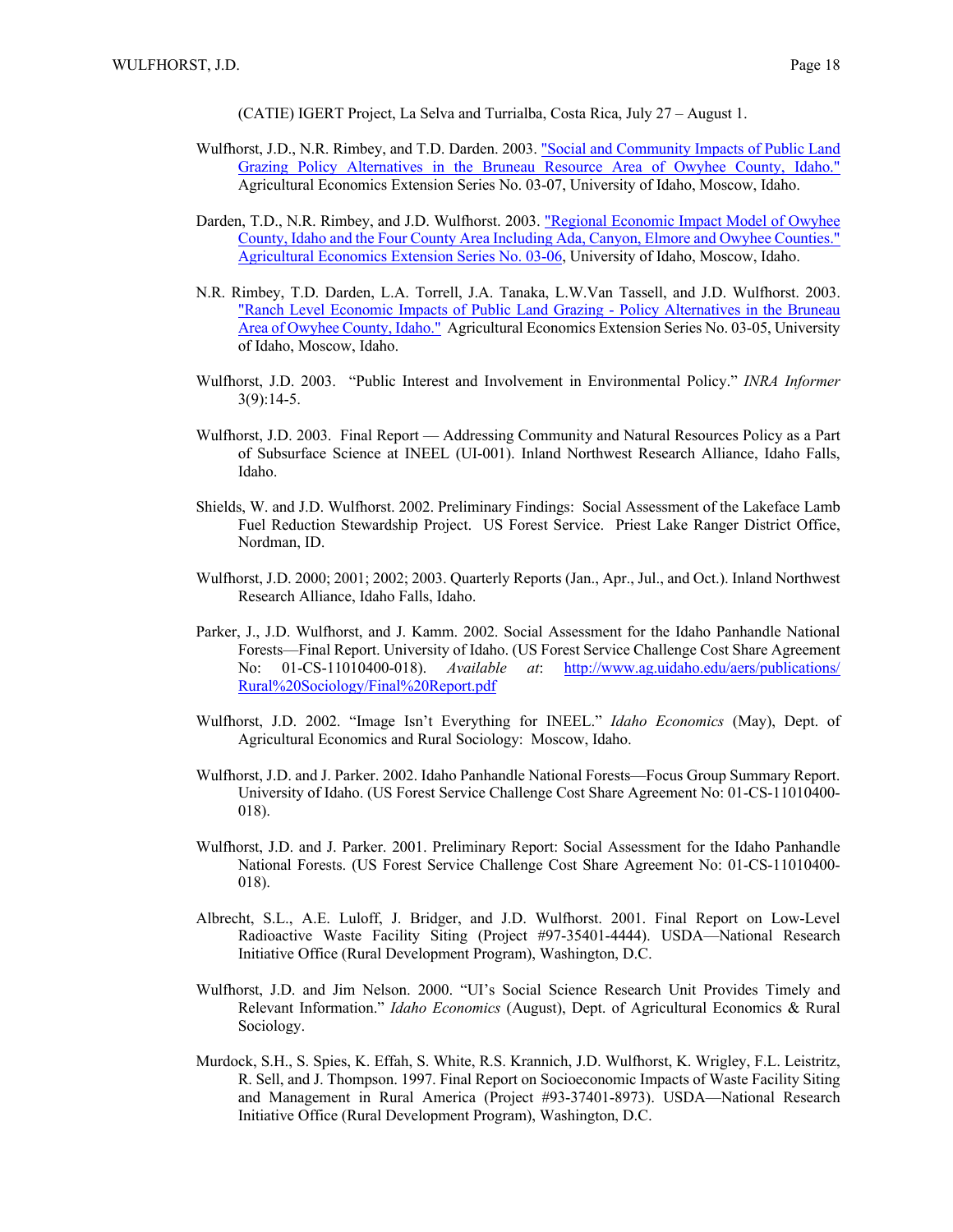(CATIE) IGERT Project, La Selva and Turrialba, Costa Rica, July 27 – August 1.

Wulfhorst, J.D., N.R. Rimbey, and T.D. Darden. 2003. "Social and Community Impacts of Public Land Grazing Policy Alternatives in the Bruneau Resource Area of Owyhee County, Idaho." Agricultural Economics Extension Series No. 03-07, University of Idaho, Moscow, Idaho.

Darden, T.D., N.R. Rimbey, and J.D. Wulfhorst. 2003. "Regional Economic Impact Model of Owyhee County, Idaho and the Four County Area Including Ada, Canyon, Elmore and Owyhee Counties." Agricultural Economics Extension Series No. 03-06, University of Idaho, Moscow, Idaho.

N.R. Rimbey, T.D. Darden, L.A. Torrell, J.A. Tanaka, L.W.Van Tassell, and J.D. Wulfhorst. 2003. "Ranch Level Economic Impacts of Public Land Grazing - Policy Alternatives in the Bruneau Area of Owyhee County, Idaho." Agricultural Economics Extension Series No. 03-05, University of Idaho, Moscow, Idaho.

Wulfhorst, J.D. 2003. "Public Interest and Involvement in Environmental Policy." *INRA Informer* 3(9):14-5.

Wulfhorst, J.D. 2003. Final Report — Addressing Community and Natural Resources Policy as a Part of Subsurface Science at INEEL (UI-001). Inland Northwest Research Alliance, Idaho Falls, Idaho.

Shields, W. and J.D. Wulfhorst. 2002. Preliminary Findings: Social Assessment of the Lakeface Lamb Fuel Reduction Stewardship Project. US Forest Service. Priest Lake Ranger District Office, Nordman, ID.

Wulfhorst, J.D. 2000; 2001; 2002; 2003. Quarterly Reports (Jan., Apr., Jul., and Oct.). Inland Northwest Research Alliance, Idaho Falls, Idaho.

Parker, J., J.D. Wulfhorst, and J. Kamm. 2002. Social Assessment for the Idaho Panhandle National Forests—Final Report. University of Idaho. (US Forest Service Challenge Cost Share Agreement No: 01-CS-11010400-018). *Available at*: http://www.ag.uidaho.edu/aers/publications/Rural%20Sociology/Final%20Report.pdf

Wulfhorst, J.D. 2002. "Image Isn't Everything for INEEL." *Idaho Economics* (May), Dept. of Agricultural Economics and Rural Sociology: Moscow, Idaho.

Wulfhorst, J.D. and J. Parker. 2002. Idaho Panhandle National Forests—Focus Group Summary Report. University of Idaho. (US Forest Service Challenge Cost Share Agreement No: 01-CS-11010400-018).

Wulfhorst, J.D. and J. Parker. 2001. Preliminary Report: Social Assessment for the Idaho Panhandle National Forests. (US Forest Service Challenge Cost Share Agreement No: 01-CS-11010400-018).

Albrecht, S.L., A.E. Luloff, J. Bridger, and J.D. Wulfhorst. 2001. Final Report on Low-Level Radioactive Waste Facility Siting (Project #97-35401-4444). USDA—National Research Initiative Office (Rural Development Program), Washington, D.C.

Wulfhorst, J.D. and Jim Nelson. 2000. "UI's Social Science Research Unit Provides Timely and Relevant Information." *Idaho Economics* (August), Dept. of Agricultural Economics & Rural Sociology.

Murdock, S.H., S. Spies, K. Effah, S. White, R.S. Krannich, J.D. Wulfhorst, K. Wrigley, F.L. Leistritz, R. Sell, and J. Thompson. 1997. Final Report on Socioeconomic Impacts of Waste Facility Siting and Management in Rural America (Project #93-37401-8973). USDA—National Research Initiative Office (Rural Development Program), Washington, D.C.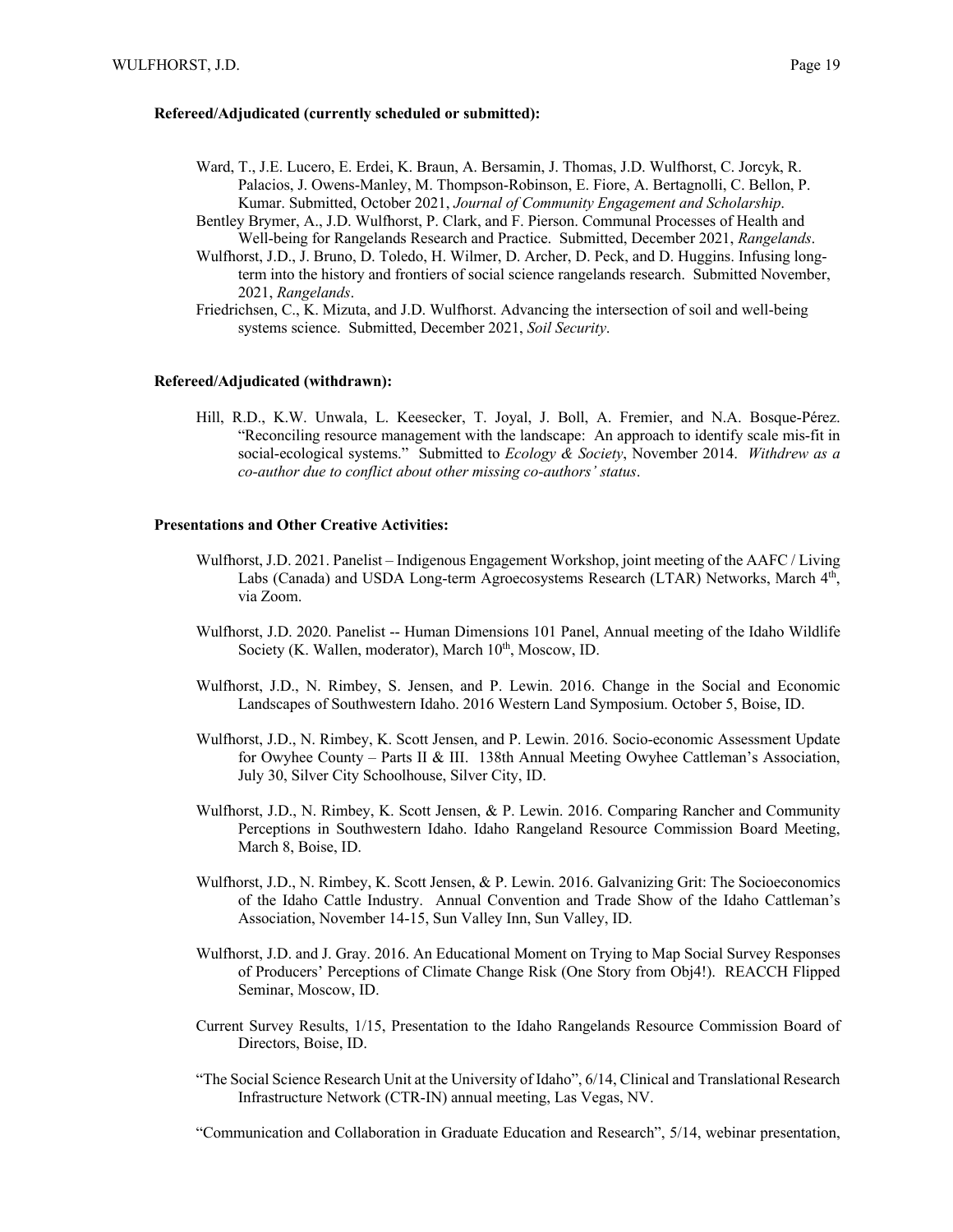**Refereed/Adjudicated (currently scheduled or submitted):**

Ward, T., J.E. Lucero, E. Erdei, K. Braun, A. Bersamin, J. Thomas, J.D. Wulfhorst, C. Jorcyk, R. Palacios, J. Owens-Manley, M. Thompson-Robinson, E. Fiore, A. Bertagnolli, C. Bellon, P. Kumar. Submitted, October 2021, *Journal of Community Engagement and Scholarship*.

Bentley Brymer, A., J.D. Wulfhorst, P. Clark, and F. Pierson. Communal Processes of Health and Well-being for Rangelands Research and Practice. Submitted, December 2021, *Rangelands*.

Wulfhorst, J.D., J. Bruno, D. Toledo, H. Wilmer, D. Archer, D. Peck, and D. Huggins. Infusing long-term into the history and frontiers of social science rangelands research. Submitted November, 2021, *Rangelands*.

Friedrichsen, C., K. Mizuta, and J.D. Wulfhorst. Advancing the intersection of soil and well-being systems science. Submitted, December 2021, *Soil Security*.

**Refereed/Adjudicated (withdrawn):**

Hill, R.D., K.W. Unwala, L. Keesecker, T. Joyal, J. Boll, A. Fremier, and N.A. Bosque-Pérez. "Reconciling resource management with the landscape: An approach to identify scale mis-fit in social-ecological systems." Submitted to *Ecology & Society*, November 2014. *Withdrew as a co-author due to conflict about other missing co-authors' status*.

**Presentations and Other Creative Activities:**

Wulfhorst, J.D. 2021. Panelist – Indigenous Engagement Workshop, joint meeting of the AAFC / Living Labs (Canada) and USDA Long-term Agroecosystems Research (LTAR) Networks, March 4th, via Zoom.

Wulfhorst, J.D. 2020. Panelist -- Human Dimensions 101 Panel, Annual meeting of the Idaho Wildlife Society (K. Wallen, moderator), March 10th, Moscow, ID.

Wulfhorst, J.D., N. Rimbey, S. Jensen, and P. Lewin. 2016. Change in the Social and Economic Landscapes of Southwestern Idaho. 2016 Western Land Symposium. October 5, Boise, ID.

Wulfhorst, J.D., N. Rimbey, K. Scott Jensen, and P. Lewin. 2016. Socio-economic Assessment Update for Owyhee County – Parts II & III. 138th Annual Meeting Owyhee Cattleman's Association, July 30, Silver City Schoolhouse, Silver City, ID.

Wulfhorst, J.D., N. Rimbey, K. Scott Jensen, & P. Lewin. 2016. Comparing Rancher and Community Perceptions in Southwestern Idaho. Idaho Rangeland Resource Commission Board Meeting, March 8, Boise, ID.

Wulfhorst, J.D., N. Rimbey, K. Scott Jensen, & P. Lewin. 2016. Galvanizing Grit: The Socioeconomics of the Idaho Cattle Industry. Annual Convention and Trade Show of the Idaho Cattleman's Association, November 14-15, Sun Valley Inn, Sun Valley, ID.

Wulfhorst, J.D. and J. Gray. 2016. An Educational Moment on Trying to Map Social Survey Responses of Producers' Perceptions of Climate Change Risk (One Story from Obj4!). REACCH Flipped Seminar, Moscow, ID.

Current Survey Results, 1/15, Presentation to the Idaho Rangelands Resource Commission Board of Directors, Boise, ID.

"The Social Science Research Unit at the University of Idaho", 6/14, Clinical and Translational Research Infrastructure Network (CTR-IN) annual meeting, Las Vegas, NV.

"Communication and Collaboration in Graduate Education and Research", 5/14, webinar presentation,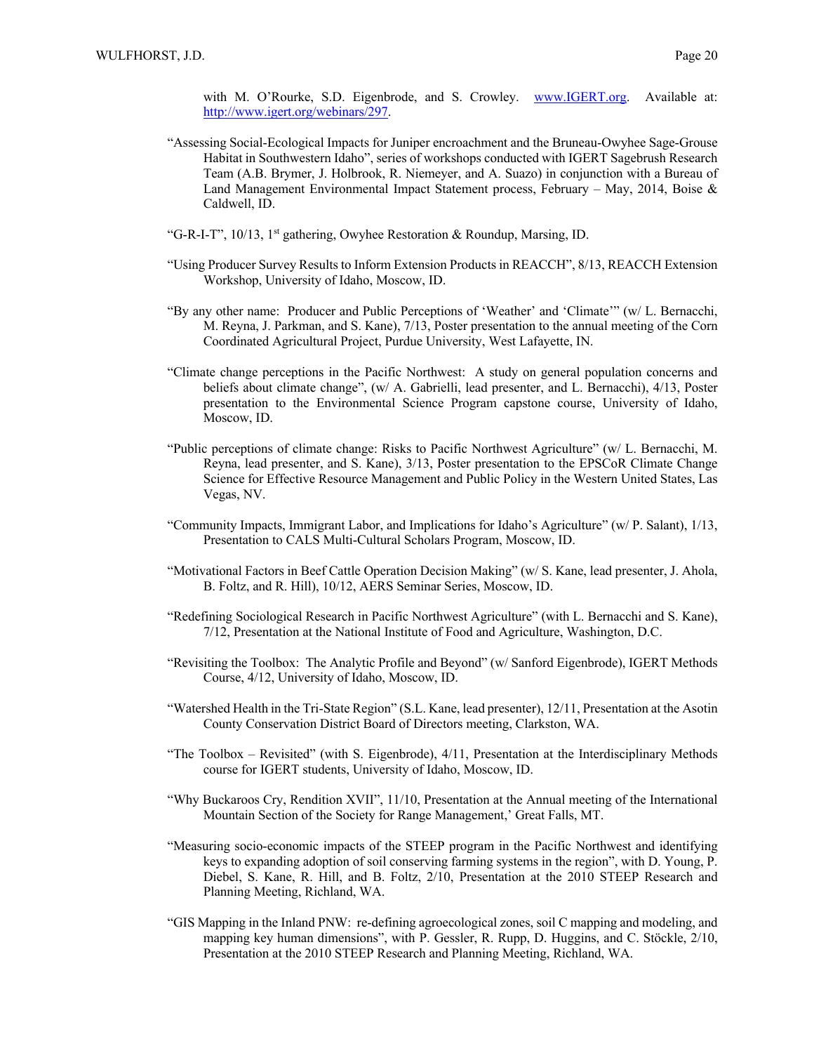with M. O'Rourke, S.D. Eigenbrode, and S. Crowley. [www.IGERT.org](www.IGERT.org). Available at: [http://www.igert.org/webinars/297](http://www.igert.org/webinars/297).

"Assessing Social-Ecological Impacts for Juniper encroachment and the Bruneau-Owyhee Sage-Grouse Habitat in Southwestern Idaho", series of workshops conducted with IGERT Sagebrush Research Team (A.B. Brymer, J. Holbrook, R. Niemeyer, and A. Suazo) in conjunction with a Bureau of Land Management Environmental Impact Statement process, February – May, 2014, Boise & Caldwell, ID.

"G-R-I-T", 10/13, 1st gathering, Owyhee Restoration & Roundup, Marsing, ID.

"Using Producer Survey Results to Inform Extension Products in REACCH", 8/13, REACCH Extension Workshop, University of Idaho, Moscow, ID.

"By any other name: Producer and Public Perceptions of 'Weather' and 'Climate'" (w/ L. Bernacchi, M. Reyna, J. Parkman, and S. Kane), 7/13, Poster presentation to the annual meeting of the Corn Coordinated Agricultural Project, Purdue University, West Lafayette, IN.

"Climate change perceptions in the Pacific Northwest: A study on general population concerns and beliefs about climate change", (w/ A. Gabrielli, lead presenter, and L. Bernacchi), 4/13, Poster presentation to the Environmental Science Program capstone course, University of Idaho, Moscow, ID.

"Public perceptions of climate change: Risks to Pacific Northwest Agriculture" (w/ L. Bernacchi, M. Reyna, lead presenter, and S. Kane), 3/13, Poster presentation to the EPSCoR Climate Change Science for Effective Resource Management and Public Policy in the Western United States, Las Vegas, NV.

"Community Impacts, Immigrant Labor, and Implications for Idaho's Agriculture" (w/ P. Salant), 1/13, Presentation to CALS Multi-Cultural Scholars Program, Moscow, ID.

"Motivational Factors in Beef Cattle Operation Decision Making" (w/ S. Kane, lead presenter, J. Ahola, B. Foltz, and R. Hill), 10/12, AERS Seminar Series, Moscow, ID.

"Redefining Sociological Research in Pacific Northwest Agriculture" (with L. Bernacchi and S. Kane), 7/12, Presentation at the National Institute of Food and Agriculture, Washington, D.C.

"Revisiting the Toolbox: The Analytic Profile and Beyond" (w/ Sanford Eigenbrode), IGERT Methods Course, 4/12, University of Idaho, Moscow, ID.

"Watershed Health in the Tri-State Region" (S.L. Kane, lead presenter), 12/11, Presentation at the Asotin County Conservation District Board of Directors meeting, Clarkston, WA.

"The Toolbox – Revisited" (with S. Eigenbrode), 4/11, Presentation at the Interdisciplinary Methods course for IGERT students, University of Idaho, Moscow, ID.

"Why Buckaroos Cry, Rendition XVII", 11/10, Presentation at the Annual meeting of the International Mountain Section of the Society for Range Management,' Great Falls, MT.

"Measuring socio-economic impacts of the STEEP program in the Pacific Northwest and identifying keys to expanding adoption of soil conserving farming systems in the region", with D. Young, P. Diebel, S. Kane, R. Hill, and B. Foltz, 2/10, Presentation at the 2010 STEEP Research and Planning Meeting, Richland, WA.

"GIS Mapping in the Inland PNW: re-defining agroecological zones, soil C mapping and modeling, and mapping key human dimensions", with P. Gessler, R. Rupp, D. Huggins, and C. Stöckle, 2/10, Presentation at the 2010 STEEP Research and Planning Meeting, Richland, WA.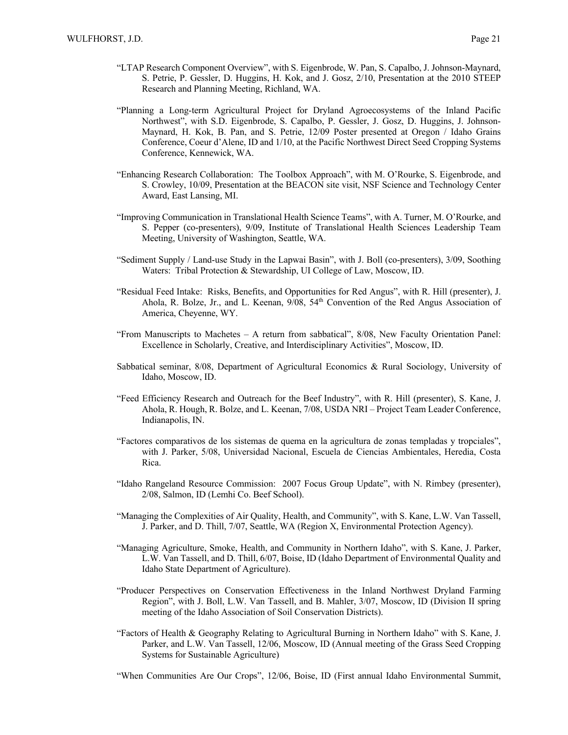"LTAP Research Component Overview", with S. Eigenbrode, W. Pan, S. Capalbo, J. Johnson-Maynard, S. Petrie, P. Gessler, D. Huggins, H. Kok, and J. Gosz, 2/10, Presentation at the 2010 STEEP Research and Planning Meeting, Richland, WA.

"Planning a Long-term Agricultural Project for Dryland Agroecosystems of the Inland Pacific Northwest", with S.D. Eigenbrode, S. Capalbo, P. Gessler, J. Gosz, D. Huggins, J. Johnson-Maynard, H. Kok, B. Pan, and S. Petrie, 12/09 Poster presented at Oregon / Idaho Grains Conference, Coeur d'Alene, ID and 1/10, at the Pacific Northwest Direct Seed Cropping Systems Conference, Kennewick, WA.

"Enhancing Research Collaboration: The Toolbox Approach", with M. O'Rourke, S. Eigenbrode, and S. Crowley, 10/09, Presentation at the BEACON site visit, NSF Science and Technology Center Award, East Lansing, MI.

"Improving Communication in Translational Health Science Teams", with A. Turner, M. O'Rourke, and S. Pepper (co-presenters), 9/09, Institute of Translational Health Sciences Leadership Team Meeting, University of Washington, Seattle, WA.

"Sediment Supply / Land-use Study in the Lapwai Basin", with J. Boll (co-presenters), 3/09, Soothing Waters: Tribal Protection & Stewardship, UI College of Law, Moscow, ID.

"Residual Feed Intake: Risks, Benefits, and Opportunities for Red Angus", with R. Hill (presenter), J. Ahola, R. Bolze, Jr., and L. Keenan, 9/08, 54th Convention of the Red Angus Association of America, Cheyenne, WY.

"From Manuscripts to Machetes – A return from sabbatical", 8/08, New Faculty Orientation Panel: Excellence in Scholarly, Creative, and Interdisciplinary Activities", Moscow, ID.

Sabbatical seminar, 8/08, Department of Agricultural Economics & Rural Sociology, University of Idaho, Moscow, ID.

"Feed Efficiency Research and Outreach for the Beef Industry", with R. Hill (presenter), S. Kane, J. Ahola, R. Hough, R. Bolze, and L. Keenan, 7/08, USDA NRI – Project Team Leader Conference, Indianapolis, IN.

"Factores comparativos de los sistemas de quema en la agricultura de zonas templadas y tropciales", with J. Parker, 5/08, Universidad Nacional, Escuela de Ciencias Ambientales, Heredia, Costa Rica.

"Idaho Rangeland Resource Commission: 2007 Focus Group Update", with N. Rimbey (presenter), 2/08, Salmon, ID (Lemhi Co. Beef School).

"Managing the Complexities of Air Quality, Health, and Community", with S. Kane, L.W. Van Tassell, J. Parker, and D. Thill, 7/07, Seattle, WA (Region X, Environmental Protection Agency).

"Managing Agriculture, Smoke, Health, and Community in Northern Idaho", with S. Kane, J. Parker, L.W. Van Tassell, and D. Thill, 6/07, Boise, ID (Idaho Department of Environmental Quality and Idaho State Department of Agriculture).

"Producer Perspectives on Conservation Effectiveness in the Inland Northwest Dryland Farming Region", with J. Boll, L.W. Van Tassell, and B. Mahler, 3/07, Moscow, ID (Division II spring meeting of the Idaho Association of Soil Conservation Districts).

"Factors of Health & Geography Relating to Agricultural Burning in Northern Idaho" with S. Kane, J. Parker, and L.W. Van Tassell, 12/06, Moscow, ID (Annual meeting of the Grass Seed Cropping Systems for Sustainable Agriculture)

"When Communities Are Our Crops", 12/06, Boise, ID (First annual Idaho Environmental Summit,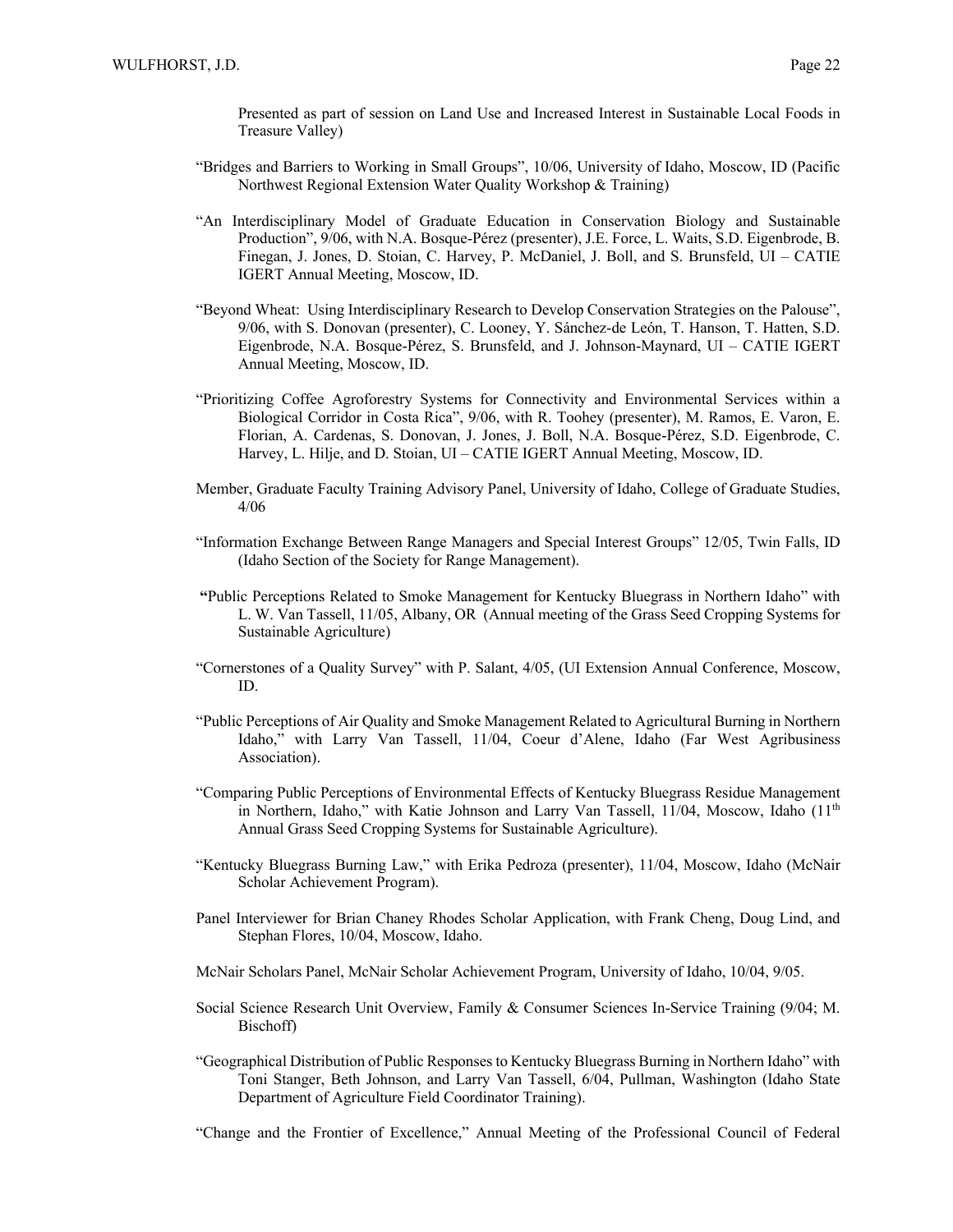Presented as part of session on Land Use and Increased Interest in Sustainable Local Foods in Treasure Valley)

"Bridges and Barriers to Working in Small Groups", 10/06, University of Idaho, Moscow, ID (Pacific Northwest Regional Extension Water Quality Workshop & Training)

"An Interdisciplinary Model of Graduate Education in Conservation Biology and Sustainable Production", 9/06, with N.A. Bosque-Pérez (presenter), J.E. Force, L. Waits, S.D. Eigenbrode, B. Finegan, J. Jones, D. Stoian, C. Harvey, P. McDaniel, J. Boll, and S. Brunsfeld, UI – CATIE IGERT Annual Meeting, Moscow, ID.

"Beyond Wheat: Using Interdisciplinary Research to Develop Conservation Strategies on the Palouse", 9/06, with S. Donovan (presenter), C. Looney, Y. Sánchez-de León, T. Hanson, T. Hatten, S.D. Eigenbrode, N.A. Bosque-Pérez, S. Brunsfeld, and J. Johnson-Maynard, UI – CATIE IGERT Annual Meeting, Moscow, ID.

"Prioritizing Coffee Agroforestry Systems for Connectivity and Environmental Services within a Biological Corridor in Costa Rica", 9/06, with R. Toohey (presenter), M. Ramos, E. Varon, E. Florian, A. Cardenas, S. Donovan, J. Jones, J. Boll, N.A. Bosque-Pérez, S.D. Eigenbrode, C. Harvey, L. Hilje, and D. Stoian, UI – CATIE IGERT Annual Meeting, Moscow, ID.

Member, Graduate Faculty Training Advisory Panel, University of Idaho, College of Graduate Studies, 4/06

"Information Exchange Between Range Managers and Special Interest Groups" 12/05, Twin Falls, ID (Idaho Section of the Society for Range Management).

"Public Perceptions Related to Smoke Management for Kentucky Bluegrass in Northern Idaho" with L. W. Van Tassell, 11/05, Albany, OR (Annual meeting of the Grass Seed Cropping Systems for Sustainable Agriculture)

"Cornerstones of a Quality Survey" with P. Salant, 4/05, (UI Extension Annual Conference, Moscow, ID.

"Public Perceptions of Air Quality and Smoke Management Related to Agricultural Burning in Northern Idaho," with Larry Van Tassell, 11/04, Coeur d'Alene, Idaho (Far West Agribusiness Association).

"Comparing Public Perceptions of Environmental Effects of Kentucky Bluegrass Residue Management in Northern, Idaho," with Katie Johnson and Larry Van Tassell, 11/04, Moscow, Idaho (11th Annual Grass Seed Cropping Systems for Sustainable Agriculture).

"Kentucky Bluegrass Burning Law," with Erika Pedroza (presenter), 11/04, Moscow, Idaho (McNair Scholar Achievement Program).

Panel Interviewer for Brian Chaney Rhodes Scholar Application, with Frank Cheng, Doug Lind, and Stephan Flores, 10/04, Moscow, Idaho.

McNair Scholars Panel, McNair Scholar Achievement Program, University of Idaho, 10/04, 9/05.

Social Science Research Unit Overview, Family & Consumer Sciences In-Service Training (9/04; M. Bischoff)

"Geographical Distribution of Public Responses to Kentucky Bluegrass Burning in Northern Idaho" with Toni Stanger, Beth Johnson, and Larry Van Tassell, 6/04, Pullman, Washington (Idaho State Department of Agriculture Field Coordinator Training).

"Change and the Frontier of Excellence," Annual Meeting of the Professional Council of Federal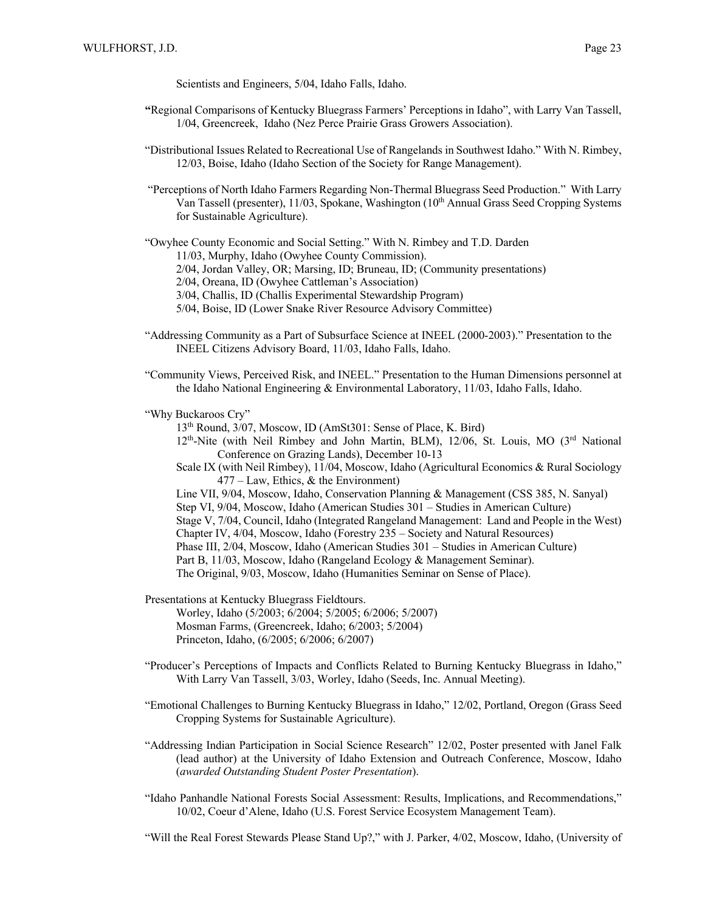Scientists and Engineers, 5/04, Idaho Falls, Idaho.

"Regional Comparisons of Kentucky Bluegrass Farmers' Perceptions in Idaho", with Larry Van Tassell, 1/04, Greencreek, Idaho (Nez Perce Prairie Grass Growers Association).

"Distributional Issues Related to Recreational Use of Rangelands in Southwest Idaho." With N. Rimbey, 12/03, Boise, Idaho (Idaho Section of the Society for Range Management).

"Perceptions of North Idaho Farmers Regarding Non-Thermal Bluegrass Seed Production." With Larry Van Tassell (presenter), 11/03, Spokane, Washington (10th Annual Grass Seed Cropping Systems for Sustainable Agriculture).

"Owyhee County Economic and Social Setting." With N. Rimbey and T.D. Darden
- 11/03, Murphy, Idaho (Owyhee County Commission).
- 2/04, Jordan Valley, OR; Marsing, ID; Bruneau, ID; (Community presentations)
- 2/04, Oreana, ID (Owyhee Cattleman's Association)
- 3/04, Challis, ID (Challis Experimental Stewardship Program)
- 5/04, Boise, ID (Lower Snake River Resource Advisory Committee)

"Addressing Community as a Part of Subsurface Science at INEEL (2000-2003)." Presentation to the INEEL Citizens Advisory Board, 11/03, Idaho Falls, Idaho.

"Community Views, Perceived Risk, and INEEL." Presentation to the Human Dimensions personnel at the Idaho National Engineering & Environmental Laboratory, 11/03, Idaho Falls, Idaho.

"Why Buckaroos Cry"
- 13th Round, 3/07, Moscow, ID (AmSt301: Sense of Place, K. Bird)
- 12th-Nite (with Neil Rimbey and John Martin, BLM), 12/06, St. Louis, MO (3rd National Conference on Grazing Lands), December 10-13
- Scale IX (with Neil Rimbey), 11/04, Moscow, Idaho (Agricultural Economics & Rural Sociology 477 – Law, Ethics, & the Environment)
- Line VII, 9/04, Moscow, Idaho, Conservation Planning & Management (CSS 385, N. Sanyal)
- Step VI, 9/04, Moscow, Idaho (American Studies 301 – Studies in American Culture)
- Stage V, 7/04, Council, Idaho (Integrated Rangeland Management: Land and People in the West)
- Chapter IV, 4/04, Moscow, Idaho (Forestry 235 – Society and Natural Resources)
- Phase III, 2/04, Moscow, Idaho (American Studies 301 – Studies in American Culture)
- Part B, 11/03, Moscow, Idaho (Rangeland Ecology & Management Seminar).
- The Original, 9/03, Moscow, Idaho (Humanities Seminar on Sense of Place).

Presentations at Kentucky Bluegrass Fieldtours.
- Worley, Idaho (5/2003; 6/2004; 5/2005; 6/2006; 5/2007)
- Mosman Farms, (Greencreek, Idaho; 6/2003; 5/2004)
- Princeton, Idaho, (6/2005; 6/2006; 6/2007)

"Producer's Perceptions of Impacts and Conflicts Related to Burning Kentucky Bluegrass in Idaho," With Larry Van Tassell, 3/03, Worley, Idaho (Seeds, Inc. Annual Meeting).

"Emotional Challenges to Burning Kentucky Bluegrass in Idaho," 12/02, Portland, Oregon (Grass Seed Cropping Systems for Sustainable Agriculture).

"Addressing Indian Participation in Social Science Research" 12/02, Poster presented with Janel Falk (lead author) at the University of Idaho Extension and Outreach Conference, Moscow, Idaho (*awarded Outstanding Student Poster Presentation*).

"Idaho Panhandle National Forests Social Assessment: Results, Implications, and Recommendations," 10/02, Coeur d'Alene, Idaho (U.S. Forest Service Ecosystem Management Team).

"Will the Real Forest Stewards Please Stand Up?," with J. Parker, 4/02, Moscow, Idaho, (University of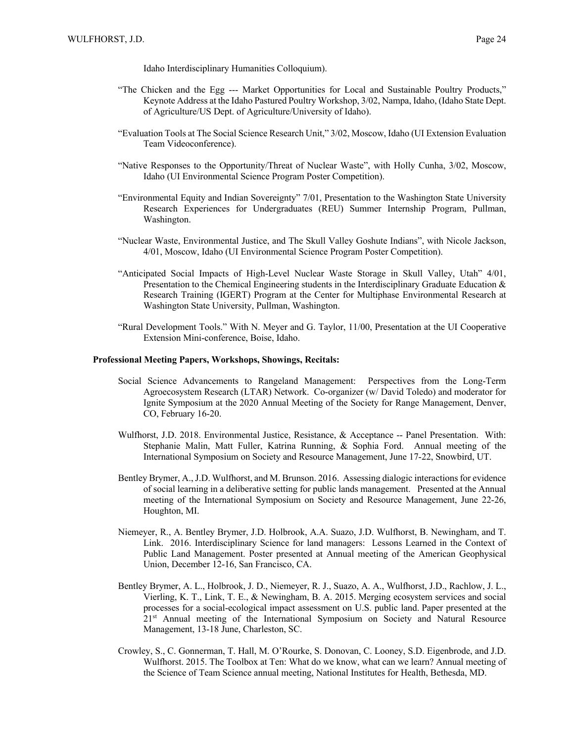Idaho Interdisciplinary Humanities Colloquium).

"The Chicken and the Egg --- Market Opportunities for Local and Sustainable Poultry Products," Keynote Address at the Idaho Pastured Poultry Workshop, 3/02, Nampa, Idaho, (Idaho State Dept. of Agriculture/US Dept. of Agriculture/University of Idaho).

"Evaluation Tools at The Social Science Research Unit," 3/02, Moscow, Idaho (UI Extension Evaluation Team Videoconference).

"Native Responses to the Opportunity/Threat of Nuclear Waste", with Holly Cunha, 3/02, Moscow, Idaho (UI Environmental Science Program Poster Competition).

"Environmental Equity and Indian Sovereignty" 7/01, Presentation to the Washington State University Research Experiences for Undergraduates (REU) Summer Internship Program, Pullman, Washington.

"Nuclear Waste, Environmental Justice, and The Skull Valley Goshute Indians", with Nicole Jackson, 4/01, Moscow, Idaho (UI Environmental Science Program Poster Competition).

"Anticipated Social Impacts of High-Level Nuclear Waste Storage in Skull Valley, Utah" 4/01, Presentation to the Chemical Engineering students in the Interdisciplinary Graduate Education & Research Training (IGERT) Program at the Center for Multiphase Environmental Research at Washington State University, Pullman, Washington.

"Rural Development Tools." With N. Meyer and G. Taylor, 11/00, Presentation at the UI Cooperative Extension Mini-conference, Boise, Idaho.

**Professional Meeting Papers, Workshops, Showings, Recitals:**

Social Science Advancements to Rangeland Management: Perspectives from the Long-Term Agroecosystem Research (LTAR) Network. Co-organizer (w/ David Toledo) and moderator for Ignite Symposium at the 2020 Annual Meeting of the Society for Range Management, Denver, CO, February 16-20.

Wulfhorst, J.D. 2018. Environmental Justice, Resistance, & Acceptance -- Panel Presentation. With: Stephanie Malin, Matt Fuller, Katrina Running, & Sophia Ford. Annual meeting of the International Symposium on Society and Resource Management, June 17-22, Snowbird, UT.

Bentley Brymer, A., J.D. Wulfhorst, and M. Brunson. 2016. Assessing dialogic interactions for evidence of social learning in a deliberative setting for public lands management. Presented at the Annual meeting of the International Symposium on Society and Resource Management, June 22-26, Houghton, MI.

Niemeyer, R., A. Bentley Brymer, J.D. Holbrook, A.A. Suazo, J.D. Wulfhorst, B. Newingham, and T. Link. 2016. Interdisciplinary Science for land managers: Lessons Learned in the Context of Public Land Management. Poster presented at Annual meeting of the American Geophysical Union, December 12-16, San Francisco, CA.

Bentley Brymer, A. L., Holbrook, J. D., Niemeyer, R. J., Suazo, A. A., Wulfhorst, J.D., Rachlow, J. L., Vierling, K. T., Link, T. E., & Newingham, B. A. 2015. Merging ecosystem services and social processes for a social-ecological impact assessment on U.S. public land. Paper presented at the 21st Annual meeting of the International Symposium on Society and Natural Resource Management, 13-18 June, Charleston, SC.

Crowley, S., C. Gonnerman, T. Hall, M. O'Rourke, S. Donovan, C. Looney, S.D. Eigenbrode, and J.D. Wulfhorst. 2015. The Toolbox at Ten: What do we know, what can we learn? Annual meeting of the Science of Team Science annual meeting, National Institutes for Health, Bethesda, MD.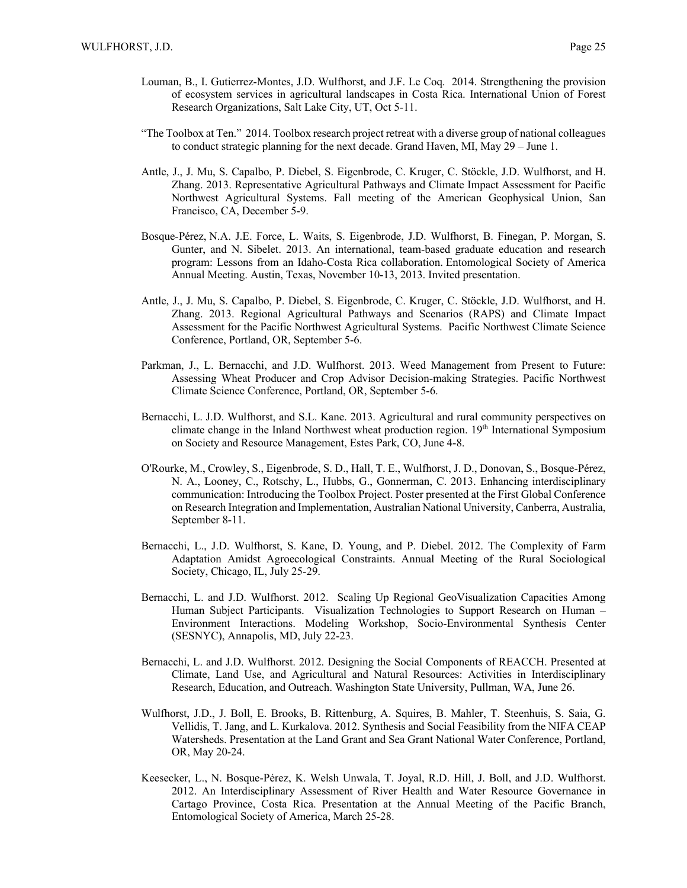Louman, B., I. Gutierrez-Montes, J.D. Wulfhorst, and J.F. Le Coq. 2014. Strengthening the provision of ecosystem services in agricultural landscapes in Costa Rica. International Union of Forest Research Organizations, Salt Lake City, UT, Oct 5-11.

"The Toolbox at Ten." 2014. Toolbox research project retreat with a diverse group of national colleagues to conduct strategic planning for the next decade. Grand Haven, MI, May 29 – June 1.

Antle, J., J. Mu, S. Capalbo, P. Diebel, S. Eigenbrode, C. Kruger, C. Stöckle, J.D. Wulfhorst, and H. Zhang. 2013. Representative Agricultural Pathways and Climate Impact Assessment for Pacific Northwest Agricultural Systems. Fall meeting of the American Geophysical Union, San Francisco, CA, December 5-9.

Bosque-Pérez, N.A. J.E. Force, L. Waits, S. Eigenbrode, J.D. Wulfhorst, B. Finegan, P. Morgan, S. Gunter, and N. Sibelet. 2013. An international, team-based graduate education and research program: Lessons from an Idaho-Costa Rica collaboration. Entomological Society of America Annual Meeting. Austin, Texas, November 10-13, 2013. Invited presentation.

Antle, J., J. Mu, S. Capalbo, P. Diebel, S. Eigenbrode, C. Kruger, C. Stöckle, J.D. Wulfhorst, and H. Zhang. 2013. Regional Agricultural Pathways and Scenarios (RAPS) and Climate Impact Assessment for the Pacific Northwest Agricultural Systems. Pacific Northwest Climate Science Conference, Portland, OR, September 5-6.

Parkman, J., L. Bernacchi, and J.D. Wulfhorst. 2013. Weed Management from Present to Future: Assessing Wheat Producer and Crop Advisor Decision-making Strategies. Pacific Northwest Climate Science Conference, Portland, OR, September 5-6.

Bernacchi, L. J.D. Wulfhorst, and S.L. Kane. 2013. Agricultural and rural community perspectives on climate change in the Inland Northwest wheat production region. 19th International Symposium on Society and Resource Management, Estes Park, CO, June 4-8.

O'Rourke, M., Crowley, S., Eigenbrode, S. D., Hall, T. E., Wulfhorst, J. D., Donovan, S., Bosque-Pérez, N. A., Looney, C., Rotschy, L., Hubbs, G., Gonnerman, C. 2013. Enhancing interdisciplinary communication: Introducing the Toolbox Project. Poster presented at the First Global Conference on Research Integration and Implementation, Australian National University, Canberra, Australia, September 8-11.

Bernacchi, L., J.D. Wulfhorst, S. Kane, D. Young, and P. Diebel. 2012. The Complexity of Farm Adaptation Amidst Agroecological Constraints. Annual Meeting of the Rural Sociological Society, Chicago, IL, July 25-29.

Bernacchi, L. and J.D. Wulfhorst. 2012. Scaling Up Regional GeoVisualization Capacities Among Human Subject Participants. Visualization Technologies to Support Research on Human – Environment Interactions. Modeling Workshop, Socio-Environmental Synthesis Center (SESNYC), Annapolis, MD, July 22-23.

Bernacchi, L. and J.D. Wulfhorst. 2012. Designing the Social Components of REACCH. Presented at Climate, Land Use, and Agricultural and Natural Resources: Activities in Interdisciplinary Research, Education, and Outreach. Washington State University, Pullman, WA, June 26.

Wulfhorst, J.D., J. Boll, E. Brooks, B. Rittenburg, A. Squires, B. Mahler, T. Steenhuis, S. Saia, G. Vellidis, T. Jang, and L. Kurkalova. 2012. Synthesis and Social Feasibility from the NIFA CEAP Watersheds. Presentation at the Land Grant and Sea Grant National Water Conference, Portland, OR, May 20-24.

Keesecker, L., N. Bosque-Pérez, K. Welsh Unwala, T. Joyal, R.D. Hill, J. Boll, and J.D. Wulfhorst. 2012. An Interdisciplinary Assessment of River Health and Water Resource Governance in Cartago Province, Costa Rica. Presentation at the Annual Meeting of the Pacific Branch, Entomological Society of America, March 25-28.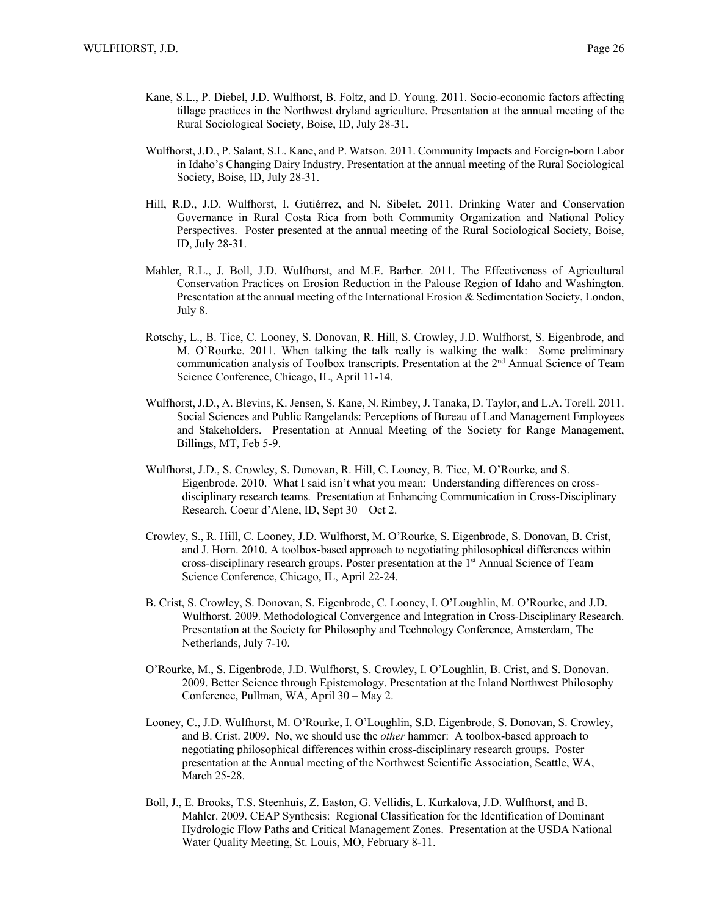Kane, S.L., P. Diebel, J.D. Wulfhorst, B. Foltz, and D. Young. 2011. Socio-economic factors affecting tillage practices in the Northwest dryland agriculture. Presentation at the annual meeting of the Rural Sociological Society, Boise, ID, July 28-31.

Wulfhorst, J.D., P. Salant, S.L. Kane, and P. Watson. 2011. Community Impacts and Foreign-born Labor in Idaho's Changing Dairy Industry. Presentation at the annual meeting of the Rural Sociological Society, Boise, ID, July 28-31.

Hill, R.D., J.D. Wulfhorst, I. Gutiérrez, and N. Sibelet. 2011. Drinking Water and Conservation Governance in Rural Costa Rica from both Community Organization and National Policy Perspectives. Poster presented at the annual meeting of the Rural Sociological Society, Boise, ID, July 28-31.

Mahler, R.L., J. Boll, J.D. Wulfhorst, and M.E. Barber. 2011. The Effectiveness of Agricultural Conservation Practices on Erosion Reduction in the Palouse Region of Idaho and Washington. Presentation at the annual meeting of the International Erosion & Sedimentation Society, London, July 8.

Rotschy, L., B. Tice, C. Looney, S. Donovan, R. Hill, S. Crowley, J.D. Wulfhorst, S. Eigenbrode, and M. O'Rourke. 2011. When talking the talk really is walking the walk: Some preliminary communication analysis of Toolbox transcripts. Presentation at the 2nd Annual Science of Team Science Conference, Chicago, IL, April 11-14.

Wulfhorst, J.D., A. Blevins, K. Jensen, S. Kane, N. Rimbey, J. Tanaka, D. Taylor, and L.A. Torell. 2011. Social Sciences and Public Rangelands: Perceptions of Bureau of Land Management Employees and Stakeholders. Presentation at Annual Meeting of the Society for Range Management, Billings, MT, Feb 5-9.

Wulfhorst, J.D., S. Crowley, S. Donovan, R. Hill, C. Looney, B. Tice, M. O'Rourke, and S. Eigenbrode. 2010. What I said isn't what you mean: Understanding differences on cross-disciplinary research teams. Presentation at Enhancing Communication in Cross-Disciplinary Research, Coeur d'Alene, ID, Sept 30 – Oct 2.

Crowley, S., R. Hill, C. Looney, J.D. Wulfhorst, M. O'Rourke, S. Eigenbrode, S. Donovan, B. Crist, and J. Horn. 2010. A toolbox-based approach to negotiating philosophical differences within cross-disciplinary research groups. Poster presentation at the 1st Annual Science of Team Science Conference, Chicago, IL, April 22-24.

B. Crist, S. Crowley, S. Donovan, S. Eigenbrode, C. Looney, I. O'Loughlin, M. O'Rourke, and J.D. Wulfhorst. 2009. Methodological Convergence and Integration in Cross-Disciplinary Research. Presentation at the Society for Philosophy and Technology Conference, Amsterdam, The Netherlands, July 7-10.

O'Rourke, M., S. Eigenbrode, J.D. Wulfhorst, S. Crowley, I. O'Loughlin, B. Crist, and S. Donovan. 2009. Better Science through Epistemology. Presentation at the Inland Northwest Philosophy Conference, Pullman, WA, April 30 – May 2.

Looney, C., J.D. Wulfhorst, M. O'Rourke, I. O'Loughlin, S.D. Eigenbrode, S. Donovan, S. Crowley, and B. Crist. 2009. No, we should use the *other* hammer: A toolbox-based approach to negotiating philosophical differences within cross-disciplinary research groups. Poster presentation at the Annual meeting of the Northwest Scientific Association, Seattle, WA, March 25-28.

Boll, J., E. Brooks, T.S. Steenhuis, Z. Easton, G. Vellidis, L. Kurkalova, J.D. Wulfhorst, and B. Mahler. 2009. CEAP Synthesis: Regional Classification for the Identification of Dominant Hydrologic Flow Paths and Critical Management Zones. Presentation at the USDA National Water Quality Meeting, St. Louis, MO, February 8-11.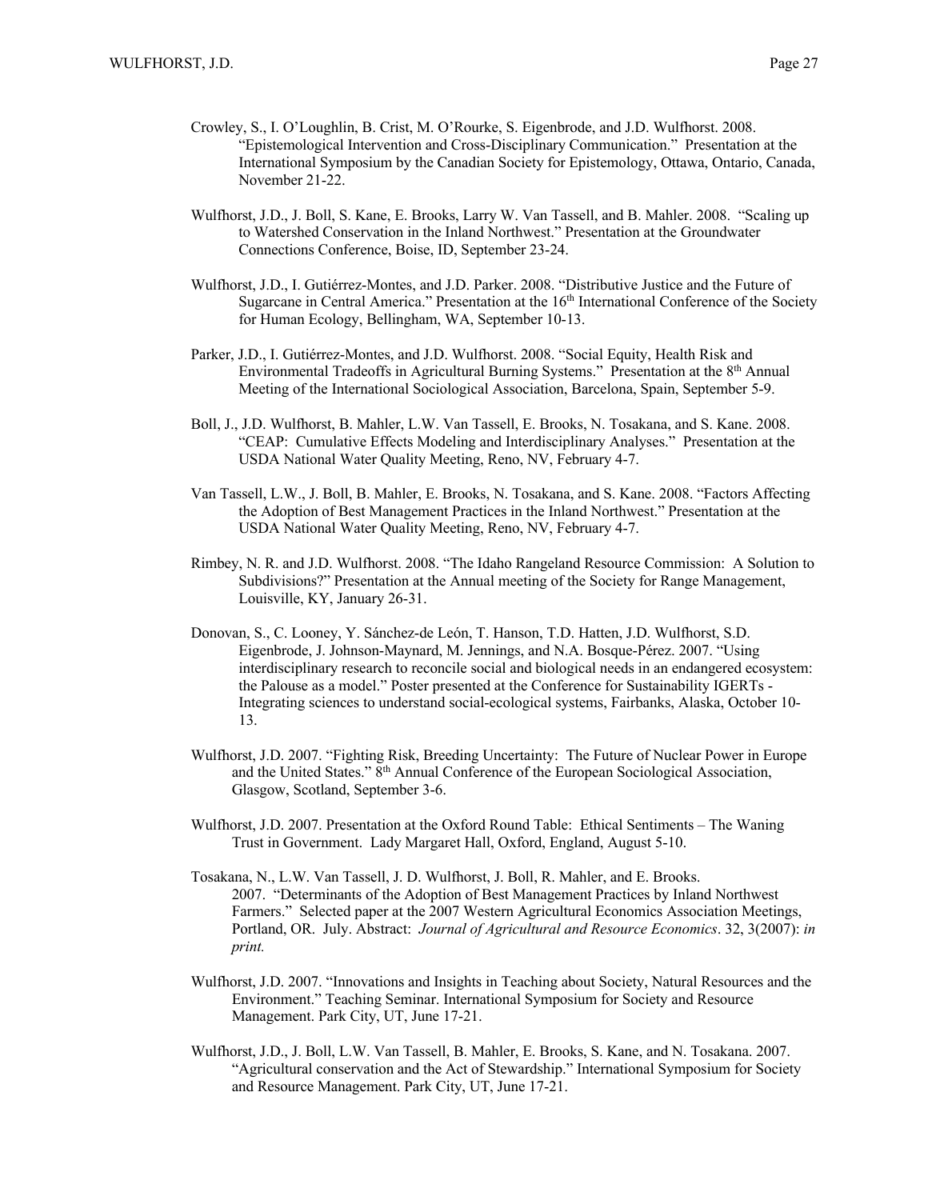Crowley, S., I. O'Loughlin, B. Crist, M. O'Rourke, S. Eigenbrode, and J.D. Wulfhorst. 2008. "Epistemological Intervention and Cross-Disciplinary Communication." Presentation at the International Symposium by the Canadian Society for Epistemology, Ottawa, Ontario, Canada, November 21-22.

Wulfhorst, J.D., J. Boll, S. Kane, E. Brooks, Larry W. Van Tassell, and B. Mahler. 2008. "Scaling up to Watershed Conservation in the Inland Northwest." Presentation at the Groundwater Connections Conference, Boise, ID, September 23-24.

Wulfhorst, J.D., I. Gutiérrez-Montes, and J.D. Parker. 2008. "Distributive Justice and the Future of Sugarcane in Central America." Presentation at the 16th International Conference of the Society for Human Ecology, Bellingham, WA, September 10-13.

Parker, J.D., I. Gutiérrez-Montes, and J.D. Wulfhorst. 2008. "Social Equity, Health Risk and Environmental Tradeoffs in Agricultural Burning Systems." Presentation at the 8th Annual Meeting of the International Sociological Association, Barcelona, Spain, September 5-9.

Boll, J., J.D. Wulfhorst, B. Mahler, L.W. Van Tassell, E. Brooks, N. Tosakana, and S. Kane. 2008. "CEAP: Cumulative Effects Modeling and Interdisciplinary Analyses." Presentation at the USDA National Water Quality Meeting, Reno, NV, February 4-7.

Van Tassell, L.W., J. Boll, B. Mahler, E. Brooks, N. Tosakana, and S. Kane. 2008. "Factors Affecting the Adoption of Best Management Practices in the Inland Northwest." Presentation at the USDA National Water Quality Meeting, Reno, NV, February 4-7.

Rimbey, N. R. and J.D. Wulfhorst. 2008. "The Idaho Rangeland Resource Commission: A Solution to Subdivisions?" Presentation at the Annual meeting of the Society for Range Management, Louisville, KY, January 26-31.

Donovan, S., C. Looney, Y. Sánchez-de León, T. Hanson, T.D. Hatten, J.D. Wulfhorst, S.D. Eigenbrode, J. Johnson-Maynard, M. Jennings, and N.A. Bosque-Pérez. 2007. "Using interdisciplinary research to reconcile social and biological needs in an endangered ecosystem: the Palouse as a model." Poster presented at the Conference for Sustainability IGERTs - Integrating sciences to understand social-ecological systems, Fairbanks, Alaska, October 10-13.

Wulfhorst, J.D. 2007. "Fighting Risk, Breeding Uncertainty: The Future of Nuclear Power in Europe and the United States." 8th Annual Conference of the European Sociological Association, Glasgow, Scotland, September 3-6.

Wulfhorst, J.D. 2007. Presentation at the Oxford Round Table: Ethical Sentiments – The Waning Trust in Government. Lady Margaret Hall, Oxford, England, August 5-10.

Tosakana, N., L.W. Van Tassell, J. D. Wulfhorst, J. Boll, R. Mahler, and E. Brooks. 2007. "Determinants of the Adoption of Best Management Practices by Inland Northwest Farmers." Selected paper at the 2007 Western Agricultural Economics Association Meetings, Portland, OR. July. Abstract: *Journal of Agricultural and Resource Economics*. 32, 3(2007): *in print.*

Wulfhorst, J.D. 2007. "Innovations and Insights in Teaching about Society, Natural Resources and the Environment." Teaching Seminar. International Symposium for Society and Resource Management. Park City, UT, June 17-21.

Wulfhorst, J.D., J. Boll, L.W. Van Tassell, B. Mahler, E. Brooks, S. Kane, and N. Tosakana. 2007. "Agricultural conservation and the Act of Stewardship." International Symposium for Society and Resource Management. Park City, UT, June 17-21.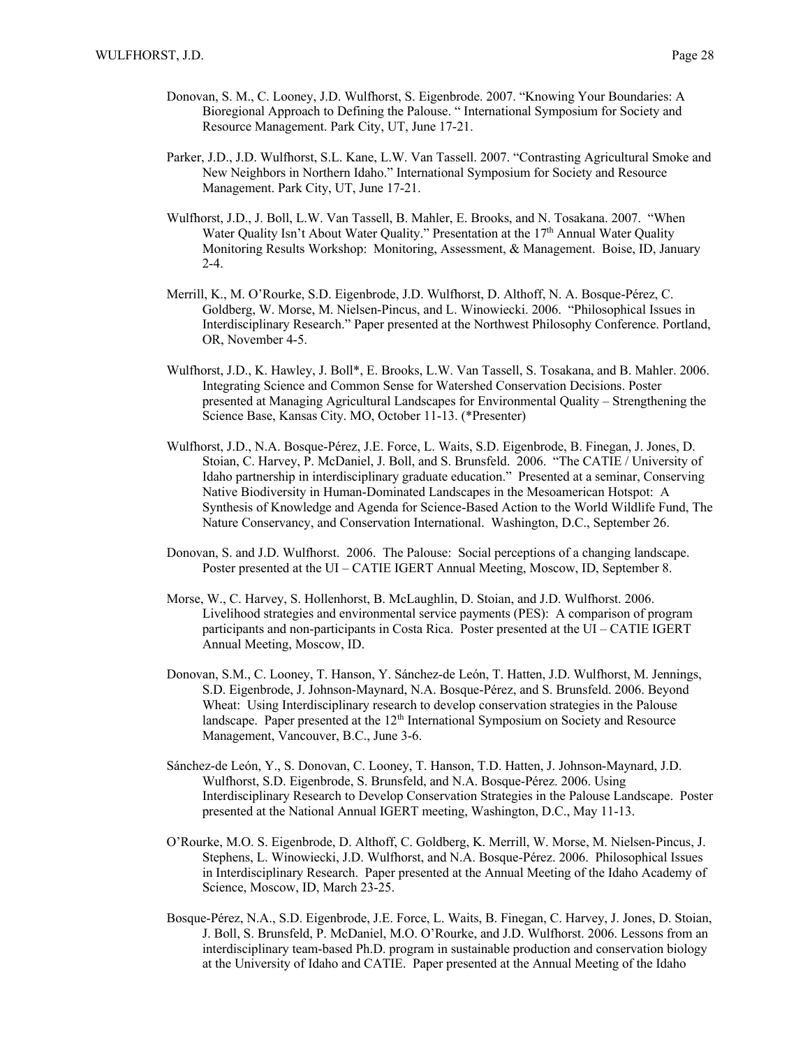Donovan, S. M., C. Looney, J.D. Wulfhorst, S. Eigenbrode. 2007. "Knowing Your Boundaries: A Bioregional Approach to Defining the Palouse. " International Symposium for Society and Resource Management. Park City, UT, June 17-21.

Parker, J.D., J.D. Wulfhorst, S.L. Kane, L.W. Van Tassell. 2007. "Contrasting Agricultural Smoke and New Neighbors in Northern Idaho." International Symposium for Society and Resource Management. Park City, UT, June 17-21.

Wulfhorst, J.D., J. Boll, L.W. Van Tassell, B. Mahler, E. Brooks, and N. Tosakana. 2007. "When Water Quality Isn't About Water Quality." Presentation at the 17th Annual Water Quality Monitoring Results Workshop: Monitoring, Assessment, & Management. Boise, ID, January 2-4.

Merrill, K., M. O'Rourke, S.D. Eigenbrode, J.D. Wulfhorst, D. Althoff, N. A. Bosque-Pérez, C. Goldberg, W. Morse, M. Nielsen-Pincus, and L. Winowiecki. 2006. "Philosophical Issues in Interdisciplinary Research." Paper presented at the Northwest Philosophy Conference. Portland, OR, November 4-5.

Wulfhorst, J.D., K. Hawley, J. Boll*, E. Brooks, L.W. Van Tassell, S. Tosakana, and B. Mahler. 2006. Integrating Science and Common Sense for Watershed Conservation Decisions. Poster presented at Managing Agricultural Landscapes for Environmental Quality – Strengthening the Science Base, Kansas City. MO, October 11-13. (*Presenter)

Wulfhorst, J.D., N.A. Bosque-Pérez, J.E. Force, L. Waits, S.D. Eigenbrode, B. Finegan, J. Jones, D. Stoian, C. Harvey, P. McDaniel, J. Boll, and S. Brunsfeld. 2006. "The CATIE / University of Idaho partnership in interdisciplinary graduate education." Presented at a seminar, Conserving Native Biodiversity in Human-Dominated Landscapes in the Mesoamerican Hotspot: A Synthesis of Knowledge and Agenda for Science-Based Action to the World Wildlife Fund, The Nature Conservancy, and Conservation International. Washington, D.C., September 26.

Donovan, S. and J.D. Wulfhorst. 2006. The Palouse: Social perceptions of a changing landscape. Poster presented at the UI – CATIE IGERT Annual Meeting, Moscow, ID, September 8.

Morse, W., C. Harvey, S. Hollenhorst, B. McLaughlin, D. Stoian, and J.D. Wulfhorst. 2006. Livelihood strategies and environmental service payments (PES): A comparison of program participants and non-participants in Costa Rica. Poster presented at the UI – CATIE IGERT Annual Meeting, Moscow, ID.

Donovan, S.M., C. Looney, T. Hanson, Y. Sánchez-de León, T. Hatten, J.D. Wulfhorst, M. Jennings, S.D. Eigenbrode, J. Johnson-Maynard, N.A. Bosque-Pérez, and S. Brunsfeld. 2006. Beyond Wheat: Using Interdisciplinary research to develop conservation strategies in the Palouse landscape. Paper presented at the 12th International Symposium on Society and Resource Management, Vancouver, B.C., June 3-6.

Sánchez-de León, Y., S. Donovan, C. Looney, T. Hanson, T.D. Hatten, J. Johnson-Maynard, J.D. Wulfhorst, S.D. Eigenbrode, S. Brunsfeld, and N.A. Bosque-Pérez. 2006. Using Interdisciplinary Research to Develop Conservation Strategies in the Palouse Landscape. Poster presented at the National Annual IGERT meeting, Washington, D.C., May 11-13.

O'Rourke, M.O. S. Eigenbrode, D. Althoff, C. Goldberg, K. Merrill, W. Morse, M. Nielsen-Pincus, J. Stephens, L. Winowiecki, J.D. Wulfhorst, and N.A. Bosque-Pérez. 2006. Philosophical Issues in Interdisciplinary Research. Paper presented at the Annual Meeting of the Idaho Academy of Science, Moscow, ID, March 23-25.

Bosque-Pérez, N.A., S.D. Eigenbrode, J.E. Force, L. Waits, B. Finegan, C. Harvey, J. Jones, D. Stoian, J. Boll, S. Brunsfeld, P. McDaniel, M.O. O'Rourke, and J.D. Wulfhorst. 2006. Lessons from an interdisciplinary team-based Ph.D. program in sustainable production and conservation biology at the University of Idaho and CATIE. Paper presented at the Annual Meeting of the Idaho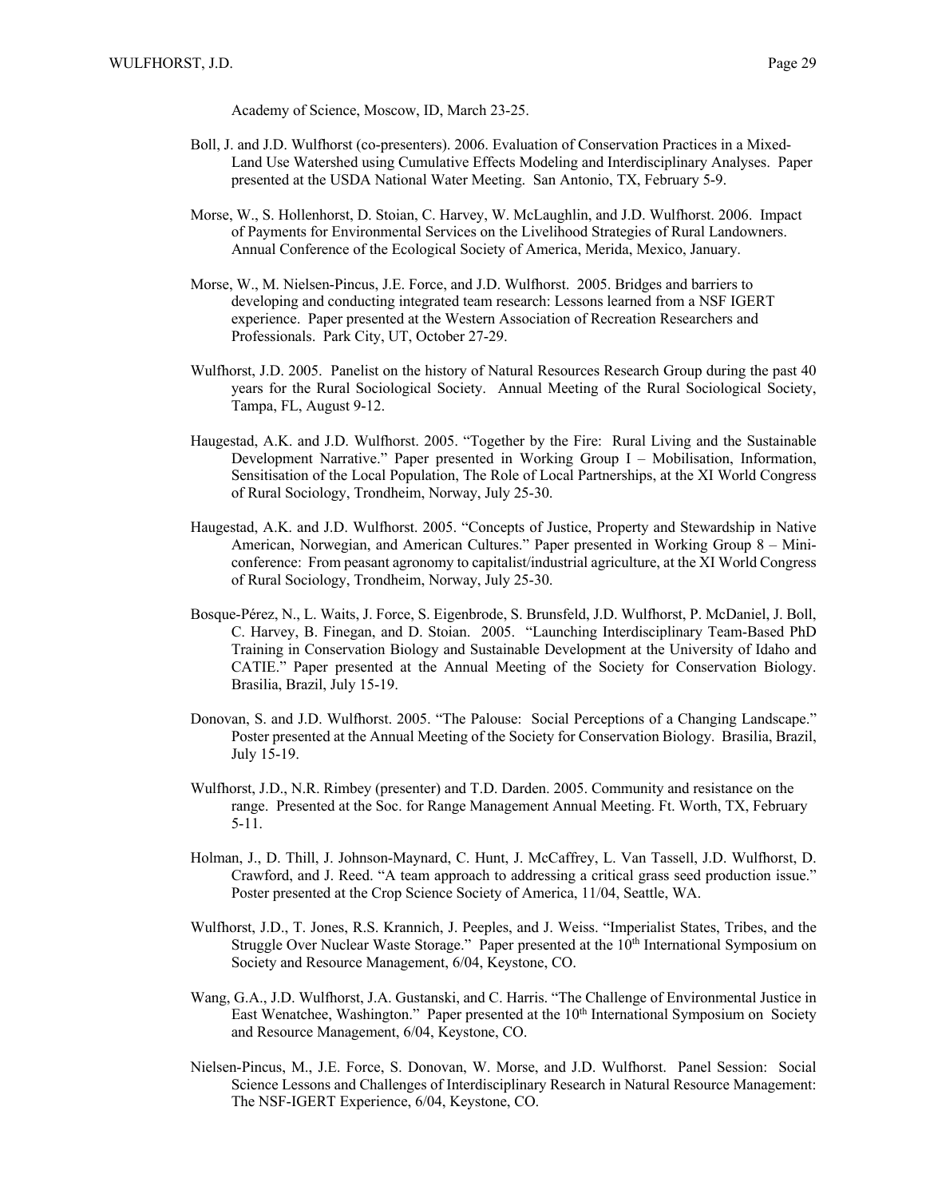Academy of Science, Moscow, ID, March 23-25.

Boll, J. and J.D. Wulfhorst (co-presenters). 2006. Evaluation of Conservation Practices in a Mixed-Land Use Watershed using Cumulative Effects Modeling and Interdisciplinary Analyses. Paper presented at the USDA National Water Meeting. San Antonio, TX, February 5-9.

Morse, W., S. Hollenhorst, D. Stoian, C. Harvey, W. McLaughlin, and J.D. Wulfhorst. 2006. Impact of Payments for Environmental Services on the Livelihood Strategies of Rural Landowners. Annual Conference of the Ecological Society of America, Merida, Mexico, January.

Morse, W., M. Nielsen-Pincus, J.E. Force, and J.D. Wulfhorst. 2005. Bridges and barriers to developing and conducting integrated team research: Lessons learned from a NSF IGERT experience. Paper presented at the Western Association of Recreation Researchers and Professionals. Park City, UT, October 27-29.

Wulfhorst, J.D. 2005. Panelist on the history of Natural Resources Research Group during the past 40 years for the Rural Sociological Society. Annual Meeting of the Rural Sociological Society, Tampa, FL, August 9-12.

Haugestad, A.K. and J.D. Wulfhorst. 2005. "Together by the Fire: Rural Living and the Sustainable Development Narrative." Paper presented in Working Group I – Mobilisation, Information, Sensitisation of the Local Population, The Role of Local Partnerships, at the XI World Congress of Rural Sociology, Trondheim, Norway, July 25-30.

Haugestad, A.K. and J.D. Wulfhorst. 2005. "Concepts of Justice, Property and Stewardship in Native American, Norwegian, and American Cultures." Paper presented in Working Group 8 – Mini-conference: From peasant agronomy to capitalist/industrial agriculture, at the XI World Congress of Rural Sociology, Trondheim, Norway, July 25-30.

Bosque-Pérez, N., L. Waits, J. Force, S. Eigenbrode, S. Brunsfeld, J.D. Wulfhorst, P. McDaniel, J. Boll, C. Harvey, B. Finegan, and D. Stoian. 2005. "Launching Interdisciplinary Team-Based PhD Training in Conservation Biology and Sustainable Development at the University of Idaho and CATIE." Paper presented at the Annual Meeting of the Society for Conservation Biology. Brasilia, Brazil, July 15-19.

Donovan, S. and J.D. Wulfhorst. 2005. "The Palouse: Social Perceptions of a Changing Landscape." Poster presented at the Annual Meeting of the Society for Conservation Biology. Brasilia, Brazil, July 15-19.

Wulfhorst, J.D., N.R. Rimbey (presenter) and T.D. Darden. 2005. Community and resistance on the range. Presented at the Soc. for Range Management Annual Meeting. Ft. Worth, TX, February 5-11.

Holman, J., D. Thill, J. Johnson-Maynard, C. Hunt, J. McCaffrey, L. Van Tassell, J.D. Wulfhorst, D. Crawford, and J. Reed. "A team approach to addressing a critical grass seed production issue." Poster presented at the Crop Science Society of America, 11/04, Seattle, WA.

Wulfhorst, J.D., T. Jones, R.S. Krannich, J. Peeples, and J. Weiss. "Imperialist States, Tribes, and the Struggle Over Nuclear Waste Storage." Paper presented at the 10th International Symposium on Society and Resource Management, 6/04, Keystone, CO.

Wang, G.A., J.D. Wulfhorst, J.A. Gustanski, and C. Harris. "The Challenge of Environmental Justice in East Wenatchee, Washington." Paper presented at the 10th International Symposium on Society and Resource Management, 6/04, Keystone, CO.

Nielsen-Pincus, M., J.E. Force, S. Donovan, W. Morse, and J.D. Wulfhorst. Panel Session: Social Science Lessons and Challenges of Interdisciplinary Research in Natural Resource Management: The NSF-IGERT Experience, 6/04, Keystone, CO.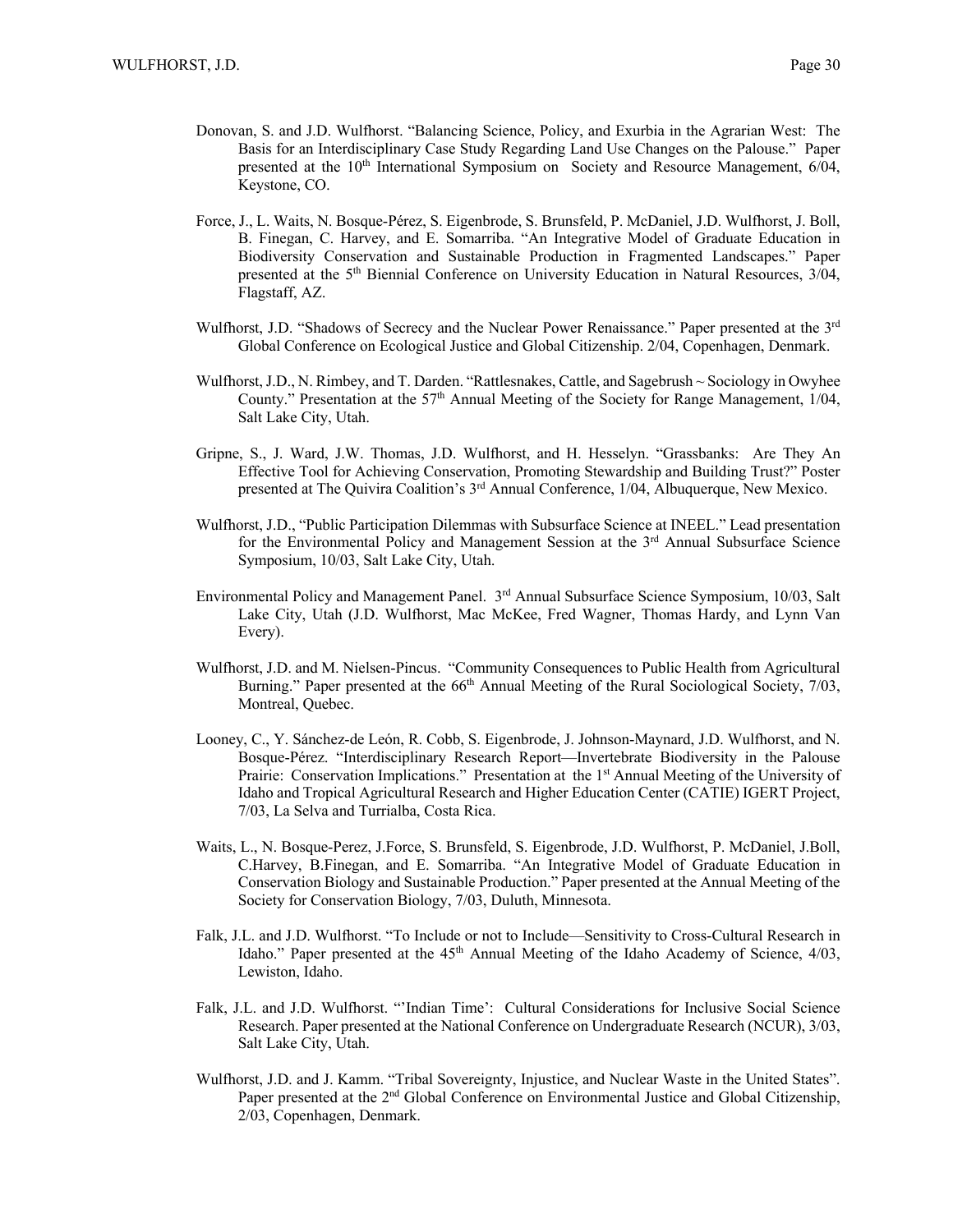Donovan, S. and J.D. Wulfhorst. "Balancing Science, Policy, and Exurbia in the Agrarian West: The Basis for an Interdisciplinary Case Study Regarding Land Use Changes on the Palouse." Paper presented at the 10th International Symposium on Society and Resource Management, 6/04, Keystone, CO.

Force, J., L. Waits, N. Bosque-Pérez, S. Eigenbrode, S. Brunsfeld, P. McDaniel, J.D. Wulfhorst, J. Boll, B. Finegan, C. Harvey, and E. Somarriba. "An Integrative Model of Graduate Education in Biodiversity Conservation and Sustainable Production in Fragmented Landscapes." Paper presented at the 5th Biennial Conference on University Education in Natural Resources, 3/04, Flagstaff, AZ.

Wulfhorst, J.D. "Shadows of Secrecy and the Nuclear Power Renaissance." Paper presented at the 3rd Global Conference on Ecological Justice and Global Citizenship. 2/04, Copenhagen, Denmark.

Wulfhorst, J.D., N. Rimbey, and T. Darden. "Rattlesnakes, Cattle, and Sagebrush ~ Sociology in Owyhee County." Presentation at the 57th Annual Meeting of the Society for Range Management, 1/04, Salt Lake City, Utah.

Gripne, S., J. Ward, J.W. Thomas, J.D. Wulfhorst, and H. Hesselyn. "Grassbanks: Are They An Effective Tool for Achieving Conservation, Promoting Stewardship and Building Trust?" Poster presented at The Quivira Coalition's 3rd Annual Conference, 1/04, Albuquerque, New Mexico.

Wulfhorst, J.D., "Public Participation Dilemmas with Subsurface Science at INEEL." Lead presentation for the Environmental Policy and Management Session at the 3rd Annual Subsurface Science Symposium, 10/03, Salt Lake City, Utah.

Environmental Policy and Management Panel. 3rd Annual Subsurface Science Symposium, 10/03, Salt Lake City, Utah (J.D. Wulfhorst, Mac McKee, Fred Wagner, Thomas Hardy, and Lynn Van Every).

Wulfhorst, J.D. and M. Nielsen-Pincus. "Community Consequences to Public Health from Agricultural Burning." Paper presented at the 66th Annual Meeting of the Rural Sociological Society, 7/03, Montreal, Quebec.

Looney, C., Y. Sánchez-de León, R. Cobb, S. Eigenbrode, J. Johnson-Maynard, J.D. Wulfhorst, and N. Bosque-Pérez. "Interdisciplinary Research Report—Invertebrate Biodiversity in the Palouse Prairie: Conservation Implications." Presentation at the 1st Annual Meeting of the University of Idaho and Tropical Agricultural Research and Higher Education Center (CATIE) IGERT Project, 7/03, La Selva and Turrialba, Costa Rica.

Waits, L., N. Bosque-Perez, J.Force, S. Brunsfeld, S. Eigenbrode, J.D. Wulfhorst, P. McDaniel, J.Boll, C.Harvey, B.Finegan, and E. Somarriba. "An Integrative Model of Graduate Education in Conservation Biology and Sustainable Production." Paper presented at the Annual Meeting of the Society for Conservation Biology, 7/03, Duluth, Minnesota.

Falk, J.L. and J.D. Wulfhorst. "To Include or not to Include—Sensitivity to Cross-Cultural Research in Idaho." Paper presented at the 45th Annual Meeting of the Idaho Academy of Science, 4/03, Lewiston, Idaho.

Falk, J.L. and J.D. Wulfhorst. "'Indian Time': Cultural Considerations for Inclusive Social Science Research. Paper presented at the National Conference on Undergraduate Research (NCUR), 3/03, Salt Lake City, Utah.

Wulfhorst, J.D. and J. Kamm. "Tribal Sovereignty, Injustice, and Nuclear Waste in the United States". Paper presented at the 2nd Global Conference on Environmental Justice and Global Citizenship, 2/03, Copenhagen, Denmark.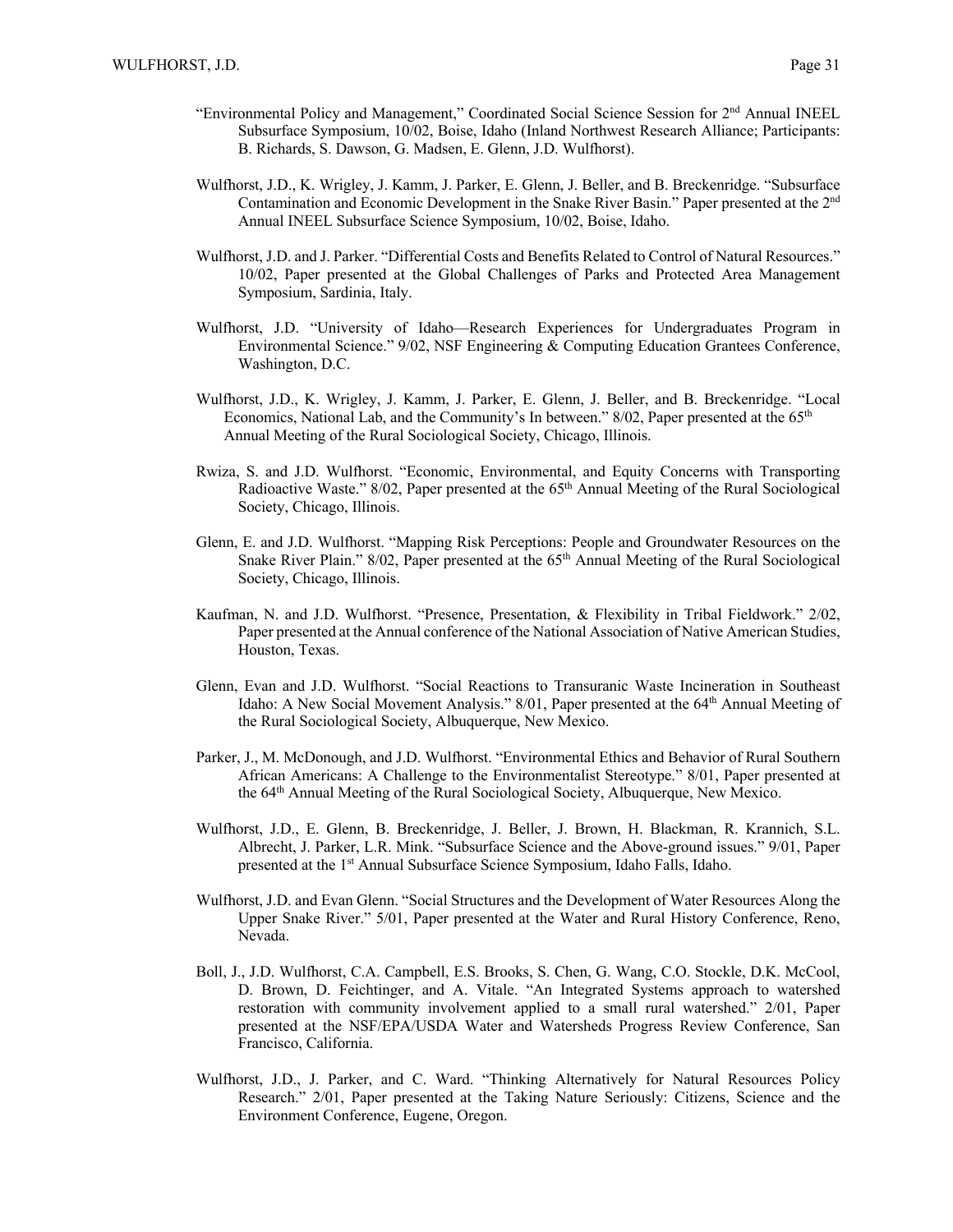"Environmental Policy and Management," Coordinated Social Science Session for 2nd Annual INEEL Subsurface Symposium, 10/02, Boise, Idaho (Inland Northwest Research Alliance; Participants: B. Richards, S. Dawson, G. Madsen, E. Glenn, J.D. Wulfhorst).

Wulfhorst, J.D., K. Wrigley, J. Kamm, J. Parker, E. Glenn, J. Beller, and B. Breckenridge. "Subsurface Contamination and Economic Development in the Snake River Basin." Paper presented at the 2nd Annual INEEL Subsurface Science Symposium, 10/02, Boise, Idaho.

Wulfhorst, J.D. and J. Parker. "Differential Costs and Benefits Related to Control of Natural Resources." 10/02, Paper presented at the Global Challenges of Parks and Protected Area Management Symposium, Sardinia, Italy.

Wulfhorst, J.D. "University of Idaho—Research Experiences for Undergraduates Program in Environmental Science." 9/02, NSF Engineering & Computing Education Grantees Conference, Washington, D.C.

Wulfhorst, J.D., K. Wrigley, J. Kamm, J. Parker, E. Glenn, J. Beller, and B. Breckenridge. "Local Economics, National Lab, and the Community's In between." 8/02, Paper presented at the 65th Annual Meeting of the Rural Sociological Society, Chicago, Illinois.

Rwiza, S. and J.D. Wulfhorst. "Economic, Environmental, and Equity Concerns with Transporting Radioactive Waste." 8/02, Paper presented at the 65th Annual Meeting of the Rural Sociological Society, Chicago, Illinois.

Glenn, E. and J.D. Wulfhorst. "Mapping Risk Perceptions: People and Groundwater Resources on the Snake River Plain." 8/02, Paper presented at the 65th Annual Meeting of the Rural Sociological Society, Chicago, Illinois.

Kaufman, N. and J.D. Wulfhorst. "Presence, Presentation, & Flexibility in Tribal Fieldwork." 2/02, Paper presented at the Annual conference of the National Association of Native American Studies, Houston, Texas.

Glenn, Evan and J.D. Wulfhorst. "Social Reactions to Transuranic Waste Incineration in Southeast Idaho: A New Social Movement Analysis." 8/01, Paper presented at the 64th Annual Meeting of the Rural Sociological Society, Albuquerque, New Mexico.

Parker, J., M. McDonough, and J.D. Wulfhorst. "Environmental Ethics and Behavior of Rural Southern African Americans: A Challenge to the Environmentalist Stereotype." 8/01, Paper presented at the 64th Annual Meeting of the Rural Sociological Society, Albuquerque, New Mexico.

Wulfhorst, J.D., E. Glenn, B. Breckenridge, J. Beller, J. Brown, H. Blackman, R. Krannich, S.L. Albrecht, J. Parker, L.R. Mink. "Subsurface Science and the Above-ground issues." 9/01, Paper presented at the 1st Annual Subsurface Science Symposium, Idaho Falls, Idaho.

Wulfhorst, J.D. and Evan Glenn. "Social Structures and the Development of Water Resources Along the Upper Snake River." 5/01, Paper presented at the Water and Rural History Conference, Reno, Nevada.

Boll, J., J.D. Wulfhorst, C.A. Campbell, E.S. Brooks, S. Chen, G. Wang, C.O. Stockle, D.K. McCool, D. Brown, D. Feichtinger, and A. Vitale. "An Integrated Systems approach to watershed restoration with community involvement applied to a small rural watershed." 2/01, Paper presented at the NSF/EPA/USDA Water and Watersheds Progress Review Conference, San Francisco, California.

Wulfhorst, J.D., J. Parker, and C. Ward. "Thinking Alternatively for Natural Resources Policy Research." 2/01, Paper presented at the Taking Nature Seriously: Citizens, Science and the Environment Conference, Eugene, Oregon.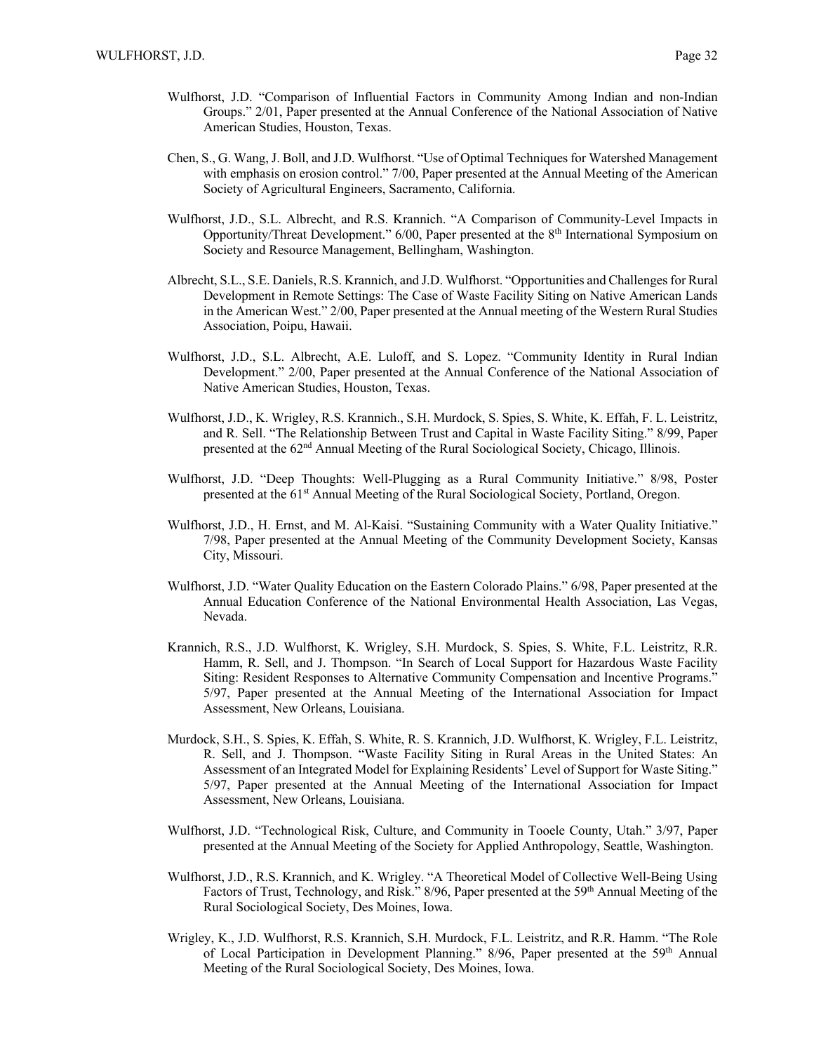Wulfhorst, J.D. "Comparison of Influential Factors in Community Among Indian and non-Indian Groups." 2/01, Paper presented at the Annual Conference of the National Association of Native American Studies, Houston, Texas.

Chen, S., G. Wang, J. Boll, and J.D. Wulfhorst. "Use of Optimal Techniques for Watershed Management with emphasis on erosion control." 7/00, Paper presented at the Annual Meeting of the American Society of Agricultural Engineers, Sacramento, California.

Wulfhorst, J.D., S.L. Albrecht, and R.S. Krannich. "A Comparison of Community-Level Impacts in Opportunity/Threat Development." 6/00, Paper presented at the 8th International Symposium on Society and Resource Management, Bellingham, Washington.

Albrecht, S.L., S.E. Daniels, R.S. Krannich, and J.D. Wulfhorst. "Opportunities and Challenges for Rural Development in Remote Settings: The Case of Waste Facility Siting on Native American Lands in the American West." 2/00, Paper presented at the Annual meeting of the Western Rural Studies Association, Poipu, Hawaii.

Wulfhorst, J.D., S.L. Albrecht, A.E. Luloff, and S. Lopez. "Community Identity in Rural Indian Development." 2/00, Paper presented at the Annual Conference of the National Association of Native American Studies, Houston, Texas.

Wulfhorst, J.D., K. Wrigley, R.S. Krannich., S.H. Murdock, S. Spies, S. White, K. Effah, F. L. Leistritz, and R. Sell. "The Relationship Between Trust and Capital in Waste Facility Siting." 8/99, Paper presented at the 62nd Annual Meeting of the Rural Sociological Society, Chicago, Illinois.

Wulfhorst, J.D. "Deep Thoughts: Well-Plugging as a Rural Community Initiative." 8/98, Poster presented at the 61st Annual Meeting of the Rural Sociological Society, Portland, Oregon.

Wulfhorst, J.D., H. Ernst, and M. Al-Kaisi. "Sustaining Community with a Water Quality Initiative." 7/98, Paper presented at the Annual Meeting of the Community Development Society, Kansas City, Missouri.

Wulfhorst, J.D. "Water Quality Education on the Eastern Colorado Plains." 6/98, Paper presented at the Annual Education Conference of the National Environmental Health Association, Las Vegas, Nevada.

Krannich, R.S., J.D. Wulfhorst, K. Wrigley, S.H. Murdock, S. Spies, S. White, F.L. Leistritz, R.R. Hamm, R. Sell, and J. Thompson. "In Search of Local Support for Hazardous Waste Facility Siting: Resident Responses to Alternative Community Compensation and Incentive Programs." 5/97, Paper presented at the Annual Meeting of the International Association for Impact Assessment, New Orleans, Louisiana.

Murdock, S.H., S. Spies, K. Effah, S. White, R. S. Krannich, J.D. Wulfhorst, K. Wrigley, F.L. Leistritz, R. Sell, and J. Thompson. "Waste Facility Siting in Rural Areas in the United States: An Assessment of an Integrated Model for Explaining Residents' Level of Support for Waste Siting." 5/97, Paper presented at the Annual Meeting of the International Association for Impact Assessment, New Orleans, Louisiana.

Wulfhorst, J.D. "Technological Risk, Culture, and Community in Tooele County, Utah." 3/97, Paper presented at the Annual Meeting of the Society for Applied Anthropology, Seattle, Washington.

Wulfhorst, J.D., R.S. Krannich, and K. Wrigley. "A Theoretical Model of Collective Well-Being Using Factors of Trust, Technology, and Risk." 8/96, Paper presented at the 59th Annual Meeting of the Rural Sociological Society, Des Moines, Iowa.

Wrigley, K., J.D. Wulfhorst, R.S. Krannich, S.H. Murdock, F.L. Leistritz, and R.R. Hamm. "The Role of Local Participation in Development Planning." 8/96, Paper presented at the 59th Annual Meeting of the Rural Sociological Society, Des Moines, Iowa.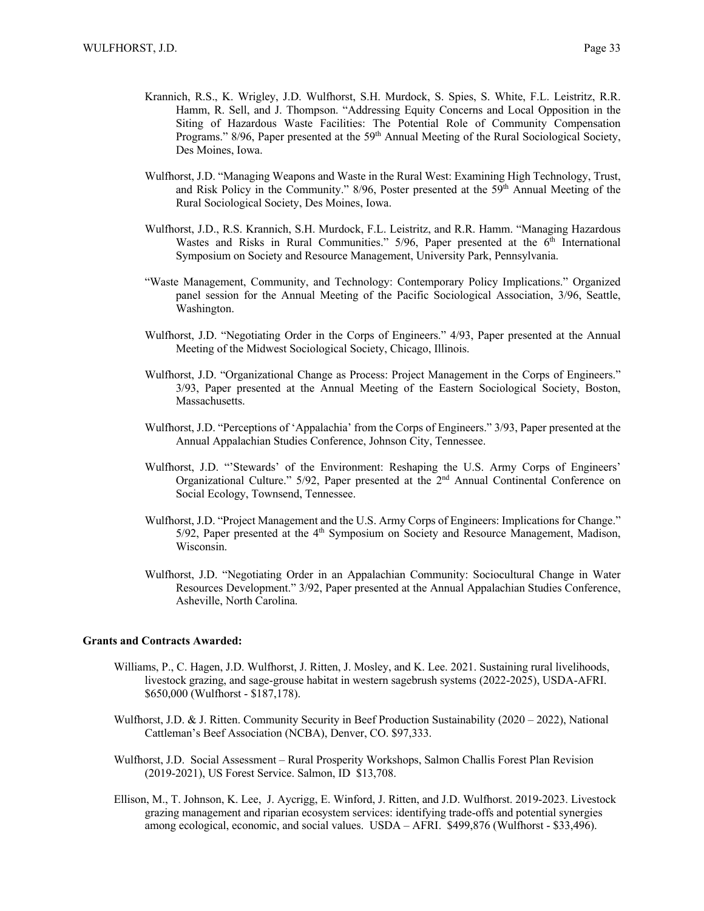Krannich, R.S., K. Wrigley, J.D. Wulfhorst, S.H. Murdock, S. Spies, S. White, F.L. Leistritz, R.R. Hamm, R. Sell, and J. Thompson. "Addressing Equity Concerns and Local Opposition in the Siting of Hazardous Waste Facilities: The Potential Role of Community Compensation Programs." 8/96, Paper presented at the 59th Annual Meeting of the Rural Sociological Society, Des Moines, Iowa.

Wulfhorst, J.D. "Managing Weapons and Waste in the Rural West: Examining High Technology, Trust, and Risk Policy in the Community." 8/96, Poster presented at the 59th Annual Meeting of the Rural Sociological Society, Des Moines, Iowa.

Wulfhorst, J.D., R.S. Krannich, S.H. Murdock, F.L. Leistritz, and R.R. Hamm. "Managing Hazardous Wastes and Risks in Rural Communities." 5/96, Paper presented at the 6th International Symposium on Society and Resource Management, University Park, Pennsylvania.

"Waste Management, Community, and Technology: Contemporary Policy Implications." Organized panel session for the Annual Meeting of the Pacific Sociological Association, 3/96, Seattle, Washington.

Wulfhorst, J.D. "Negotiating Order in the Corps of Engineers." 4/93, Paper presented at the Annual Meeting of the Midwest Sociological Society, Chicago, Illinois.

Wulfhorst, J.D. "Organizational Change as Process: Project Management in the Corps of Engineers." 3/93, Paper presented at the Annual Meeting of the Eastern Sociological Society, Boston, Massachusetts.

Wulfhorst, J.D. "Perceptions of 'Appalachia' from the Corps of Engineers." 3/93, Paper presented at the Annual Appalachian Studies Conference, Johnson City, Tennessee.

Wulfhorst, J.D. "'Stewards' of the Environment: Reshaping the U.S. Army Corps of Engineers' Organizational Culture." 5/92, Paper presented at the 2nd Annual Continental Conference on Social Ecology, Townsend, Tennessee.

Wulfhorst, J.D. "Project Management and the U.S. Army Corps of Engineers: Implications for Change." 5/92, Paper presented at the 4th Symposium on Society and Resource Management, Madison, Wisconsin.

Wulfhorst, J.D. "Negotiating Order in an Appalachian Community: Sociocultural Change in Water Resources Development." 3/92, Paper presented at the Annual Appalachian Studies Conference, Asheville, North Carolina.

**Grants and Contracts Awarded:**

Williams, P., C. Hagen, J.D. Wulfhorst, J. Ritten, J. Mosley, and K. Lee. 2021. Sustaining rural livelihoods, livestock grazing, and sage-grouse habitat in western sagebrush systems (2022-2025), USDA-AFRI. $650,000 (Wulfhorst - $187,178).

Wulfhorst, J.D. & J. Ritten. Community Security in Beef Production Sustainability (2020 – 2022), National Cattleman's Beef Association (NCBA), Denver, CO. $97,333.

Wulfhorst, J.D. Social Assessment – Rural Prosperity Workshops, Salmon Challis Forest Plan Revision (2019-2021), US Forest Service. Salmon, ID $13,708.

Ellison, M., T. Johnson, K. Lee, J. Aycrigg, E. Winford, J. Ritten, and J.D. Wulfhorst. 2019-2023. Livestock grazing management and riparian ecosystem services: identifying trade-offs and potential synergies among ecological, economic, and social values. USDA – AFRI. $499,876 (Wulfhorst - $33,496).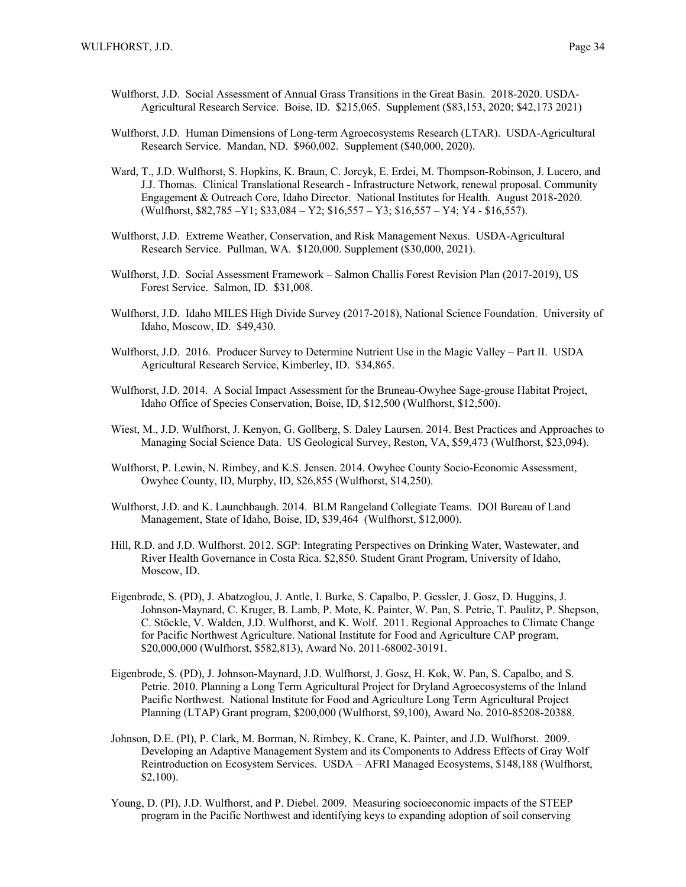Wulfhorst, J.D. Social Assessment of Annual Grass Transitions in the Great Basin. 2018-2020. USDA-Agricultural Research Service. Boise, ID. $215,065. Supplement ($83,153, 2020; $42,173 2021)

Wulfhorst, J.D. Human Dimensions of Long-term Agroecosystems Research (LTAR). USDA-Agricultural Research Service. Mandan, ND. $960,002. Supplement ($40,000, 2020).

Ward, T., J.D. Wulfhorst, S. Hopkins, K. Braun, C. Jorcyk, E. Erdei, M. Thompson-Robinson, J. Lucero, and J.J. Thomas. Clinical Translational Research - Infrastructure Network, renewal proposal. Community Engagement & Outreach Core, Idaho Director. National Institutes for Health. August 2018-2020. (Wulfhorst, $82,785 –Y1; $33,084 – Y2; $16,557 – Y3; $16,557 – Y4; Y4 - $16,557).

Wulfhorst, J.D. Extreme Weather, Conservation, and Risk Management Nexus. USDA-Agricultural Research Service. Pullman, WA. $120,000. Supplement ($30,000, 2021).

Wulfhorst, J.D. Social Assessment Framework – Salmon Challis Forest Revision Plan (2017-2019), US Forest Service. Salmon, ID. $31,008.

Wulfhorst, J.D. Idaho MILES High Divide Survey (2017-2018), National Science Foundation. University of Idaho, Moscow, ID. $49,430.

Wulfhorst, J.D. 2016. Producer Survey to Determine Nutrient Use in the Magic Valley – Part II. USDA Agricultural Research Service, Kimberley, ID. $34,865.

Wulfhorst, J.D. 2014. A Social Impact Assessment for the Bruneau-Owyhee Sage-grouse Habitat Project, Idaho Office of Species Conservation, Boise, ID, $12,500 (Wulfhorst, $12,500).

Wiest, M., J.D. Wulfhorst, J. Kenyon, G. Gollberg, S. Daley Laursen. 2014. Best Practices and Approaches to Managing Social Science Data. US Geological Survey, Reston, VA, $59,473 (Wulfhorst, $23,094).

Wulfhorst, P. Lewin, N. Rimbey, and K.S. Jensen. 2014. Owyhee County Socio-Economic Assessment, Owyhee County, ID, Murphy, ID, $26,855 (Wulfhorst, $14,250).

Wulfhorst, J.D. and K. Launchbaugh. 2014. BLM Rangeland Collegiate Teams. DOI Bureau of Land Management, State of Idaho, Boise, ID, $39,464 (Wulfhorst, $12,000).

Hill, R.D. and J.D. Wulfhorst. 2012. SGP: Integrating Perspectives on Drinking Water, Wastewater, and River Health Governance in Costa Rica. $2,850. Student Grant Program, University of Idaho, Moscow, ID.

Eigenbrode, S. (PD), J. Abatzoglou, J. Antle, I. Burke, S. Capalbo, P. Gessler, J. Gosz, D. Huggins, J. Johnson-Maynard, C. Kruger, B. Lamb, P. Mote, K. Painter, W. Pan, S. Petrie, T. Paulitz, P. Shepson, C. Stöckle, V. Walden, J.D. Wulfhorst, and K. Wolf. 2011. Regional Approaches to Climate Change for Pacific Northwest Agriculture. National Institute for Food and Agriculture CAP program, $20,000,000 (Wulfhorst, $582,813), Award No. 2011-68002-30191.

Eigenbrode, S. (PD), J. Johnson-Maynard, J.D. Wulfhorst, J. Gosz, H. Kok, W. Pan, S. Capalbo, and S. Petrie. 2010. Planning a Long Term Agricultural Project for Dryland Agroecosystems of the Inland Pacific Northwest. National Institute for Food and Agriculture Long Term Agricultural Project Planning (LTAP) Grant program, $200,000 (Wulfhorst, $9,100), Award No. 2010-85208-20388.

Johnson, D.E. (PI), P. Clark, M. Borman, N. Rimbey, K. Crane, K. Painter, and J.D. Wulfhorst. 2009. Developing an Adaptive Management System and its Components to Address Effects of Gray Wolf Reintroduction on Ecosystem Services. USDA – AFRI Managed Ecosystems, $148,188 (Wulfhorst, $2,100).

Young, D. (PI), J.D. Wulfhorst, and P. Diebel. 2009. Measuring socioeconomic impacts of the STEEP program in the Pacific Northwest and identifying keys to expanding adoption of soil conserving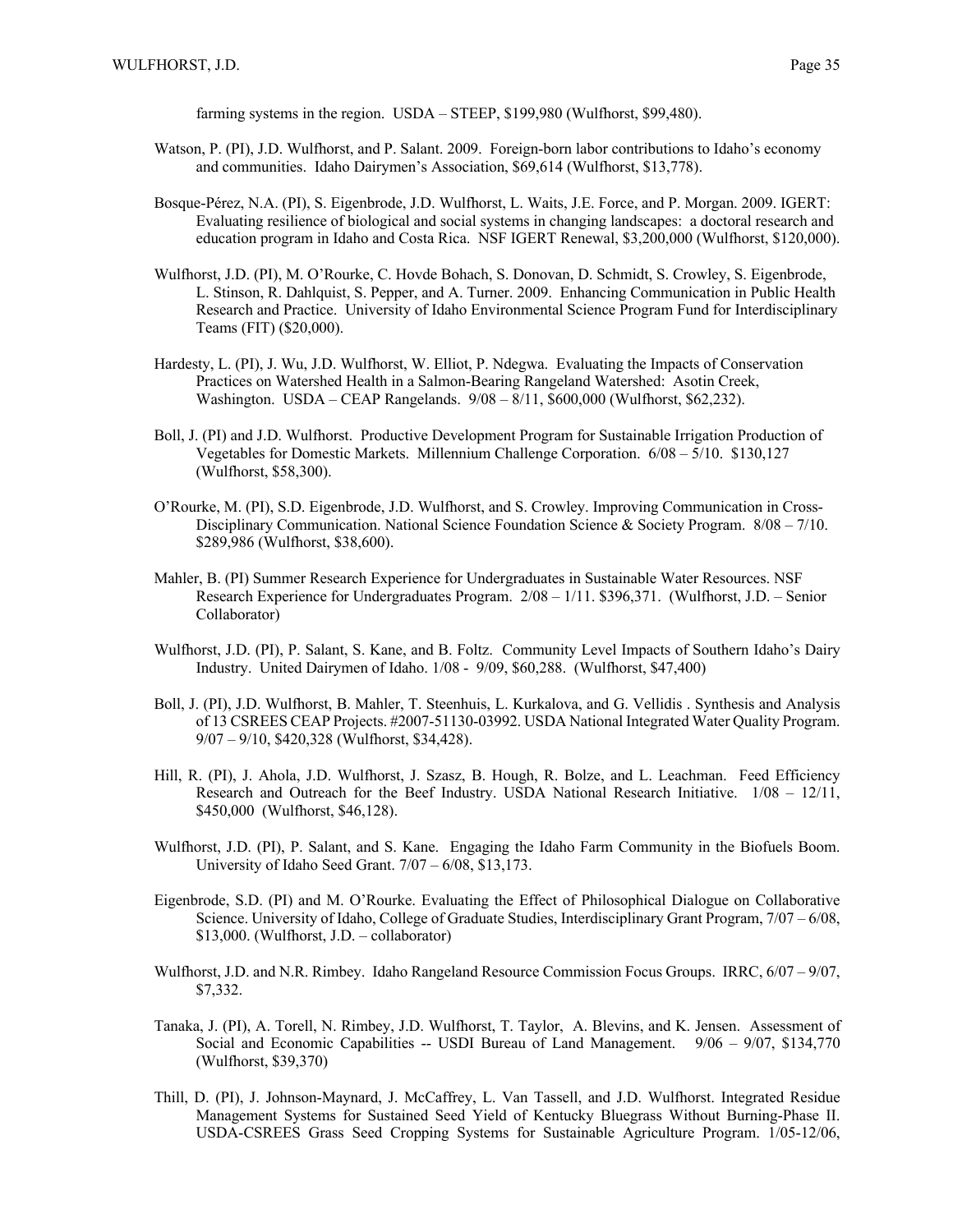farming systems in the region. USDA – STEEP, $199,980 (Wulfhorst, $99,480).

Watson, P. (PI), J.D. Wulfhorst, and P. Salant. 2009. Foreign-born labor contributions to Idaho's economy and communities. Idaho Dairymen's Association, $69,614 (Wulfhorst, $13,778).

Bosque-Pérez, N.A. (PI), S. Eigenbrode, J.D. Wulfhorst, L. Waits, J.E. Force, and P. Morgan. 2009. IGERT: Evaluating resilience of biological and social systems in changing landscapes: a doctoral research and education program in Idaho and Costa Rica. NSF IGERT Renewal, $3,200,000 (Wulfhorst, $120,000).

Wulfhorst, J.D. (PI), M. O'Rourke, C. Hovde Bohach, S. Donovan, D. Schmidt, S. Crowley, S. Eigenbrode, L. Stinson, R. Dahlquist, S. Pepper, and A. Turner. 2009. Enhancing Communication in Public Health Research and Practice. University of Idaho Environmental Science Program Fund for Interdisciplinary Teams (FIT) ($20,000).

Hardesty, L. (PI), J. Wu, J.D. Wulfhorst, W. Elliot, P. Ndegwa. Evaluating the Impacts of Conservation Practices on Watershed Health in a Salmon-Bearing Rangeland Watershed: Asotin Creek, Washington. USDA – CEAP Rangelands. 9/08 – 8/11, $600,000 (Wulfhorst, $62,232).

Boll, J. (PI) and J.D. Wulfhorst. Productive Development Program for Sustainable Irrigation Production of Vegetables for Domestic Markets. Millennium Challenge Corporation. 6/08 – 5/10. $130,127 (Wulfhorst, $58,300).

O'Rourke, M. (PI), S.D. Eigenbrode, J.D. Wulfhorst, and S. Crowley. Improving Communication in Cross-Disciplinary Communication. National Science Foundation Science & Society Program. 8/08 – 7/10. $289,986 (Wulfhorst, $38,600).

Mahler, B. (PI) Summer Research Experience for Undergraduates in Sustainable Water Resources. NSF Research Experience for Undergraduates Program. 2/08 – 1/11. $396,371. (Wulfhorst, J.D. – Senior Collaborator)

Wulfhorst, J.D. (PI), P. Salant, S. Kane, and B. Foltz. Community Level Impacts of Southern Idaho's Dairy Industry. United Dairymen of Idaho. 1/08 - 9/09, $60,288. (Wulfhorst, $47,400)

Boll, J. (PI), J.D. Wulfhorst, B. Mahler, T. Steenhuis, L. Kurkalova, and G. Vellidis . Synthesis and Analysis of 13 CSREES CEAP Projects. #2007-51130-03992. USDA National Integrated Water Quality Program. 9/07 – 9/10, $420,328 (Wulfhorst, $34,428).

Hill, R. (PI), J. Ahola, J.D. Wulfhorst, J. Szasz, B. Hough, R. Bolze, and L. Leachman. Feed Efficiency Research and Outreach for the Beef Industry. USDA National Research Initiative. 1/08 – 12/11, $450,000 (Wulfhorst, $46,128).

Wulfhorst, J.D. (PI), P. Salant, and S. Kane. Engaging the Idaho Farm Community in the Biofuels Boom. University of Idaho Seed Grant. 7/07 – 6/08, $13,173.

Eigenbrode, S.D. (PI) and M. O'Rourke. Evaluating the Effect of Philosophical Dialogue on Collaborative Science. University of Idaho, College of Graduate Studies, Interdisciplinary Grant Program, 7/07 – 6/08, $13,000. (Wulfhorst, J.D. – collaborator)

Wulfhorst, J.D. and N.R. Rimbey. Idaho Rangeland Resource Commission Focus Groups. IRRC, 6/07 – 9/07, $7,332.

Tanaka, J. (PI), A. Torell, N. Rimbey, J.D. Wulfhorst, T. Taylor, A. Blevins, and K. Jensen. Assessment of Social and Economic Capabilities -- USDI Bureau of Land Management. 9/06 – 9/07, $134,770 (Wulfhorst, $39,370)

Thill, D. (PI), J. Johnson-Maynard, J. McCaffrey, L. Van Tassell, and J.D. Wulfhorst. Integrated Residue Management Systems for Sustained Seed Yield of Kentucky Bluegrass Without Burning-Phase II. USDA-CSREES Grass Seed Cropping Systems for Sustainable Agriculture Program. 1/05-12/06,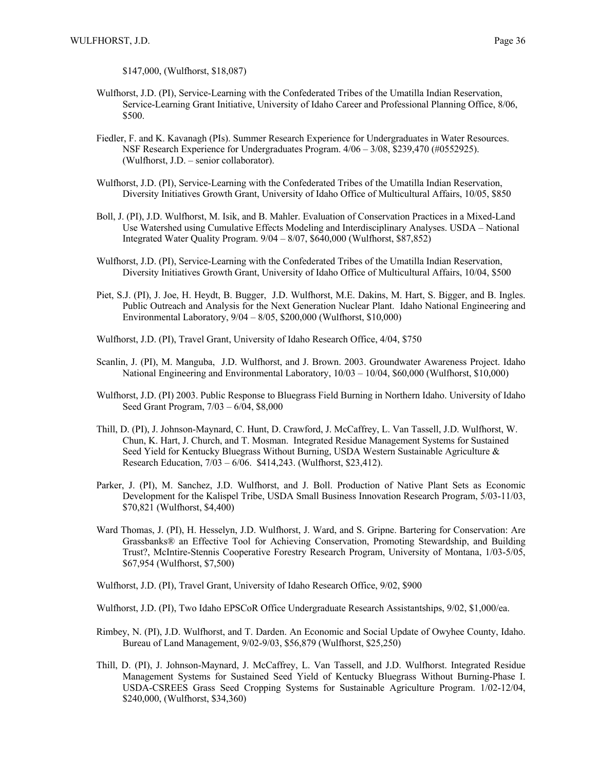$147,000, (Wulfhorst, $18,087)

Wulfhorst, J.D. (PI), Service-Learning with the Confederated Tribes of the Umatilla Indian Reservation, Service-Learning Grant Initiative, University of Idaho Career and Professional Planning Office, 8/06, $500.

Fiedler, F. and K. Kavanagh (PIs). Summer Research Experience for Undergraduates in Water Resources. NSF Research Experience for Undergraduates Program. 4/06 – 3/08, $239,470 (#0552925). (Wulfhorst, J.D. – senior collaborator).

Wulfhorst, J.D. (PI), Service-Learning with the Confederated Tribes of the Umatilla Indian Reservation, Diversity Initiatives Growth Grant, University of Idaho Office of Multicultural Affairs, 10/05, $850

Boll, J. (PI), J.D. Wulfhorst, M. Isik, and B. Mahler. Evaluation of Conservation Practices in a Mixed-Land Use Watershed using Cumulative Effects Modeling and Interdisciplinary Analyses. USDA – National Integrated Water Quality Program. 9/04 – 8/07, $640,000 (Wulfhorst, $87,852)

Wulfhorst, J.D. (PI), Service-Learning with the Confederated Tribes of the Umatilla Indian Reservation, Diversity Initiatives Growth Grant, University of Idaho Office of Multicultural Affairs, 10/04, $500

Piet, S.J. (PI), J. Joe, H. Heydt, B. Bugger, J.D. Wulfhorst, M.E. Dakins, M. Hart, S. Bigger, and B. Ingles. Public Outreach and Analysis for the Next Generation Nuclear Plant. Idaho National Engineering and Environmental Laboratory, 9/04 – 8/05, $200,000 (Wulfhorst, $10,000)

Wulfhorst, J.D. (PI), Travel Grant, University of Idaho Research Office, 4/04, $750

Scanlin, J. (PI), M. Manguba, J.D. Wulfhorst, and J. Brown. 2003. Groundwater Awareness Project. Idaho National Engineering and Environmental Laboratory, 10/03 – 10/04, $60,000 (Wulfhorst, $10,000)

Wulfhorst, J.D. (PI) 2003. Public Response to Bluegrass Field Burning in Northern Idaho. University of Idaho Seed Grant Program, 7/03 – 6/04, $8,000

Thill, D. (PI), J. Johnson-Maynard, C. Hunt, D. Crawford, J. McCaffrey, L. Van Tassell, J.D. Wulfhorst, W. Chun, K. Hart, J. Church, and T. Mosman. Integrated Residue Management Systems for Sustained Seed Yield for Kentucky Bluegrass Without Burning, USDA Western Sustainable Agriculture & Research Education, 7/03 – 6/06. $414,243. (Wulfhorst, $23,412).

Parker, J. (PI), M. Sanchez, J.D. Wulfhorst, and J. Boll. Production of Native Plant Sets as Economic Development for the Kalispel Tribe, USDA Small Business Innovation Research Program, 5/03-11/03, $70,821 (Wulfhorst, $4,400)

Ward Thomas, J. (PI), H. Hesselyn, J.D. Wulfhorst, J. Ward, and S. Gripne. Bartering for Conservation: Are Grassbanks® an Effective Tool for Achieving Conservation, Promoting Stewardship, and Building Trust?, McIntire-Stennis Cooperative Forestry Research Program, University of Montana, 1/03-5/05, $67,954 (Wulfhorst, $7,500)

Wulfhorst, J.D. (PI), Travel Grant, University of Idaho Research Office, 9/02, $900

Wulfhorst, J.D. (PI), Two Idaho EPSCoR Office Undergraduate Research Assistantships, 9/02, $1,000/ea.

Rimbey, N. (PI), J.D. Wulfhorst, and T. Darden. An Economic and Social Update of Owyhee County, Idaho. Bureau of Land Management, 9/02-9/03, $56,879 (Wulfhorst, $25,250)

Thill, D. (PI), J. Johnson-Maynard, J. McCaffrey, L. Van Tassell, and J.D. Wulfhorst. Integrated Residue Management Systems for Sustained Seed Yield of Kentucky Bluegrass Without Burning-Phase I. USDA-CSREES Grass Seed Cropping Systems for Sustainable Agriculture Program. 1/02-12/04, $240,000, (Wulfhorst, $34,360)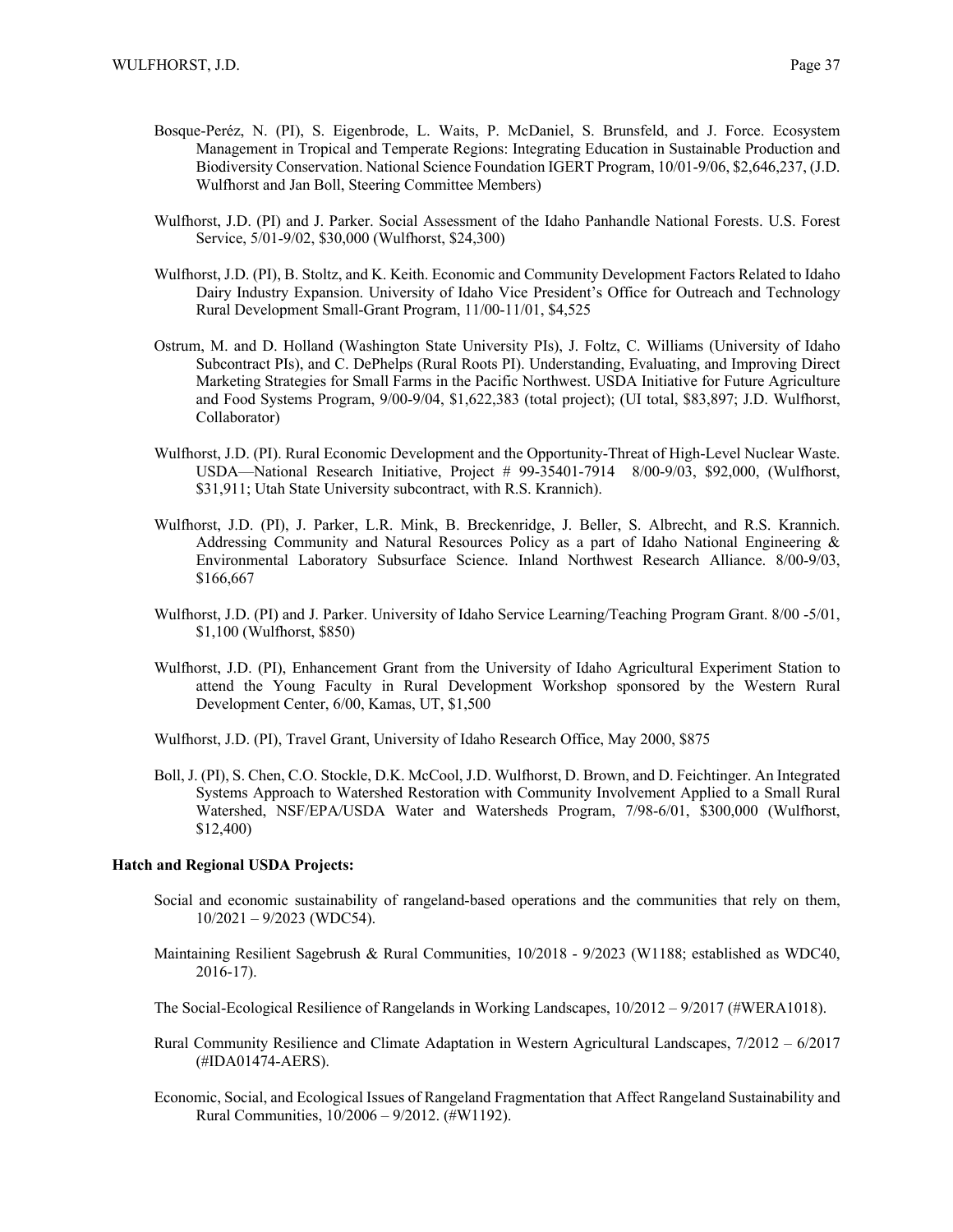Bosque-Peréz, N. (PI), S. Eigenbrode, L. Waits, P. McDaniel, S. Brunsfeld, and J. Force. Ecosystem Management in Tropical and Temperate Regions: Integrating Education in Sustainable Production and Biodiversity Conservation. National Science Foundation IGERT Program, 10/01-9/06, $2,646,237, (J.D. Wulfhorst and Jan Boll, Steering Committee Members)

Wulfhorst, J.D. (PI) and J. Parker. Social Assessment of the Idaho Panhandle National Forests. U.S. Forest Service, 5/01-9/02, $30,000 (Wulfhorst, $24,300)

Wulfhorst, J.D. (PI), B. Stoltz, and K. Keith. Economic and Community Development Factors Related to Idaho Dairy Industry Expansion. University of Idaho Vice President's Office for Outreach and Technology Rural Development Small-Grant Program, 11/00-11/01, $4,525

Ostrum, M. and D. Holland (Washington State University PIs), J. Foltz, C. Williams (University of Idaho Subcontract PIs), and C. DePhelps (Rural Roots PI). Understanding, Evaluating, and Improving Direct Marketing Strategies for Small Farms in the Pacific Northwest. USDA Initiative for Future Agriculture and Food Systems Program, 9/00-9/04, $1,622,383 (total project); (UI total, $83,897; J.D. Wulfhorst, Collaborator)

Wulfhorst, J.D. (PI). Rural Economic Development and the Opportunity-Threat of High-Level Nuclear Waste. USDA—National Research Initiative, Project # 99-35401-7914 8/00-9/03, $92,000, (Wulfhorst, $31,911; Utah State University subcontract, with R.S. Krannich).

Wulfhorst, J.D. (PI), J. Parker, L.R. Mink, B. Breckenridge, J. Beller, S. Albrecht, and R.S. Krannich. Addressing Community and Natural Resources Policy as a part of Idaho National Engineering & Environmental Laboratory Subsurface Science. Inland Northwest Research Alliance. 8/00-9/03, $166,667

Wulfhorst, J.D. (PI) and J. Parker. University of Idaho Service Learning/Teaching Program Grant. 8/00 -5/01, $1,100 (Wulfhorst, $850)

Wulfhorst, J.D. (PI), Enhancement Grant from the University of Idaho Agricultural Experiment Station to attend the Young Faculty in Rural Development Workshop sponsored by the Western Rural Development Center, 6/00, Kamas, UT, $1,500

Wulfhorst, J.D. (PI), Travel Grant, University of Idaho Research Office, May 2000, $875

Boll, J. (PI), S. Chen, C.O. Stockle, D.K. McCool, J.D. Wulfhorst, D. Brown, and D. Feichtinger. An Integrated Systems Approach to Watershed Restoration with Community Involvement Applied to a Small Rural Watershed, NSF/EPA/USDA Water and Watersheds Program, 7/98-6/01, $300,000 (Wulfhorst, $12,400)

**Hatch and Regional USDA Projects:**

Social and economic sustainability of rangeland-based operations and the communities that rely on them, 10/2021 – 9/2023 (WDC54).

Maintaining Resilient Sagebrush & Rural Communities, 10/2018 - 9/2023 (W1188; established as WDC40, 2016-17).

The Social-Ecological Resilience of Rangelands in Working Landscapes, 10/2012 – 9/2017 (#WERA1018).

Rural Community Resilience and Climate Adaptation in Western Agricultural Landscapes, 7/2012 – 6/2017 (#IDA01474-AERS).

Economic, Social, and Ecological Issues of Rangeland Fragmentation that Affect Rangeland Sustainability and Rural Communities, 10/2006 – 9/2012. (#W1192).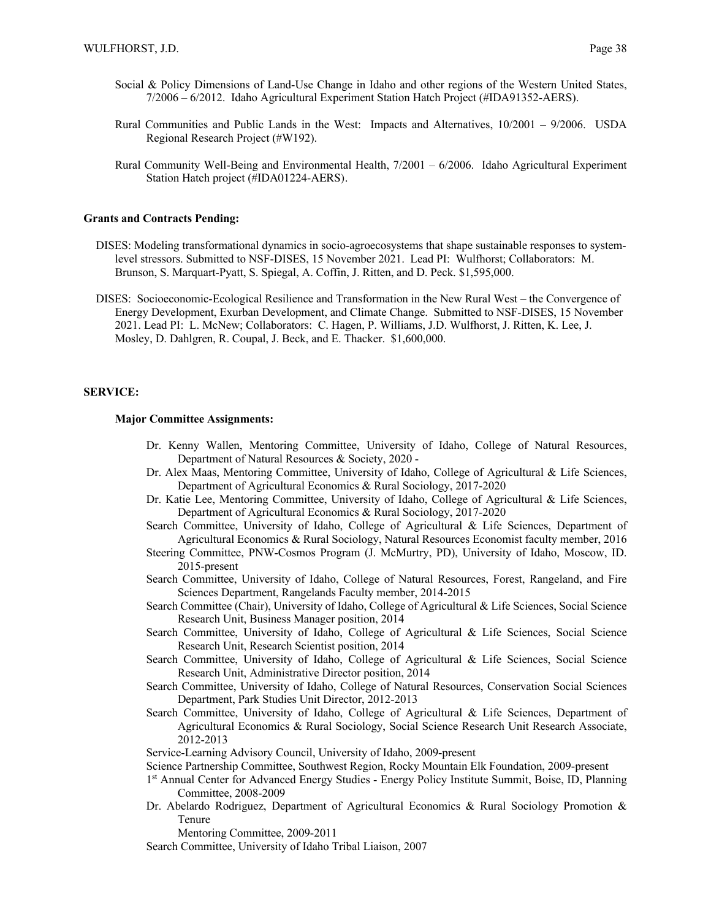Social & Policy Dimensions of Land-Use Change in Idaho and other regions of the Western United States, 7/2006 – 6/2012. Idaho Agricultural Experiment Station Hatch Project (#IDA91352-AERS).

Rural Communities and Public Lands in the West: Impacts and Alternatives, 10/2001 – 9/2006. USDA Regional Research Project (#W192).

Rural Community Well-Being and Environmental Health, 7/2001 – 6/2006. Idaho Agricultural Experiment Station Hatch project (#IDA01224-AERS).

**Grants and Contracts Pending:**

DISES: Modeling transformational dynamics in socio-agroecosystems that shape sustainable responses to system-level stressors. Submitted to NSF-DISES, 15 November 2021. Lead PI: Wulfhorst; Collaborators: M. Brunson, S. Marquart-Pyatt, S. Spiegal, A. Coffin, J. Ritten, and D. Peck. $1,595,000.

DISES: Socioeconomic-Ecological Resilience and Transformation in the New Rural West – the Convergence of Energy Development, Exurban Development, and Climate Change. Submitted to NSF-DISES, 15 November 2021. Lead PI: L. McNew; Collaborators: C. Hagen, P. Williams, J.D. Wulfhorst, J. Ritten, K. Lee, J. Mosley, D. Dahlgren, R. Coupal, J. Beck, and E. Thacker. $1,600,000.

## SERVICE:

**Major Committee Assignments:**

Dr. Kenny Wallen, Mentoring Committee, University of Idaho, College of Natural Resources, Department of Natural Resources & Society, 2020 -

Dr. Alex Maas, Mentoring Committee, University of Idaho, College of Agricultural & Life Sciences, Department of Agricultural Economics & Rural Sociology, 2017-2020

Dr. Katie Lee, Mentoring Committee, University of Idaho, College of Agricultural & Life Sciences, Department of Agricultural Economics & Rural Sociology, 2017-2020

Search Committee, University of Idaho, College of Agricultural & Life Sciences, Department of Agricultural Economics & Rural Sociology, Natural Resources Economist faculty member, 2016

Steering Committee, PNW-Cosmos Program (J. McMurtry, PD), University of Idaho, Moscow, ID. 2015-present

Search Committee, University of Idaho, College of Natural Resources, Forest, Rangeland, and Fire Sciences Department, Rangelands Faculty member, 2014-2015

Search Committee (Chair), University of Idaho, College of Agricultural & Life Sciences, Social Science Research Unit, Business Manager position, 2014

Search Committee, University of Idaho, College of Agricultural & Life Sciences, Social Science Research Unit, Research Scientist position, 2014

Search Committee, University of Idaho, College of Agricultural & Life Sciences, Social Science Research Unit, Administrative Director position, 2014

Search Committee, University of Idaho, College of Natural Resources, Conservation Social Sciences Department, Park Studies Unit Director, 2012-2013

Search Committee, University of Idaho, College of Agricultural & Life Sciences, Department of Agricultural Economics & Rural Sociology, Social Science Research Unit Research Associate, 2012-2013

Service-Learning Advisory Council, University of Idaho, 2009-present

Science Partnership Committee, Southwest Region, Rocky Mountain Elk Foundation, 2009-present

1st Annual Center for Advanced Energy Studies - Energy Policy Institute Summit, Boise, ID, Planning Committee, 2008-2009

Dr. Abelardo Rodriguez, Department of Agricultural Economics & Rural Sociology Promotion & Tenure Mentoring Committee, 2009-2011

Search Committee, University of Idaho Tribal Liaison, 2007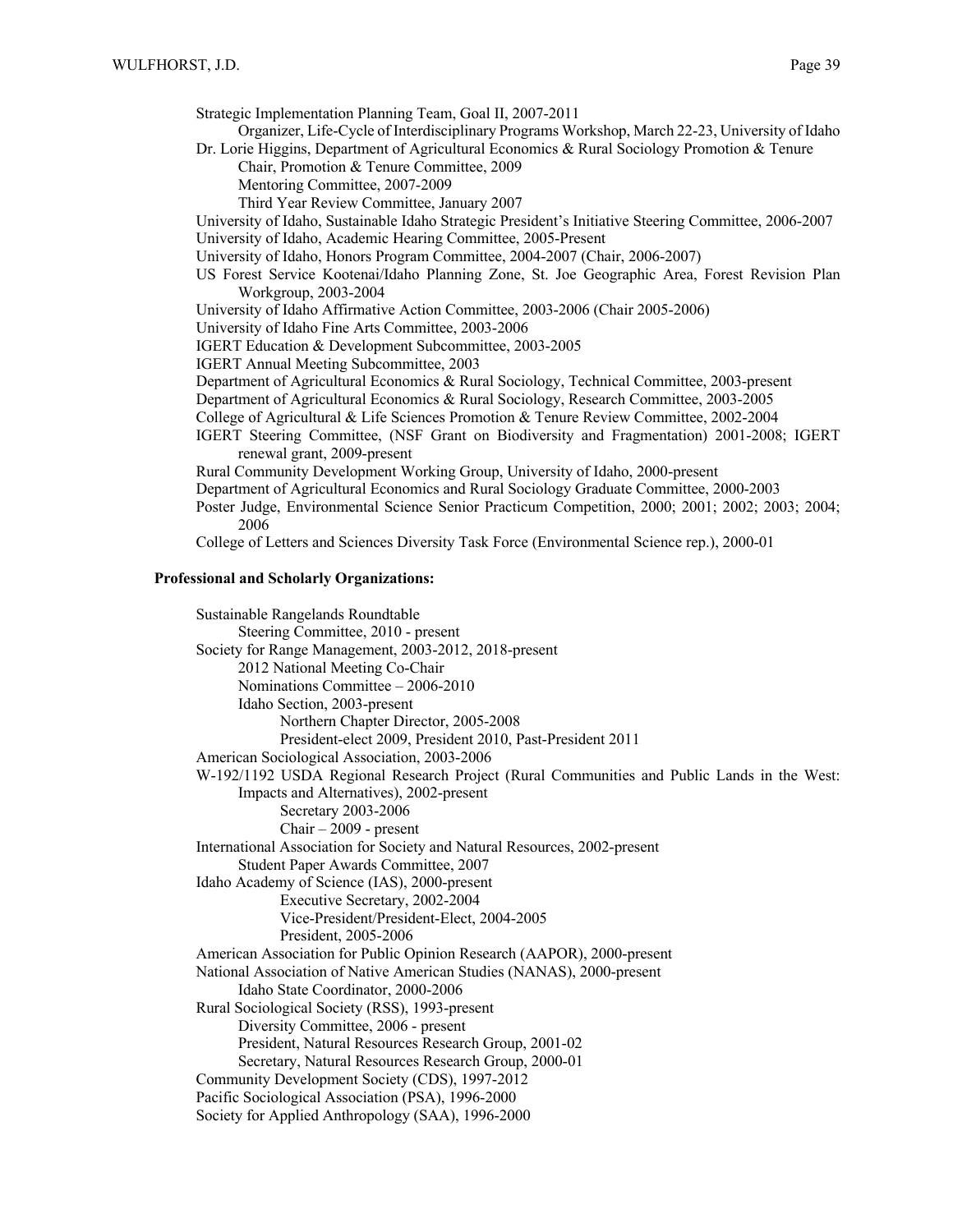Strategic Implementation Planning Team, Goal II, 2007-2011
- Organizer, Life-Cycle of Interdisciplinary Programs Workshop, March 22-23, University of Idaho

Dr. Lorie Higgins, Department of Agricultural Economics & Rural Sociology Promotion & Tenure
- Chair, Promotion & Tenure Committee, 2009
- Mentoring Committee, 2007-2009
- Third Year Review Committee, January 2007

University of Idaho, Sustainable Idaho Strategic President's Initiative Steering Committee, 2006-2007
University of Idaho, Academic Hearing Committee, 2005-Present
University of Idaho, Honors Program Committee, 2004-2007 (Chair, 2006-2007)
US Forest Service Kootenai/Idaho Planning Zone, St. Joe Geographic Area, Forest Revision Plan Workgroup, 2003-2004
University of Idaho Affirmative Action Committee, 2003-2006 (Chair 2005-2006)
University of Idaho Fine Arts Committee, 2003-2006
IGERT Education & Development Subcommittee, 2003-2005
IGERT Annual Meeting Subcommittee, 2003
Department of Agricultural Economics & Rural Sociology, Technical Committee, 2003-present
Department of Agricultural Economics & Rural Sociology, Research Committee, 2003-2005
College of Agricultural & Life Sciences Promotion & Tenure Review Committee, 2002-2004
IGERT Steering Committee, (NSF Grant on Biodiversity and Fragmentation) 2001-2008; IGERT renewal grant, 2009-present
Rural Community Development Working Group, University of Idaho, 2000-present
Department of Agricultural Economics and Rural Sociology Graduate Committee, 2000-2003
Poster Judge, Environmental Science Senior Practicum Competition, 2000; 2001; 2002; 2003; 2004; 2006
College of Letters and Sciences Diversity Task Force (Environmental Science rep.), 2000-01

**Professional and Scholarly Organizations:**

Sustainable Rangelands Roundtable
- Steering Committee, 2010 - present

Society for Range Management, 2003-2012, 2018-present
- 2012 National Meeting Co-Chair
- Nominations Committee – 2006-2010
- Idaho Section, 2003-present
  - Northern Chapter Director, 2005-2008
  - President-elect 2009, President 2010, Past-President 2011

American Sociological Association, 2003-2006

W-192/1192 USDA Regional Research Project (Rural Communities and Public Lands in the West: Impacts and Alternatives), 2002-present
  - Secretary 2003-2006
  - Chair – 2009 - present

International Association for Society and Natural Resources, 2002-present
- Student Paper Awards Committee, 2007

Idaho Academy of Science (IAS), 2000-present
  - Executive Secretary, 2002-2004
  - Vice-President/President-Elect, 2004-2005
  - President, 2005-2006

American Association for Public Opinion Research (AAPOR), 2000-present

National Association of Native American Studies (NANAS), 2000-present
- Idaho State Coordinator, 2000-2006

Rural Sociological Society (RSS), 1993-present
- Diversity Committee, 2006 - present
- President, Natural Resources Research Group, 2001-02
- Secretary, Natural Resources Research Group, 2000-01

Community Development Society (CDS), 1997-2012
Pacific Sociological Association (PSA), 1996-2000
Society for Applied Anthropology (SAA), 1996-2000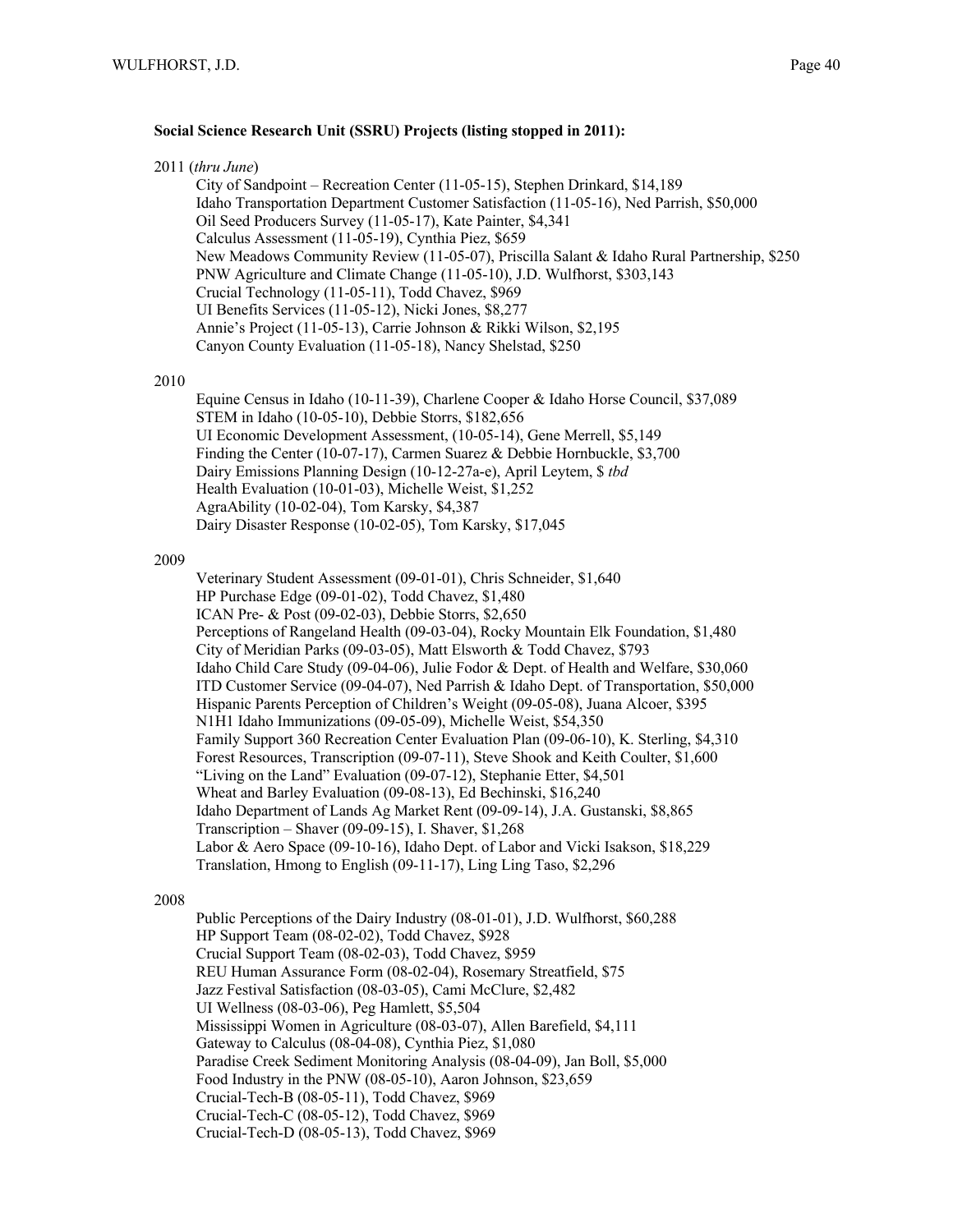**Social Science Research Unit (SSRU) Projects (listing stopped in 2011):**

2011 (*thru June*)

- City of Sandpoint – Recreation Center (11-05-15), Stephen Drinkard, $14,189
- Idaho Transportation Department Customer Satisfaction (11-05-16), Ned Parrish, $50,000
- Oil Seed Producers Survey (11-05-17), Kate Painter, $4,341
- Calculus Assessment (11-05-19), Cynthia Piez, $659
- New Meadows Community Review (11-05-07), Priscilla Salant & Idaho Rural Partnership, $250
- PNW Agriculture and Climate Change (11-05-10), J.D. Wulfhorst, $303,143
- Crucial Technology (11-05-11), Todd Chavez, $969
- UI Benefits Services (11-05-12), Nicki Jones, $8,277
- Annie's Project (11-05-13), Carrie Johnson & Rikki Wilson, $2,195
- Canyon County Evaluation (11-05-18), Nancy Shelstad, $250

2010

- Equine Census in Idaho (10-11-39), Charlene Cooper & Idaho Horse Council, $37,089
- STEM in Idaho (10-05-10), Debbie Storrs, $182,656
- UI Economic Development Assessment, (10-05-14), Gene Merrell, $5,149
- Finding the Center (10-07-17), Carmen Suarez & Debbie Hornbuckle, $3,700
- Dairy Emissions Planning Design (10-12-27a-e), April Leytem, $ *tbd*
- Health Evaluation (10-01-03), Michelle Weist, $1,252
- AgrAbility (10-02-04), Tom Karsky, $4,387
- Dairy Disaster Response (10-02-05), Tom Karsky, $17,045

2009

- Veterinary Student Assessment (09-01-01), Chris Schneider, $1,640
- HP Purchase Edge (09-01-02), Todd Chavez, $1,480
- ICAN Pre- & Post (09-02-03), Debbie Storrs, $2,650
- Perceptions of Rangeland Health (09-03-04), Rocky Mountain Elk Foundation, $1,480
- City of Meridian Parks (09-03-05), Matt Elsworth & Todd Chavez, $793
- Idaho Child Care Study (09-04-06), Julie Fodor & Dept. of Health and Welfare, $30,060
- ITD Customer Service (09-04-07), Ned Parrish & Idaho Dept. of Transportation, $50,000
- Hispanic Parents Perception of Children's Weight (09-05-08), Juana Alcoer, $395
- N1H1 Idaho Immunizations (09-05-09), Michelle Weist, $54,350
- Family Support 360 Recreation Center Evaluation Plan (09-06-10), K. Sterling, $4,310
- Forest Resources, Transcription (09-07-11), Steve Shook and Keith Coulter, $1,600
- "Living on the Land" Evaluation (09-07-12), Stephanie Etter, $4,501
- Wheat and Barley Evaluation (09-08-13), Ed Bechinski, $16,240
- Idaho Department of Lands Ag Market Rent (09-09-14), J.A. Gustanski, $8,865
- Transcription – Shaver (09-09-15), I. Shaver, $1,268
- Labor & Aero Space (09-10-16), Idaho Dept. of Labor and Vicki Isakson, $18,229
- Translation, Hmong to English (09-11-17), Ling Ling Taso, $2,296

2008

- Public Perceptions of the Dairy Industry (08-01-01), J.D. Wulfhorst, $60,288
- HP Support Team (08-02-02), Todd Chavez, $928
- Crucial Support Team (08-02-03), Todd Chavez, $959
- REU Human Assurance Form (08-02-04), Rosemary Streatfield, $75
- Jazz Festival Satisfaction (08-03-05), Cami McClure, $2,482
- UI Wellness (08-03-06), Peg Hamlett, $5,504
- Mississippi Women in Agriculture (08-03-07), Allen Barefield, $4,111
- Gateway to Calculus (08-04-08), Cynthia Piez, $1,080
- Paradise Creek Sediment Monitoring Analysis (08-04-09), Jan Boll, $5,000
- Food Industry in the PNW (08-05-10), Aaron Johnson, $23,659
- Crucial-Tech-B (08-05-11), Todd Chavez, $969
- Crucial-Tech-C (08-05-12), Todd Chavez, $969
- Crucial-Tech-D (08-05-13), Todd Chavez, $969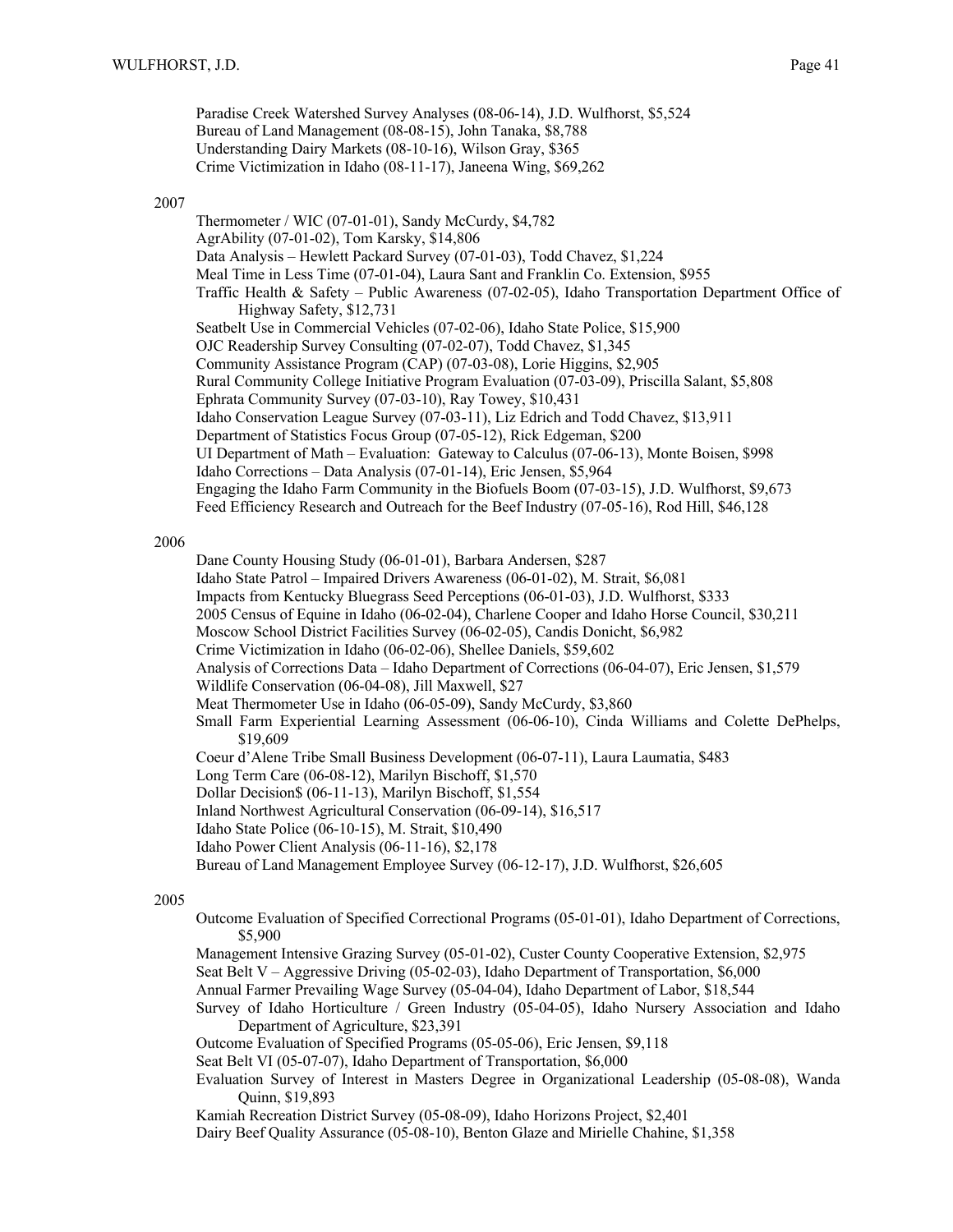Paradise Creek Watershed Survey Analyses (08-06-14), J.D. Wulfhorst, $5,524
Bureau of Land Management (08-08-15), John Tanaka, $8,788
Understanding Dairy Markets (08-10-16), Wilson Gray, $365
Crime Victimization in Idaho (08-11-17), Janeena Wing, $69,262

2007

Thermometer / WIC (07-01-01), Sandy McCurdy, $4,782
AgrAbility (07-01-02), Tom Karsky, $14,806
Data Analysis – Hewlett Packard Survey (07-01-03), Todd Chavez, $1,224
Meal Time in Less Time (07-01-04), Laura Sant and Franklin Co. Extension, $955
Traffic Health & Safety – Public Awareness (07-02-05), Idaho Transportation Department Office of Highway Safety, $12,731
Seatbelt Use in Commercial Vehicles (07-02-06), Idaho State Police, $15,900
OJC Readership Survey Consulting (07-02-07), Todd Chavez, $1,345
Community Assistance Program (CAP) (07-03-08), Lorie Higgins, $2,905
Rural Community College Initiative Program Evaluation (07-03-09), Priscilla Salant, $5,808
Ephrata Community Survey (07-03-10), Ray Towey, $10,431
Idaho Conservation League Survey (07-03-11), Liz Edrich and Todd Chavez, $13,911
Department of Statistics Focus Group (07-05-12), Rick Edgeman, $200
UI Department of Math – Evaluation: Gateway to Calculus (07-06-13), Monte Boisen, $998
Idaho Corrections – Data Analysis (07-01-14), Eric Jensen, $5,964
Engaging the Idaho Farm Community in the Biofuels Boom (07-03-15), J.D. Wulfhorst, $9,673
Feed Efficiency Research and Outreach for the Beef Industry (07-05-16), Rod Hill, $46,128

2006

Dane County Housing Study (06-01-01), Barbara Andersen, $287
Idaho State Patrol – Impaired Drivers Awareness (06-01-02), M. Strait, $6,081
Impacts from Kentucky Bluegrass Seed Perceptions (06-01-03), J.D. Wulfhorst, $333
2005 Census of Equine in Idaho (06-02-04), Charlene Cooper and Idaho Horse Council, $30,211
Moscow School District Facilities Survey (06-02-05), Candis Donicht, $6,982
Crime Victimization in Idaho (06-02-06), Shellee Daniels, $59,602
Analysis of Corrections Data – Idaho Department of Corrections (06-04-07), Eric Jensen, $1,579
Wildlife Conservation (06-04-08), Jill Maxwell, $27
Meat Thermometer Use in Idaho (06-05-09), Sandy McCurdy, $3,860
Small Farm Experiential Learning Assessment (06-06-10), Cinda Williams and Colette DePhelps, $19,609
Coeur d'Alene Tribe Small Business Development (06-07-11), Laura Laumatia, $483
Long Term Care (06-08-12), Marilyn Bischoff, $1,570
Dollar Decision$ (06-11-13), Marilyn Bischoff, $1,554
Inland Northwest Agricultural Conservation (06-09-14), $16,517
Idaho State Police (06-10-15), M. Strait, $10,490
Idaho Power Client Analysis (06-11-16), $2,178
Bureau of Land Management Employee Survey (06-12-17), J.D. Wulfhorst, $26,605

2005

Outcome Evaluation of Specified Correctional Programs (05-01-01), Idaho Department of Corrections, $5,900
Management Intensive Grazing Survey (05-01-02), Custer County Cooperative Extension, $2,975
Seat Belt V – Aggressive Driving (05-02-03), Idaho Department of Transportation, $6,000
Annual Farmer Prevailing Wage Survey (05-04-04), Idaho Department of Labor, $18,544
Survey of Idaho Horticulture / Green Industry (05-04-05), Idaho Nursery Association and Idaho Department of Agriculture, $23,391
Outcome Evaluation of Specified Programs (05-05-06), Eric Jensen, $9,118
Seat Belt VI (05-07-07), Idaho Department of Transportation, $6,000
Evaluation Survey of Interest in Masters Degree in Organizational Leadership (05-08-08), Wanda Quinn, $19,893
Kamiah Recreation District Survey (05-08-09), Idaho Horizons Project, $2,401
Dairy Beef Quality Assurance (05-08-10), Benton Glaze and Mirielle Chahine, $1,358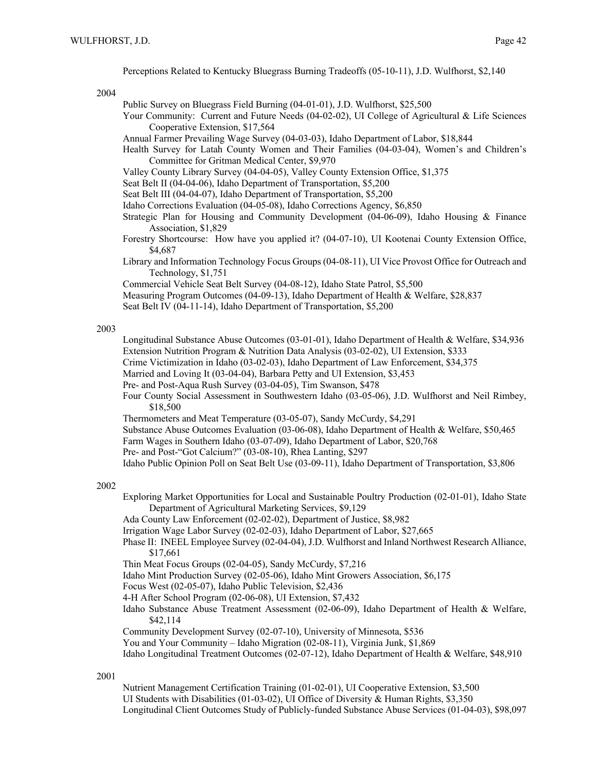Perceptions Related to Kentucky Bluegrass Burning Tradeoffs (05-10-11), J.D. Wulfhorst, $2,140

2004

- Public Survey on Bluegrass Field Burning (04-01-01), J.D. Wulfhorst, $25,500
- Your Community: Current and Future Needs (04-02-02), UI College of Agricultural & Life Sciences Cooperative Extension, $17,564
- Annual Farmer Prevailing Wage Survey (04-03-03), Idaho Department of Labor, $18,844
- Health Survey for Latah County Women and Their Families (04-03-04), Women's and Children's Committee for Gritman Medical Center, $9,970
- Valley County Library Survey (04-04-05), Valley County Extension Office, $1,375
- Seat Belt II (04-04-06), Idaho Department of Transportation, $5,200
- Seat Belt III (04-04-07), Idaho Department of Transportation, $5,200
- Idaho Corrections Evaluation (04-05-08), Idaho Corrections Agency, $6,850
- Strategic Plan for Housing and Community Development (04-06-09), Idaho Housing & Finance Association, $1,829
- Forestry Shortcourse: How have you applied it? (04-07-10), UI Kootenai County Extension Office, $4,687
- Library and Information Technology Focus Groups (04-08-11), UI Vice Provost Office for Outreach and Technology, $1,751
- Commercial Vehicle Seat Belt Survey (04-08-12), Idaho State Patrol, $5,500
- Measuring Program Outcomes (04-09-13), Idaho Department of Health & Welfare, $28,837
- Seat Belt IV (04-11-14), Idaho Department of Transportation, $5,200

2003

- Longitudinal Substance Abuse Outcomes (03-01-01), Idaho Department of Health & Welfare, $34,936
- Extension Nutrition Program & Nutrition Data Analysis (03-02-02), UI Extension, $333
- Crime Victimization in Idaho (03-02-03), Idaho Department of Law Enforcement, $34,375
- Married and Loving It (03-04-04), Barbara Petty and UI Extension, $3,453
- Pre- and Post-Aqua Rush Survey (03-04-05), Tim Swanson, $478
- Four County Social Assessment in Southwestern Idaho (03-05-06), J.D. Wulfhorst and Neil Rimbey, $18,500
- Thermometers and Meat Temperature (03-05-07), Sandy McCurdy, $4,291
- Substance Abuse Outcomes Evaluation (03-06-08), Idaho Department of Health & Welfare, $50,465
- Farm Wages in Southern Idaho (03-07-09), Idaho Department of Labor, $20,768
- Pre- and Post-"Got Calcium?" (03-08-10), Rhea Lanting, $297
- Idaho Public Opinion Poll on Seat Belt Use (03-09-11), Idaho Department of Transportation, $3,806

2002

- Exploring Market Opportunities for Local and Sustainable Poultry Production (02-01-01), Idaho State Department of Agricultural Marketing Services, $9,129
- Ada County Law Enforcement (02-02-02), Department of Justice, $8,982
- Irrigation Wage Labor Survey (02-02-03), Idaho Department of Labor, $27,665
- Phase II: INEEL Employee Survey (02-04-04), J.D. Wulfhorst and Inland Northwest Research Alliance, $17,661
- Thin Meat Focus Groups (02-04-05), Sandy McCurdy, $7,216
- Idaho Mint Production Survey (02-05-06), Idaho Mint Growers Association, $6,175
- Focus West (02-05-07), Idaho Public Television, $2,436
- 4-H After School Program (02-06-08), UI Extension, $7,432
- Idaho Substance Abuse Treatment Assessment (02-06-09), Idaho Department of Health & Welfare, $42,114
- Community Development Survey (02-07-10), University of Minnesota, $536
- You and Your Community – Idaho Migration (02-08-11), Virginia Junk, $1,869
- Idaho Longitudinal Treatment Outcomes (02-07-12), Idaho Department of Health & Welfare, $48,910

2001

- Nutrient Management Certification Training (01-02-01), UI Cooperative Extension, $3,500
- UI Students with Disabilities (01-03-02), UI Office of Diversity & Human Rights, $3,350
- Longitudinal Client Outcomes Study of Publicly-funded Substance Abuse Services (01-04-03), $98,097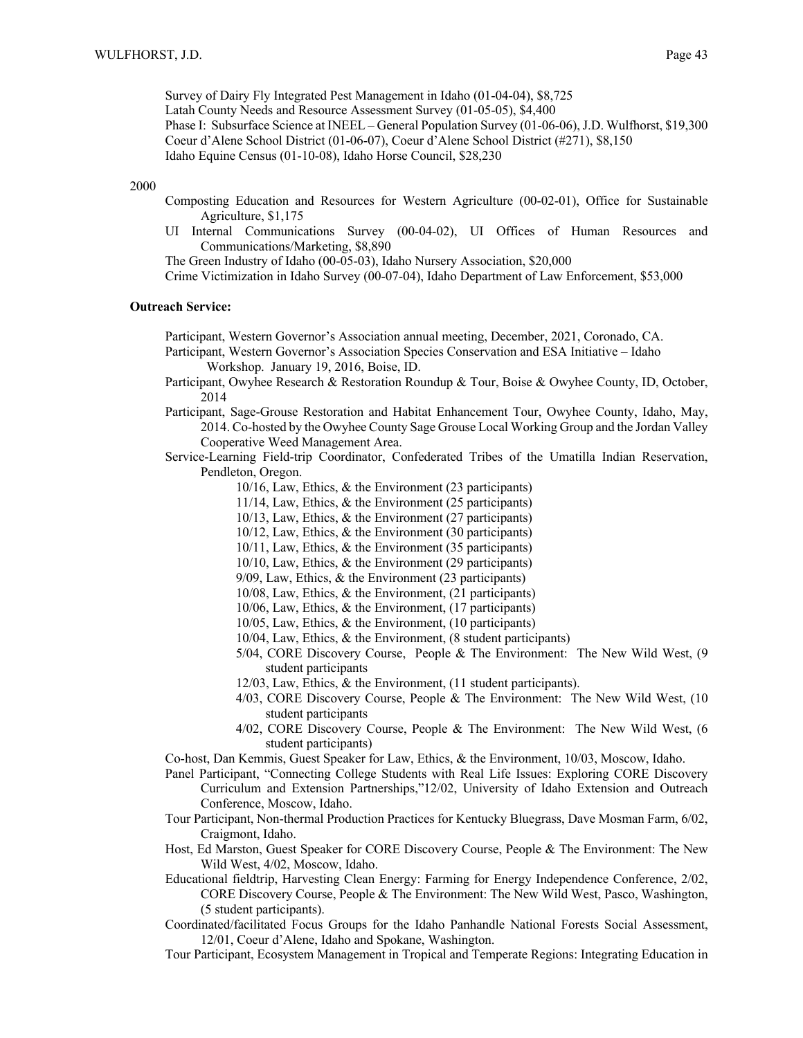Survey of Dairy Fly Integrated Pest Management in Idaho (01-04-04), $8,725
Latah County Needs and Resource Assessment Survey (01-05-05), $4,400
Phase I: Subsurface Science at INEEL – General Population Survey (01-06-06), J.D. Wulfhorst, $19,300
Coeur d'Alene School District (01-06-07), Coeur d'Alene School District (#271), $8,150
Idaho Equine Census (01-10-08), Idaho Horse Council, $28,230

2000

- Composting Education and Resources for Western Agriculture (00-02-01), Office for Sustainable Agriculture, $1,175
- UI Internal Communications Survey (00-04-02), UI Offices of Human Resources and Communications/Marketing, $8,890
- The Green Industry of Idaho (00-05-03), Idaho Nursery Association, $20,000
- Crime Victimization in Idaho Survey (00-07-04), Idaho Department of Law Enforcement, $53,000

**Outreach Service:**

- Participant, Western Governor's Association annual meeting, December, 2021, Coronado, CA.
- Participant, Western Governor's Association Species Conservation and ESA Initiative – Idaho Workshop. January 19, 2016, Boise, ID.
- Participant, Owyhee Research & Restoration Roundup & Tour, Boise & Owyhee County, ID, October, 2014
- Participant, Sage-Grouse Restoration and Habitat Enhancement Tour, Owyhee County, Idaho, May, 2014. Co-hosted by the Owyhee County Sage Grouse Local Working Group and the Jordan Valley Cooperative Weed Management Area.
- Service-Learning Field-trip Coordinator, Confederated Tribes of the Umatilla Indian Reservation, Pendleton, Oregon.
  - 10/16, Law, Ethics, & the Environment (23 participants)
  - 11/14, Law, Ethics, & the Environment (25 participants)
  - 10/13, Law, Ethics, & the Environment (27 participants)
  - 10/12, Law, Ethics, & the Environment (30 participants)
  - 10/11, Law, Ethics, & the Environment (35 participants)
  - 10/10, Law, Ethics, & the Environment (29 participants)
  - 9/09, Law, Ethics, & the Environment (23 participants)
  - 10/08, Law, Ethics, & the Environment, (21 participants)
  - 10/06, Law, Ethics, & the Environment, (17 participants)
  - 10/05, Law, Ethics, & the Environment, (10 participants)
  - 10/04, Law, Ethics, & the Environment, (8 student participants)
  - 5/04, CORE Discovery Course, People & The Environment: The New Wild West, (9 student participants
  - 12/03, Law, Ethics, & the Environment, (11 student participants).
  - 4/03, CORE Discovery Course, People & The Environment: The New Wild West, (10 student participants
  - 4/02, CORE Discovery Course, People & The Environment: The New Wild West, (6 student participants)
- Co-host, Dan Kemmis, Guest Speaker for Law, Ethics, & the Environment, 10/03, Moscow, Idaho.
- Panel Participant, "Connecting College Students with Real Life Issues: Exploring CORE Discovery Curriculum and Extension Partnerships,"12/02, University of Idaho Extension and Outreach Conference, Moscow, Idaho.
- Tour Participant, Non-thermal Production Practices for Kentucky Bluegrass, Dave Mosman Farm, 6/02, Craigmont, Idaho.
- Host, Ed Marston, Guest Speaker for CORE Discovery Course, People & The Environment: The New Wild West, 4/02, Moscow, Idaho.
- Educational fieldtrip, Harvesting Clean Energy: Farming for Energy Independence Conference, 2/02, CORE Discovery Course, People & The Environment: The New Wild West, Pasco, Washington, (5 student participants).
- Coordinated/facilitated Focus Groups for the Idaho Panhandle National Forests Social Assessment, 12/01, Coeur d'Alene, Idaho and Spokane, Washington.
- Tour Participant, Ecosystem Management in Tropical and Temperate Regions: Integrating Education in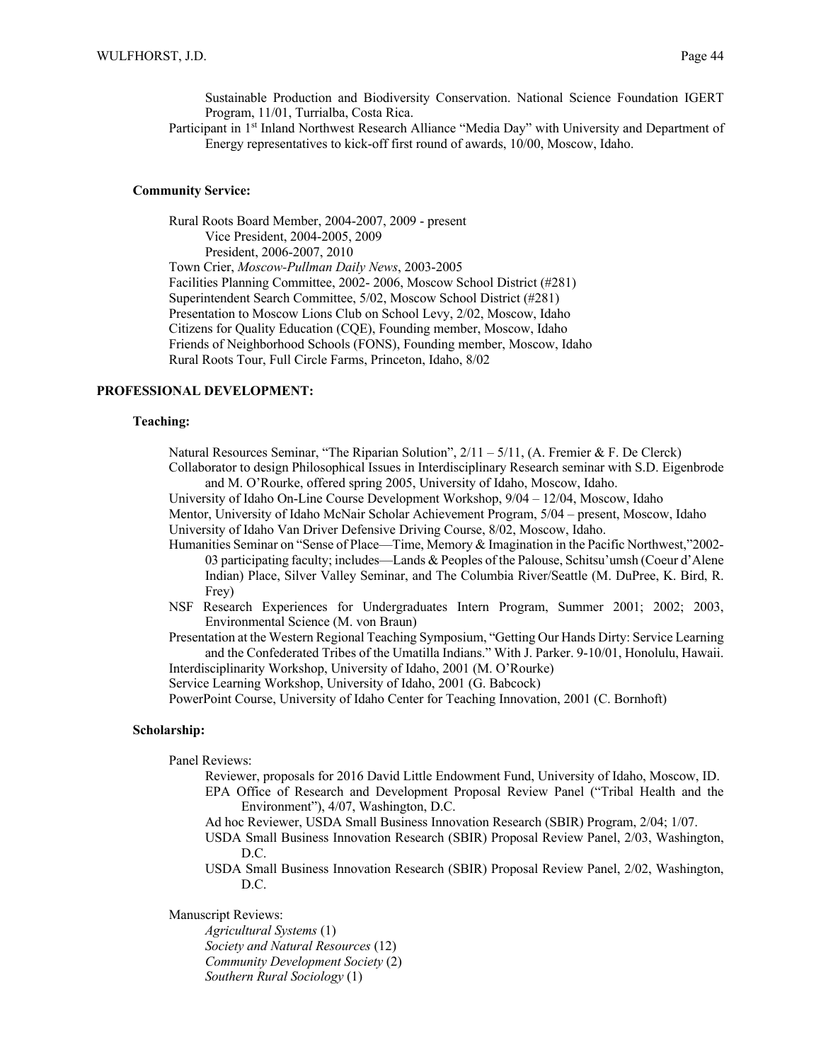Sustainable Production and Biodiversity Conservation. National Science Foundation IGERT Program, 11/01, Turrialba, Costa Rica.

Participant in 1st Inland Northwest Research Alliance "Media Day" with University and Department of Energy representatives to kick-off first round of awards, 10/00, Moscow, Idaho.

### Community Service:

Rural Roots Board Member, 2004-2007, 2009 - present
- Vice President, 2004-2005, 2009
- President, 2006-2007, 2010

Town Crier, *Moscow-Pullman Daily News*, 2003-2005

Facilities Planning Committee, 2002- 2006, Moscow School District (#281)

Superintendent Search Committee, 5/02, Moscow School District (#281)

Presentation to Moscow Lions Club on School Levy, 2/02, Moscow, Idaho

Citizens for Quality Education (CQE), Founding member, Moscow, Idaho

Friends of Neighborhood Schools (FONS), Founding member, Moscow, Idaho

Rural Roots Tour, Full Circle Farms, Princeton, Idaho, 8/02

## PROFESSIONAL DEVELOPMENT:

### Teaching:

Natural Resources Seminar, "The Riparian Solution", 2/11 – 5/11, (A. Fremier & F. De Clerck)

Collaborator to design Philosophical Issues in Interdisciplinary Research seminar with S.D. Eigenbrode and M. O'Rourke, offered spring 2005, University of Idaho, Moscow, Idaho.

University of Idaho On-Line Course Development Workshop, 9/04 – 12/04, Moscow, Idaho

Mentor, University of Idaho McNair Scholar Achievement Program, 5/04 – present, Moscow, Idaho

University of Idaho Van Driver Defensive Driving Course, 8/02, Moscow, Idaho.

Humanities Seminar on "Sense of Place—Time, Memory & Imagination in the Pacific Northwest,"2002-03 participating faculty; includes—Lands & Peoples of the Palouse, Schitsu'umsh (Coeur d'Alene Indian) Place, Silver Valley Seminar, and The Columbia River/Seattle (M. DuPree, K. Bird, R. Frey)

NSF Research Experiences for Undergraduates Intern Program, Summer 2001; 2002; 2003, Environmental Science (M. von Braun)

Presentation at the Western Regional Teaching Symposium, "Getting Our Hands Dirty: Service Learning and the Confederated Tribes of the Umatilla Indians." With J. Parker. 9-10/01, Honolulu, Hawaii.

Interdisciplinarity Workshop, University of Idaho, 2001 (M. O'Rourke)

Service Learning Workshop, University of Idaho, 2001 (G. Babcock)

PowerPoint Course, University of Idaho Center for Teaching Innovation, 2001 (C. Bornhoft)

### Scholarship:

Panel Reviews:
- Reviewer, proposals for 2016 David Little Endowment Fund, University of Idaho, Moscow, ID.
- EPA Office of Research and Development Proposal Review Panel ("Tribal Health and the Environment"), 4/07, Washington, D.C.
- Ad hoc Reviewer, USDA Small Business Innovation Research (SBIR) Program, 2/04; 1/07.
- USDA Small Business Innovation Research (SBIR) Proposal Review Panel, 2/03, Washington, D.C.
- USDA Small Business Innovation Research (SBIR) Proposal Review Panel, 2/02, Washington, D.C.

Manuscript Reviews:
- *Agricultural Systems* (1)
- *Society and Natural Resources* (12)
- *Community Development Society* (2)
- *Southern Rural Sociology* (1)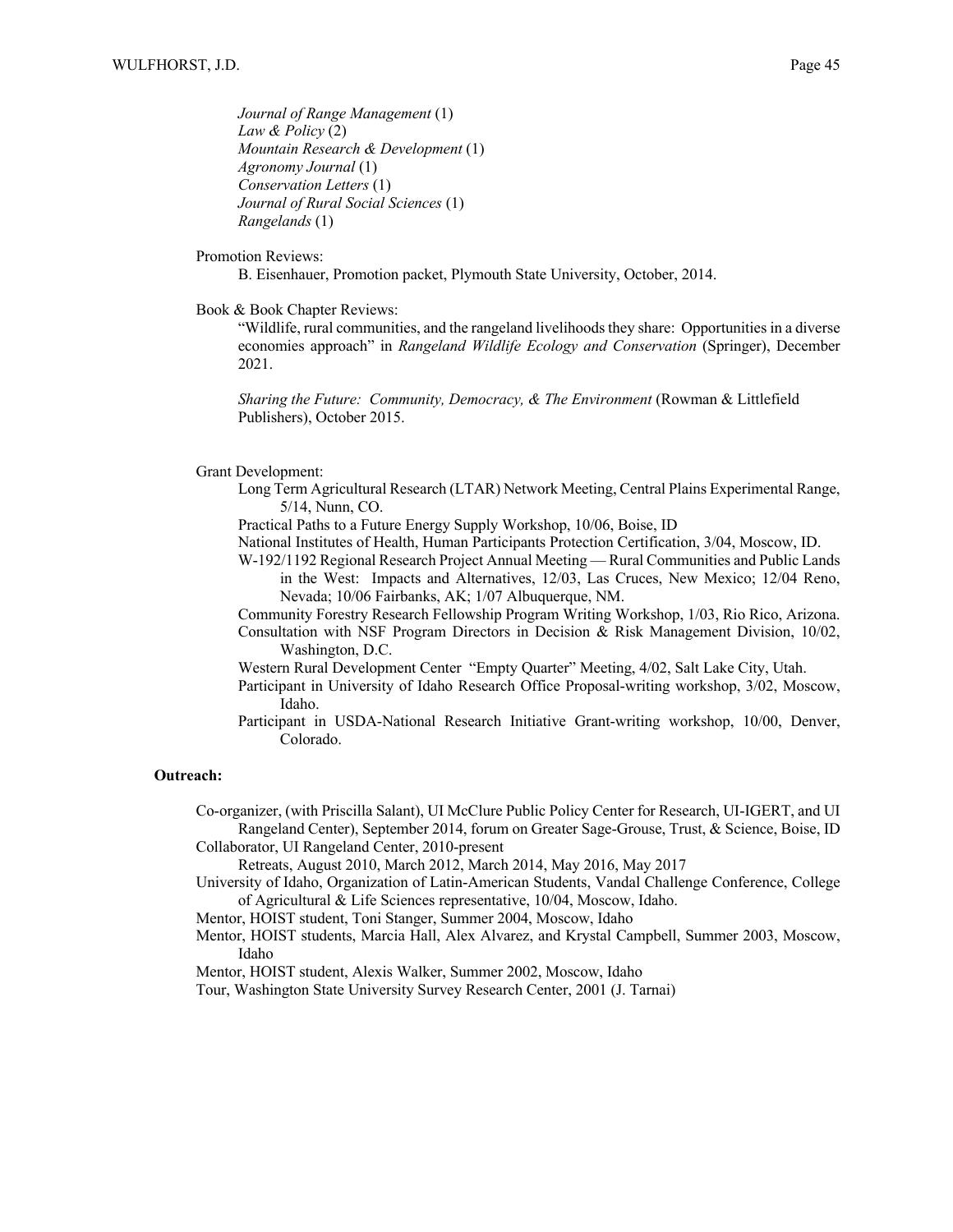*Journal of Range Management* (1)
*Law & Policy* (2)
*Mountain Research & Development* (1)
*Agronomy Journal* (1)
*Conservation Letters* (1)
*Journal of Rural Social Sciences* (1)
*Rangelands* (1)

Promotion Reviews:

B. Eisenhauer, Promotion packet, Plymouth State University, October, 2014.

Book & Book Chapter Reviews:

"Wildlife, rural communities, and the rangeland livelihoods they share: Opportunities in a diverse economies approach" in *Rangeland Wildlife Ecology and Conservation* (Springer), December 2021.

*Sharing the Future: Community, Democracy, & The Environment* (Rowman & Littlefield Publishers), October 2015.

Grant Development:

- Long Term Agricultural Research (LTAR) Network Meeting, Central Plains Experimental Range, 5/14, Nunn, CO.
- Practical Paths to a Future Energy Supply Workshop, 10/06, Boise, ID
- National Institutes of Health, Human Participants Protection Certification, 3/04, Moscow, ID.
- W-192/1192 Regional Research Project Annual Meeting — Rural Communities and Public Lands in the West: Impacts and Alternatives, 12/03, Las Cruces, New Mexico; 12/04 Reno, Nevada; 10/06 Fairbanks, AK; 1/07 Albuquerque, NM.
- Community Forestry Research Fellowship Program Writing Workshop, 1/03, Rio Rico, Arizona.
- Consultation with NSF Program Directors in Decision & Risk Management Division, 10/02, Washington, D.C.
- Western Rural Development Center "Empty Quarter" Meeting, 4/02, Salt Lake City, Utah.
- Participant in University of Idaho Research Office Proposal-writing workshop, 3/02, Moscow, Idaho.
- Participant in USDA-National Research Initiative Grant-writing workshop, 10/00, Denver, Colorado.

**Outreach:**

- Co-organizer, (with Priscilla Salant), UI McClure Public Policy Center for Research, UI-IGERT, and UI Rangeland Center), September 2014, forum on Greater Sage-Grouse, Trust, & Science, Boise, ID
- Collaborator, UI Rangeland Center, 2010-present
  - Retreats, August 2010, March 2012, March 2014, May 2016, May 2017
- University of Idaho, Organization of Latin-American Students, Vandal Challenge Conference, College of Agricultural & Life Sciences representative, 10/04, Moscow, Idaho.
- Mentor, HOIST student, Toni Stanger, Summer 2004, Moscow, Idaho
- Mentor, HOIST students, Marcia Hall, Alex Alvarez, and Krystal Campbell, Summer 2003, Moscow, Idaho
- Mentor, HOIST student, Alexis Walker, Summer 2002, Moscow, Idaho
- Tour, Washington State University Survey Research Center, 2001 (J. Tarnai)